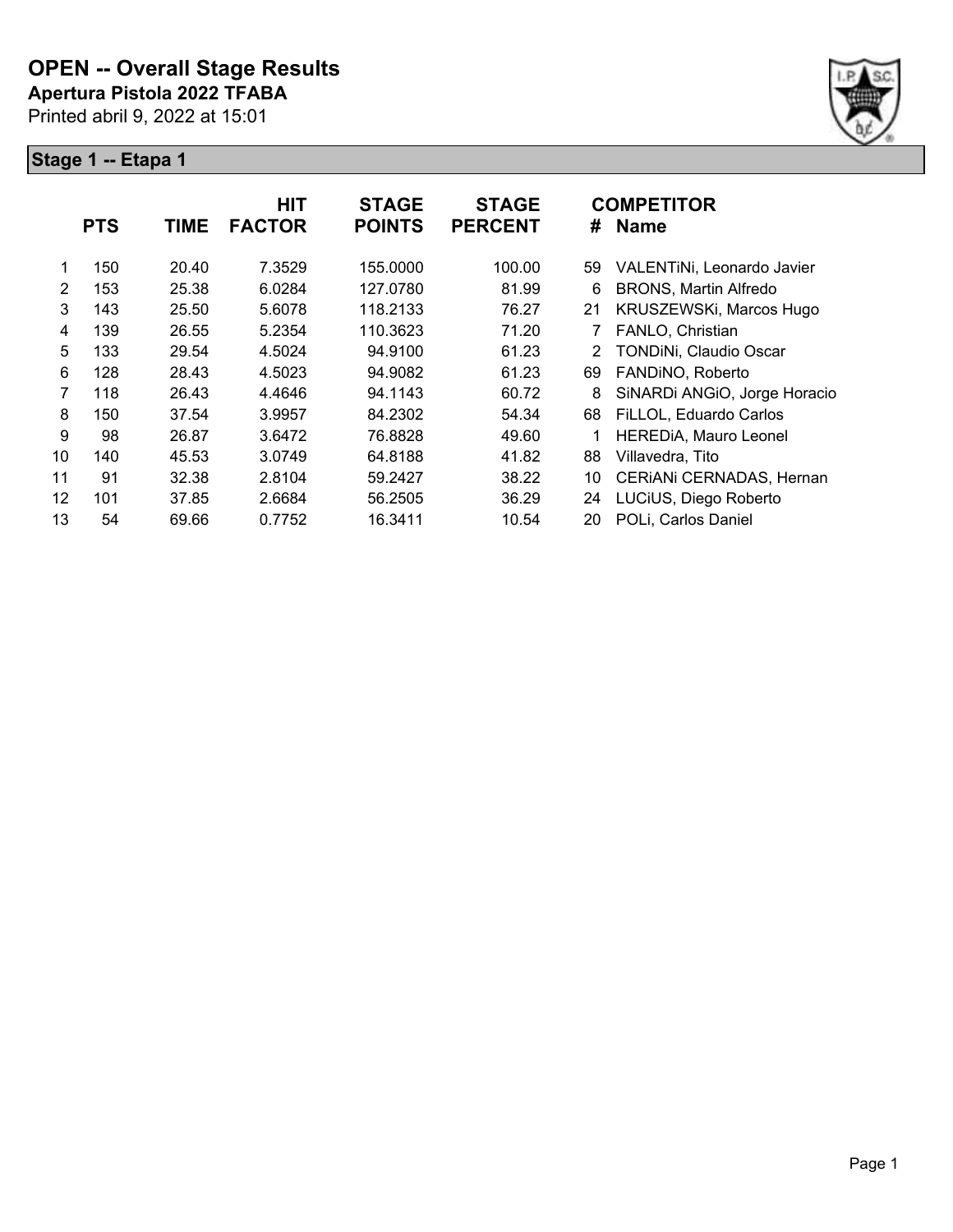# OPEN -- Overall Stage Results

**Apertura Pistola 2022 TFABA**

Printed abril 9, 2022 at 15:01

## Stage 1 -- Etapa 1

| | PTS | TIME | HIT FACTOR | STAGE POINTS | STAGE PERCENT | # | COMPETITOR Name |
|---|---|---|---|---|---|---|---|
| 1 | 150 | 20.40 | 7.3529 | 155.0000 | 100.00 | 59 | VALENTiNi, Leonardo Javier |
| 2 | 153 | 25.38 | 6.0284 | 127.0780 | 81.99 | 6 | BRONS, Martin Alfredo |
| 3 | 143 | 25.50 | 5.6078 | 118.2133 | 76.27 | 21 | KRUSZEWSKi, Marcos Hugo |
| 4 | 139 | 26.55 | 5.2354 | 110.3623 | 71.20 | 7 | FANLO, Christian |
| 5 | 133 | 29.54 | 4.5024 | 94.9100 | 61.23 | 2 | TONDiNi, Claudio Oscar |
| 6 | 128 | 28.43 | 4.5023 | 94.9082 | 61.23 | 69 | FANDiNO, Roberto |
| 7 | 118 | 26.43 | 4.4646 | 94.1143 | 60.72 | 8 | SiNARDi ANGiO, Jorge Horacio |
| 8 | 150 | 37.54 | 3.9957 | 84.2302 | 54.34 | 68 | FiLLOL, Eduardo Carlos |
| 9 | 98 | 26.87 | 3.6472 | 76.8828 | 49.60 | 1 | HEREDiA, Mauro Leonel |
| 10 | 140 | 45.53 | 3.0749 | 64.8188 | 41.82 | 88 | Villavedra, Tito |
| 11 | 91 | 32.38 | 2.8104 | 59.2427 | 38.22 | 10 | CERiANi CERNADAS, Hernan |
| 12 | 101 | 37.85 | 2.6684 | 56.2505 | 36.29 | 24 | LUCiUS, Diego Roberto |
| 13 | 54 | 69.66 | 0.7752 | 16.3411 | 10.54 | 20 | POLi, Carlos Daniel |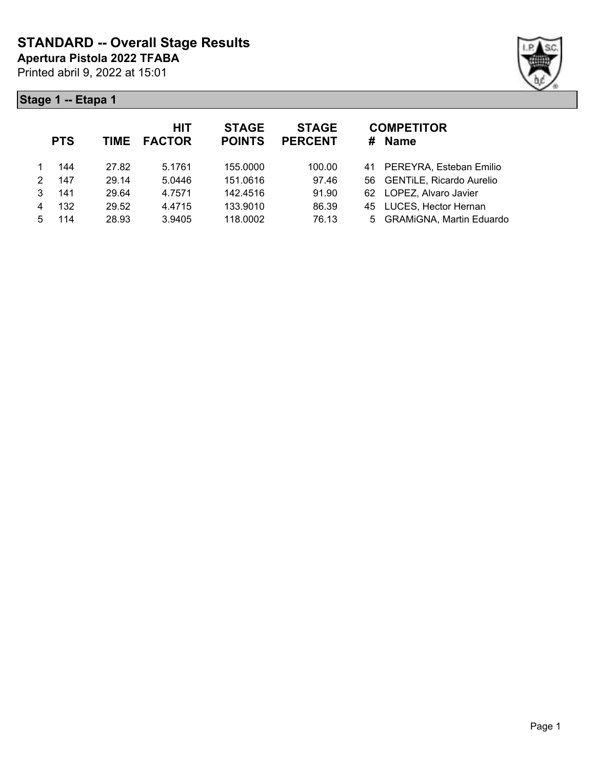# STANDARD -- Overall Stage Results

**Apertura Pistola 2022 TFABA**

Printed abril 9, 2022 at 15:01

## Stage 1 -- Etapa 1

| | PTS | TIME | HIT FACTOR | STAGE POINTS | STAGE PERCENT | # | COMPETITOR Name |
|---|---|---|---|---|---|---|---|
| 1 | 144 | 27.82 | 5.1761 | 155.0000 | 100.00 | 41 | PEREYRA, Esteban Emilio |
| 2 | 147 | 29.14 | 5.0446 | 151.0616 | 97.46 | 56 | GENTiLE, Ricardo Aurelio |
| 3 | 141 | 29.64 | 4.7571 | 142.4516 | 91.90 | 62 | LOPEZ, Alvaro Javier |
| 4 | 132 | 29.52 | 4.4715 | 133.9010 | 86.39 | 45 | LUCES, Hector Hernan |
| 5 | 114 | 28.93 | 3.9405 | 118.0002 | 76.13 | 5 | GRAMiGNA, Martin Eduardo |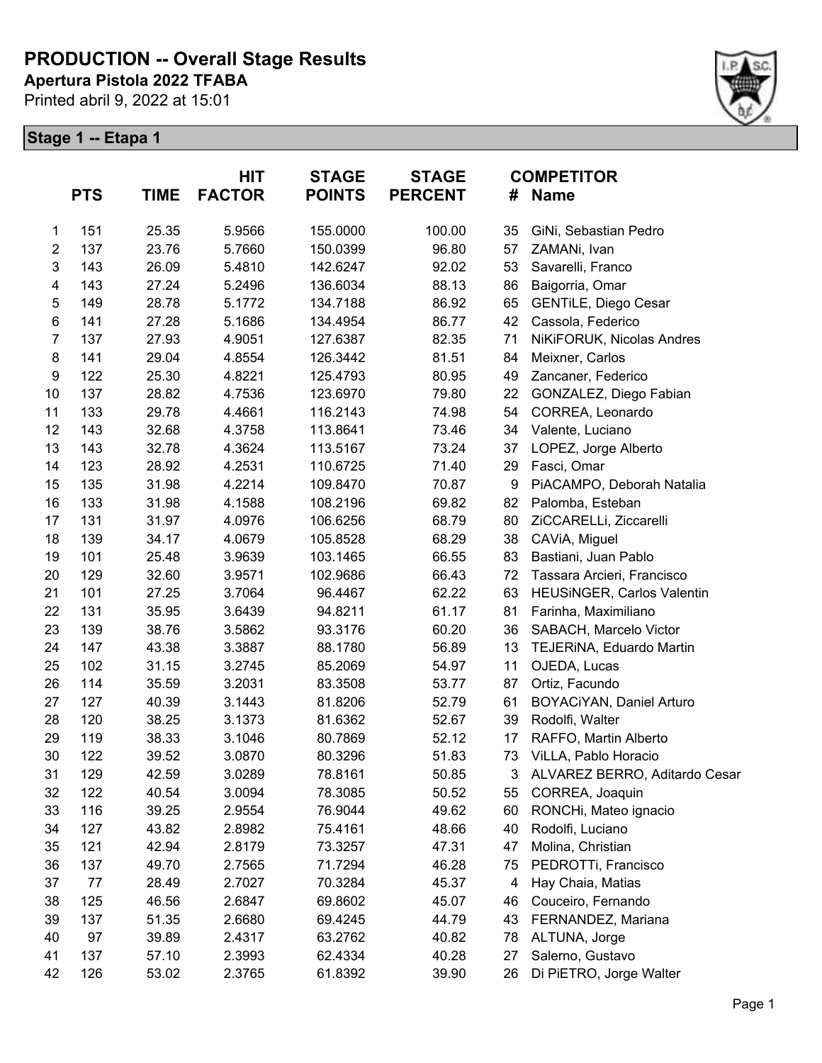# PRODUCTION -- Overall Stage Results

**Apertura Pistola 2022 TFABA**

Printed abril 9, 2022 at 15:01

## Stage 1 -- Etapa 1

| | PTS | TIME | HIT FACTOR | STAGE POINTS | STAGE PERCENT | # | COMPETITOR Name |
|---|---|---|---|---|---|---|---|
| 1 | 151 | 25.35 | 5.9566 | 155.0000 | 100.00 | 35 | GiNi, Sebastian Pedro |
| 2 | 137 | 23.76 | 5.7660 | 150.0399 | 96.80 | 57 | ZAMANi, Ivan |
| 3 | 143 | 26.09 | 5.4810 | 142.6247 | 92.02 | 53 | Savarelli, Franco |
| 4 | 143 | 27.24 | 5.2496 | 136.6034 | 88.13 | 86 | Baigorria, Omar |
| 5 | 149 | 28.78 | 5.1772 | 134.7188 | 86.92 | 65 | GENTiLE, Diego Cesar |
| 6 | 141 | 27.28 | 5.1686 | 134.4954 | 86.77 | 42 | Cassola, Federico |
| 7 | 137 | 27.93 | 4.9051 | 127.6387 | 82.35 | 71 | NiKiFORUK, Nicolas Andres |
| 8 | 141 | 29.04 | 4.8554 | 126.3442 | 81.51 | 84 | Meixner, Carlos |
| 9 | 122 | 25.30 | 4.8221 | 125.4793 | 80.95 | 49 | Zancaner, Federico |
| 10 | 137 | 28.82 | 4.7536 | 123.6970 | 79.80 | 22 | GONZALEZ, Diego Fabian |
| 11 | 133 | 29.78 | 4.4661 | 116.2143 | 74.98 | 54 | CORREA, Leonardo |
| 12 | 143 | 32.68 | 4.3758 | 113.8641 | 73.46 | 34 | Valente, Luciano |
| 13 | 143 | 32.78 | 4.3624 | 113.5167 | 73.24 | 37 | LOPEZ, Jorge Alberto |
| 14 | 123 | 28.92 | 4.2531 | 110.6725 | 71.40 | 29 | Fasci, Omar |
| 15 | 135 | 31.98 | 4.2214 | 109.8470 | 70.87 | 9 | PiACAMPO, Deborah Natalia |
| 16 | 133 | 31.98 | 4.1588 | 108.2196 | 69.82 | 82 | Palomba, Esteban |
| 17 | 131 | 31.97 | 4.0976 | 106.6256 | 68.79 | 80 | ZiCCARELLi, Ziccarelli |
| 18 | 139 | 34.17 | 4.0679 | 105.8528 | 68.29 | 38 | CAViA, Miguel |
| 19 | 101 | 25.48 | 3.9639 | 103.1465 | 66.55 | 83 | Bastiani, Juan Pablo |
| 20 | 129 | 32.60 | 3.9571 | 102.9686 | 66.43 | 72 | Tassara Arcieri, Francisco |
| 21 | 101 | 27.25 | 3.7064 | 96.4467 | 62.22 | 63 | HEUSiNGER, Carlos Valentin |
| 22 | 131 | 35.95 | 3.6439 | 94.8211 | 61.17 | 81 | Farinha, Maximiliano |
| 23 | 139 | 38.76 | 3.5862 | 93.3176 | 60.20 | 36 | SABACH, Marcelo Victor |
| 24 | 147 | 43.38 | 3.3887 | 88.1780 | 56.89 | 13 | TEJERiNA, Eduardo Martin |
| 25 | 102 | 31.15 | 3.2745 | 85.2069 | 54.97 | 11 | OJEDA, Lucas |
| 26 | 114 | 35.59 | 3.2031 | 83.3508 | 53.77 | 87 | Ortiz, Facundo |
| 27 | 127 | 40.39 | 3.1443 | 81.8206 | 52.79 | 61 | BOYACiYAN, Daniel Arturo |
| 28 | 120 | 38.25 | 3.1373 | 81.6362 | 52.67 | 39 | Rodolfi, Walter |
| 29 | 119 | 38.33 | 3.1046 | 80.7869 | 52.12 | 17 | RAFFO, Martin Alberto |
| 30 | 122 | 39.52 | 3.0870 | 80.3296 | 51.83 | 73 | ViLLA, Pablo Horacio |
| 31 | 129 | 42.59 | 3.0289 | 78.8161 | 50.85 | 3 | ALVAREZ BERRO, Aditardo Cesar |
| 32 | 122 | 40.54 | 3.0094 | 78.3085 | 50.52 | 55 | CORREA, Joaquin |
| 33 | 116 | 39.25 | 2.9554 | 76.9044 | 49.62 | 60 | RONCHi, Mateo ignacio |
| 34 | 127 | 43.82 | 2.8982 | 75.4161 | 48.66 | 40 | Rodolfi, Luciano |
| 35 | 121 | 42.94 | 2.8179 | 73.3257 | 47.31 | 47 | Molina, Christian |
| 36 | 137 | 49.70 | 2.7565 | 71.7294 | 46.28 | 75 | PEDROTTi, Francisco |
| 37 | 77 | 28.49 | 2.7027 | 70.3284 | 45.37 | 4 | Hay Chaia, Matias |
| 38 | 125 | 46.56 | 2.6847 | 69.8602 | 45.07 | 46 | Couceiro, Fernando |
| 39 | 137 | 51.35 | 2.6680 | 69.4245 | 44.79 | 43 | FERNANDEZ, Mariana |
| 40 | 97 | 39.89 | 2.4317 | 63.2762 | 40.82 | 78 | ALTUNA, Jorge |
| 41 | 137 | 57.10 | 2.3993 | 62.4334 | 40.28 | 27 | Salerno, Gustavo |
| 42 | 126 | 53.02 | 2.3765 | 61.8392 | 39.90 | 26 | Di PiETRO, Jorge Walter |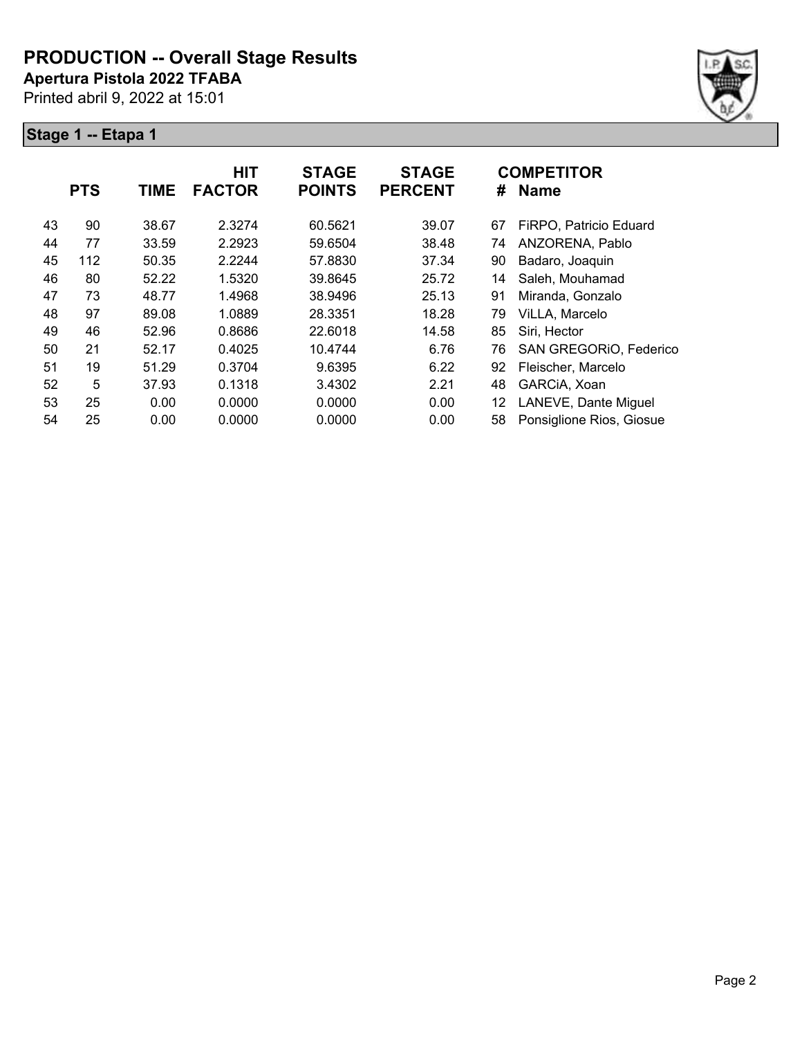# PRODUCTION -- Overall Stage Results

**Apertura Pistola 2022 TFABA**

Printed abril 9, 2022 at 15:01

## Stage 1 -- Etapa 1

| | PTS | TIME | HIT FACTOR | STAGE POINTS | STAGE PERCENT | # | COMPETITOR Name |
|---|---|---|---|---|---|---|---|
| 43 | 90 | 38.67 | 2.3274 | 60.5621 | 39.07 | 67 | FiRPO, Patricio Eduard |
| 44 | 77 | 33.59 | 2.2923 | 59.6504 | 38.48 | 74 | ANZORENA, Pablo |
| 45 | 112 | 50.35 | 2.2244 | 57.8830 | 37.34 | 90 | Badaro, Joaquin |
| 46 | 80 | 52.22 | 1.5320 | 39.8645 | 25.72 | 14 | Saleh, Mouhamad |
| 47 | 73 | 48.77 | 1.4968 | 38.9496 | 25.13 | 91 | Miranda, Gonzalo |
| 48 | 97 | 89.08 | 1.0889 | 28.3351 | 18.28 | 79 | ViLLA, Marcelo |
| 49 | 46 | 52.96 | 0.8686 | 22.6018 | 14.58 | 85 | Siri, Hector |
| 50 | 21 | 52.17 | 0.4025 | 10.4744 | 6.76 | 76 | SAN GREGORiO, Federico |
| 51 | 19 | 51.29 | 0.3704 | 9.6395 | 6.22 | 92 | Fleischer, Marcelo |
| 52 | 5 | 37.93 | 0.1318 | 3.4302 | 2.21 | 48 | GARCiA, Xoan |
| 53 | 25 | 0.00 | 0.0000 | 0.0000 | 0.00 | 12 | LANEVE, Dante Miguel |
| 54 | 25 | 0.00 | 0.0000 | 0.0000 | 0.00 | 58 | Ponsiglione Rios, Giosue |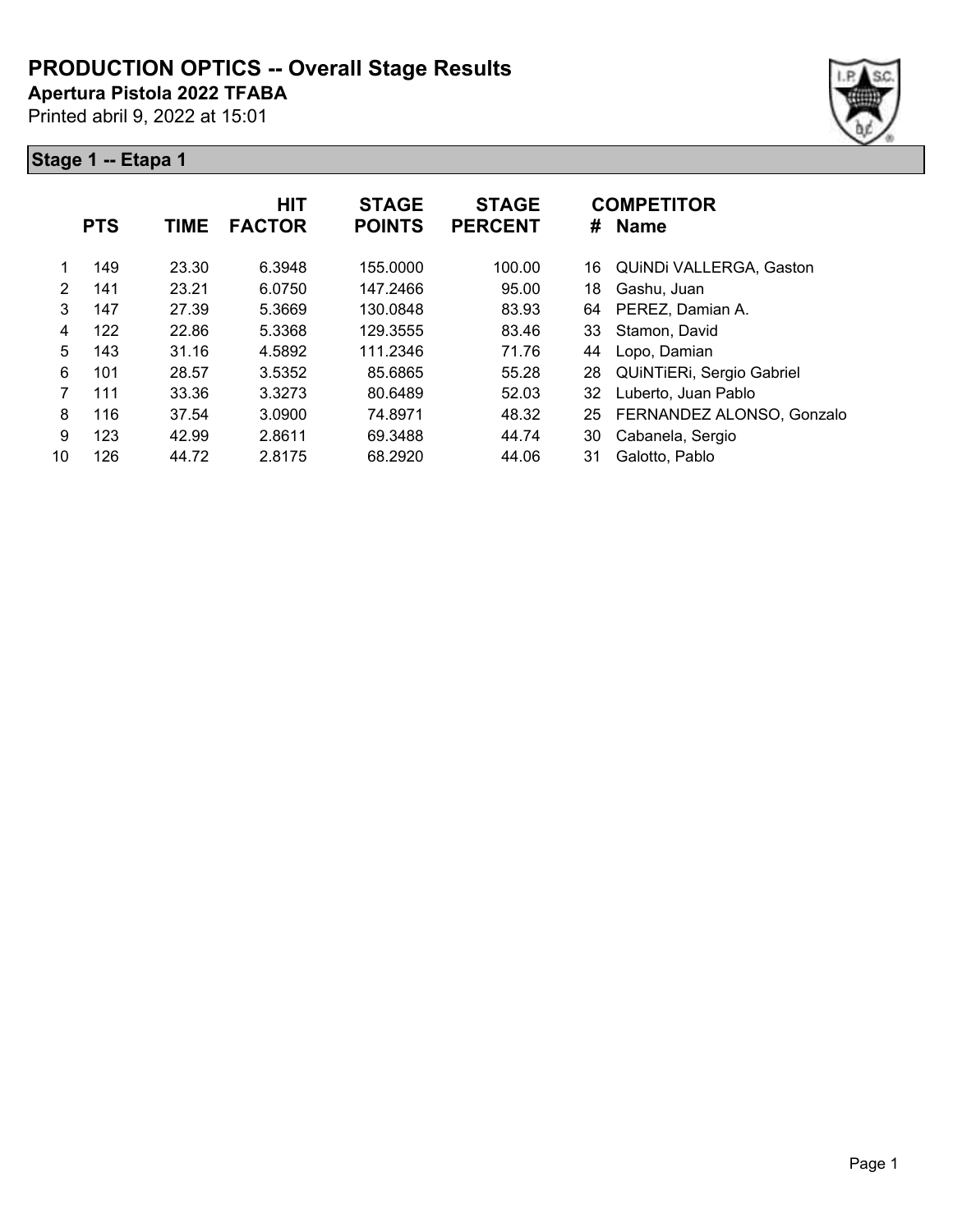# PRODUCTION OPTICS -- Overall Stage Results

**Apertura Pistola 2022 TFABA**

Printed abril 9, 2022 at 15:01

## Stage 1 -- Etapa 1

| | PTS | TIME | HIT FACTOR | STAGE POINTS | STAGE PERCENT | # | COMPETITOR Name |
|---|---|---|---|---|---|---|---|
| 1 | 149 | 23.30 | 6.3948 | 155.0000 | 100.00 | 16 | QUiNDi VALLERGA, Gaston |
| 2 | 141 | 23.21 | 6.0750 | 147.2466 | 95.00 | 18 | Gashu, Juan |
| 3 | 147 | 27.39 | 5.3669 | 130.0848 | 83.93 | 64 | PEREZ, Damian A. |
| 4 | 122 | 22.86 | 5.3368 | 129.3555 | 83.46 | 33 | Stamon, David |
| 5 | 143 | 31.16 | 4.5892 | 111.2346 | 71.76 | 44 | Lopo, Damian |
| 6 | 101 | 28.57 | 3.5352 | 85.6865 | 55.28 | 28 | QUiNTiERi, Sergio Gabriel |
| 7 | 111 | 33.36 | 3.3273 | 80.6489 | 52.03 | 32 | Luberto, Juan Pablo |
| 8 | 116 | 37.54 | 3.0900 | 74.8971 | 48.32 | 25 | FERNANDEZ ALONSO, Gonzalo |
| 9 | 123 | 42.99 | 2.8611 | 69.3488 | 44.74 | 30 | Cabanela, Sergio |
| 10 | 126 | 44.72 | 2.8175 | 68.2920 | 44.06 | 31 | Galotto, Pablo |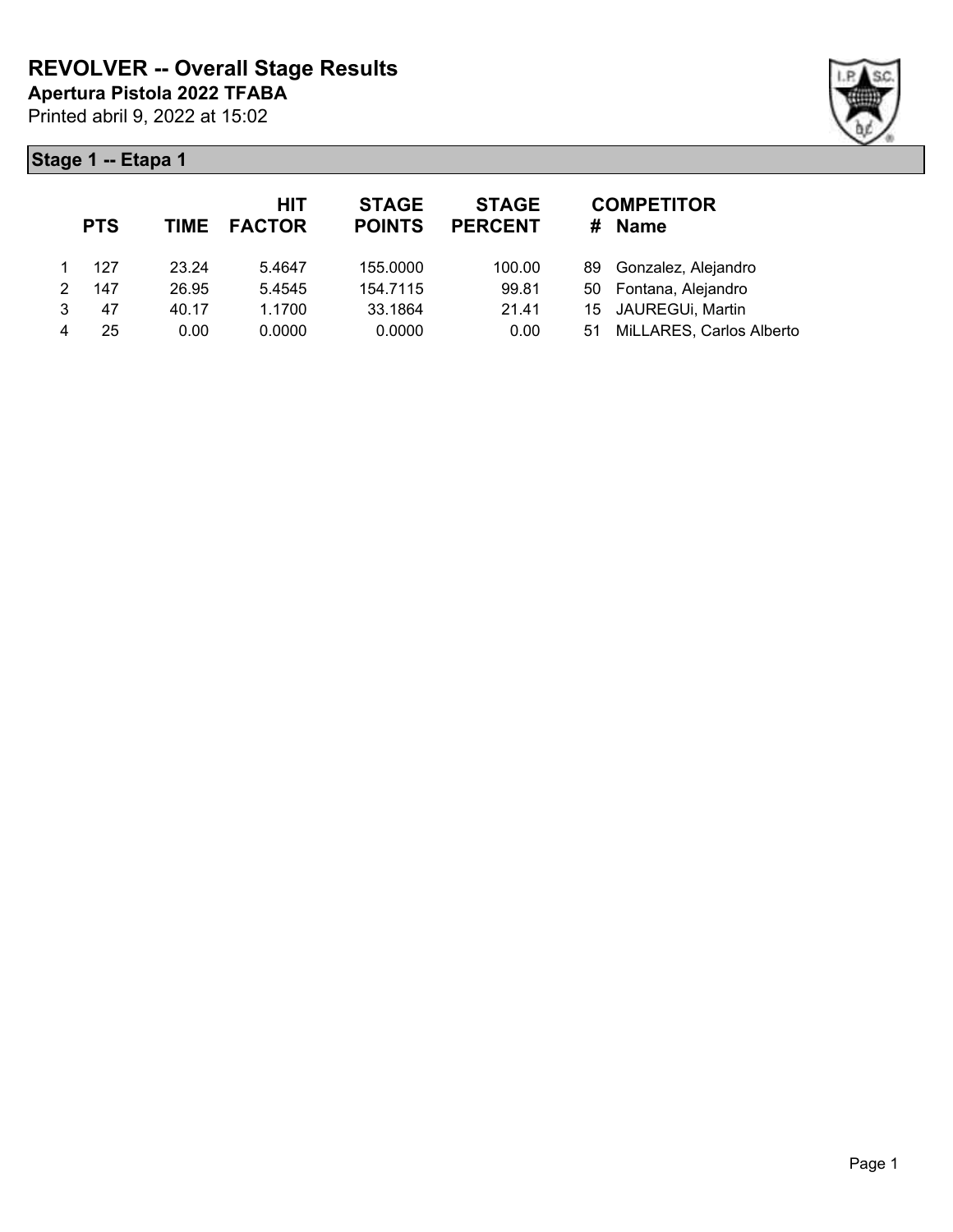# REVOLVER -- Overall Stage Results

**Apertura Pistola 2022 TFABA**

Printed abril 9, 2022 at 15:02

## Stage 1 -- Etapa 1

| | PTS | TIME | HIT FACTOR | STAGE POINTS | STAGE PERCENT | # | COMPETITOR Name |
|---|---|---|---|---|---|---|---|
| 1 | 127 | 23.24 | 5.4647 | 155.0000 | 100.00 | 89 | Gonzalez, Alejandro |
| 2 | 147 | 26.95 | 5.4545 | 154.7115 | 99.81 | 50 | Fontana, Alejandro |
| 3 | 47 | 40.17 | 1.1700 | 33.1864 | 21.41 | 15 | JAUREGUi, Martin |
| 4 | 25 | 0.00 | 0.0000 | 0.0000 | 0.00 | 51 | MiLLARES, Carlos Alberto |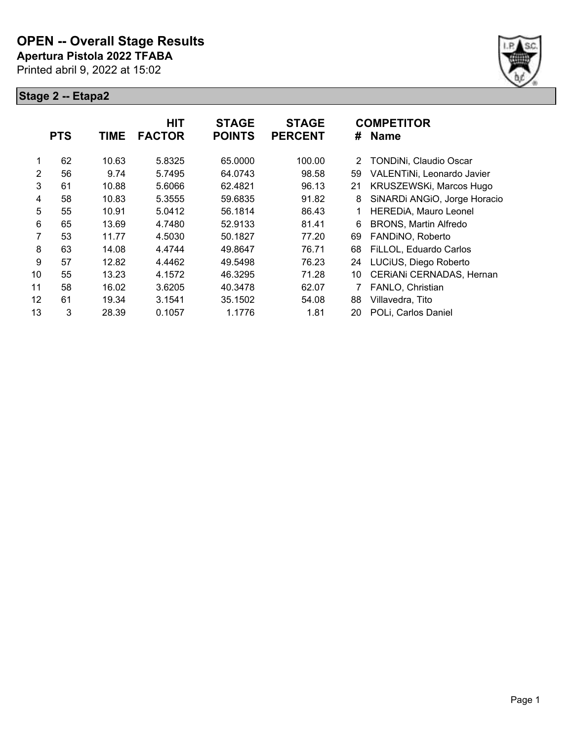# OPEN -- Overall Stage Results

**Apertura Pistola 2022 TFABA**

Printed abril 9, 2022 at 15:02

## Stage 2 -- Etapa2

| | PTS | TIME | HIT FACTOR | STAGE POINTS | STAGE PERCENT | # | COMPETITOR Name |
|---|---|---|---|---|---|---|---|
| 1 | 62 | 10.63 | 5.8325 | 65.0000 | 100.00 | 2 | TONDiNi, Claudio Oscar |
| 2 | 56 | 9.74 | 5.7495 | 64.0743 | 98.58 | 59 | VALENTiNi, Leonardo Javier |
| 3 | 61 | 10.88 | 5.6066 | 62.4821 | 96.13 | 21 | KRUSZEWSKi, Marcos Hugo |
| 4 | 58 | 10.83 | 5.3555 | 59.6835 | 91.82 | 8 | SiNARDi ANGiO, Jorge Horacio |
| 5 | 55 | 10.91 | 5.0412 | 56.1814 | 86.43 | 1 | HEREDiA, Mauro Leonel |
| 6 | 65 | 13.69 | 4.7480 | 52.9133 | 81.41 | 6 | BRONS, Martin Alfredo |
| 7 | 53 | 11.77 | 4.5030 | 50.1827 | 77.20 | 69 | FANDiNO, Roberto |
| 8 | 63 | 14.08 | 4.4744 | 49.8647 | 76.71 | 68 | FiLLOL, Eduardo Carlos |
| 9 | 57 | 12.82 | 4.4462 | 49.5498 | 76.23 | 24 | LUCiUS, Diego Roberto |
| 10 | 55 | 13.23 | 4.1572 | 46.3295 | 71.28 | 10 | CERiANi CERNADAS, Hernan |
| 11 | 58 | 16.02 | 3.6205 | 40.3478 | 62.07 | 7 | FANLO, Christian |
| 12 | 61 | 19.34 | 3.1541 | 35.1502 | 54.08 | 88 | Villavedra, Tito |
| 13 | 3 | 28.39 | 0.1057 | 1.1776 | 1.81 | 20 | POLi, Carlos Daniel |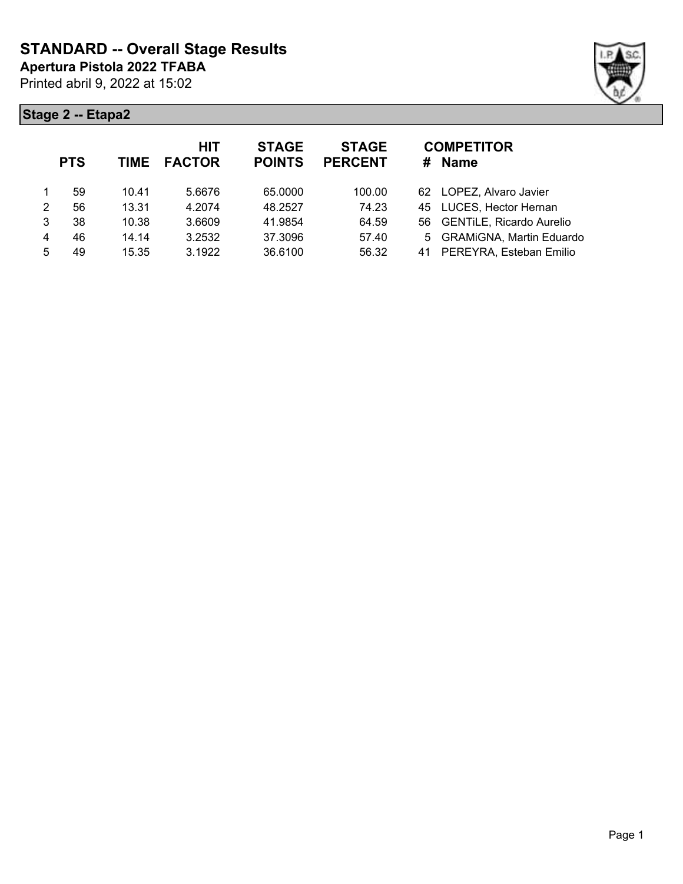# STANDARD -- Overall Stage Results

**Apertura Pistola 2022 TFABA**

Printed abril 9, 2022 at 15:02

## Stage 2 -- Etapa2

| | PTS | TIME | HIT FACTOR | STAGE POINTS | STAGE PERCENT | # | COMPETITOR Name |
|---|---|---|---|---|---|---|---|
| 1 | 59 | 10.41 | 5.6676 | 65.0000 | 100.00 | 62 | LOPEZ, Alvaro Javier |
| 2 | 56 | 13.31 | 4.2074 | 48.2527 | 74.23 | 45 | LUCES, Hector Hernan |
| 3 | 38 | 10.38 | 3.6609 | 41.9854 | 64.59 | 56 | GENTiLE, Ricardo Aurelio |
| 4 | 46 | 14.14 | 3.2532 | 37.3096 | 57.40 | 5 | GRAMiGNA, Martin Eduardo |
| 5 | 49 | 15.35 | 3.1922 | 36.6100 | 56.32 | 41 | PEREYRA, Esteban Emilio |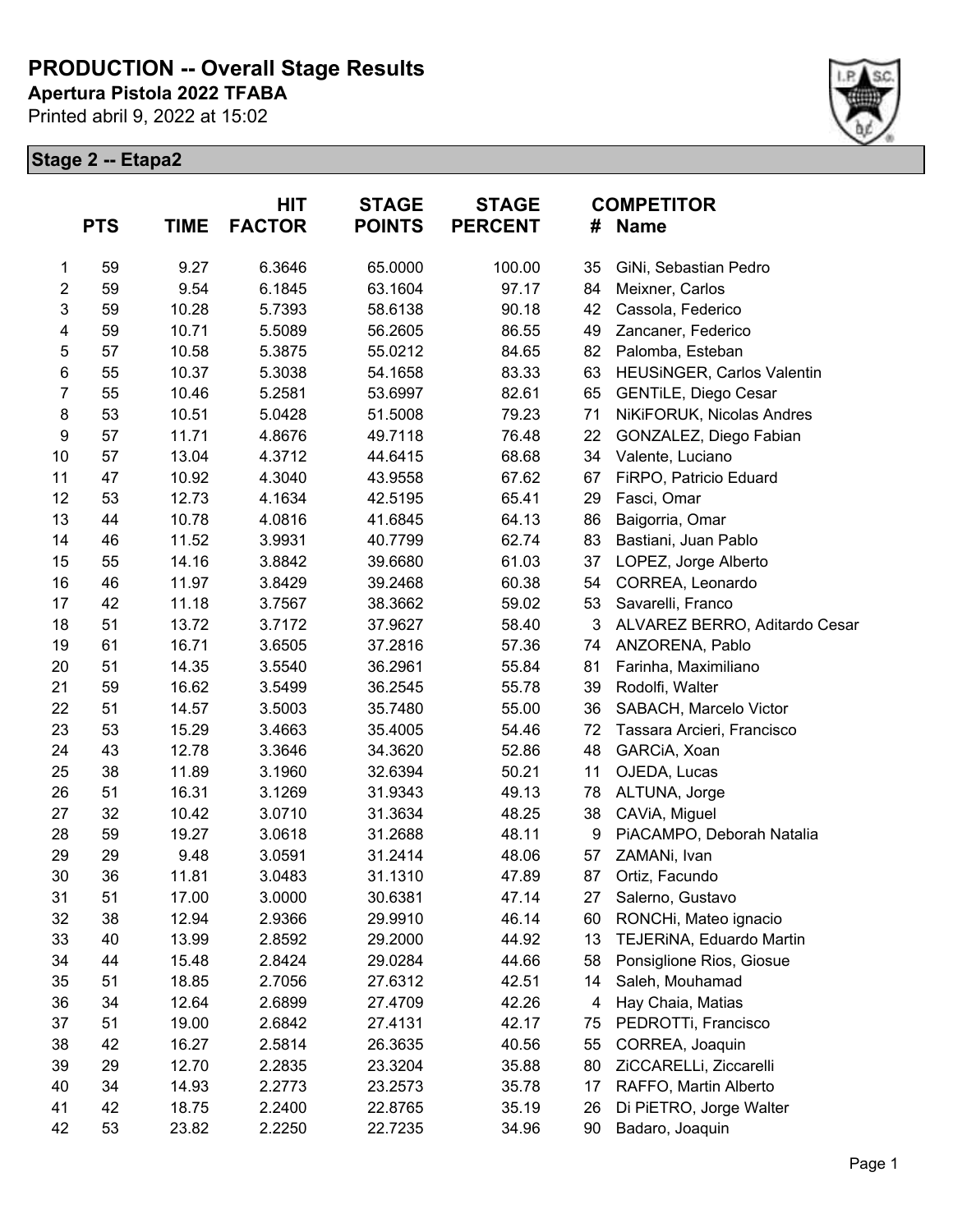# PRODUCTION -- Overall Stage Results

**Apertura Pistola 2022 TFABA**

Printed abril 9, 2022 at 15:02

## Stage 2 -- Etapa2

| | PTS | TIME | HIT FACTOR | STAGE POINTS | STAGE PERCENT | # | COMPETITOR Name |
|---|---|---|---|---|---|---|---|
| 1 | 59 | 9.27 | 6.3646 | 65.0000 | 100.00 | 35 | GiNi, Sebastian Pedro |
| 2 | 59 | 9.54 | 6.1845 | 63.1604 | 97.17 | 84 | Meixner, Carlos |
| 3 | 59 | 10.28 | 5.7393 | 58.6138 | 90.18 | 42 | Cassola, Federico |
| 4 | 59 | 10.71 | 5.5089 | 56.2605 | 86.55 | 49 | Zancaner, Federico |
| 5 | 57 | 10.58 | 5.3875 | 55.0212 | 84.65 | 82 | Palomba, Esteban |
| 6 | 55 | 10.37 | 5.3038 | 54.1658 | 83.33 | 63 | HEUSiNGER, Carlos Valentin |
| 7 | 55 | 10.46 | 5.2581 | 53.6997 | 82.61 | 65 | GENTiLE, Diego Cesar |
| 8 | 53 | 10.51 | 5.0428 | 51.5008 | 79.23 | 71 | NiKiFORUK, Nicolas Andres |
| 9 | 57 | 11.71 | 4.8676 | 49.7118 | 76.48 | 22 | GONZALEZ, Diego Fabian |
| 10 | 57 | 13.04 | 4.3712 | 44.6415 | 68.68 | 34 | Valente, Luciano |
| 11 | 47 | 10.92 | 4.3040 | 43.9558 | 67.62 | 67 | FiRPO, Patricio Eduard |
| 12 | 53 | 12.73 | 4.1634 | 42.5195 | 65.41 | 29 | Fasci, Omar |
| 13 | 44 | 10.78 | 4.0816 | 41.6845 | 64.13 | 86 | Baigorria, Omar |
| 14 | 46 | 11.52 | 3.9931 | 40.7799 | 62.74 | 83 | Bastiani, Juan Pablo |
| 15 | 55 | 14.16 | 3.8842 | 39.6680 | 61.03 | 37 | LOPEZ, Jorge Alberto |
| 16 | 46 | 11.97 | 3.8429 | 39.2468 | 60.38 | 54 | CORREA, Leonardo |
| 17 | 42 | 11.18 | 3.7567 | 38.3662 | 59.02 | 53 | Savarelli, Franco |
| 18 | 51 | 13.72 | 3.7172 | 37.9627 | 58.40 | 3 | ALVAREZ BERRO, Aditardo Cesar |
| 19 | 61 | 16.71 | 3.6505 | 37.2816 | 57.36 | 74 | ANZORENA, Pablo |
| 20 | 51 | 14.35 | 3.5540 | 36.2961 | 55.84 | 81 | Farinha, Maximiliano |
| 21 | 59 | 16.62 | 3.5499 | 36.2545 | 55.78 | 39 | Rodolfi, Walter |
| 22 | 51 | 14.57 | 3.5003 | 35.7480 | 55.00 | 36 | SABACH, Marcelo Victor |
| 23 | 53 | 15.29 | 3.4663 | 35.4005 | 54.46 | 72 | Tassara Arcieri, Francisco |
| 24 | 43 | 12.78 | 3.3646 | 34.3620 | 52.86 | 48 | GARCiA, Xoan |
| 25 | 38 | 11.89 | 3.1960 | 32.6394 | 50.21 | 11 | OJEDA, Lucas |
| 26 | 51 | 16.31 | 3.1269 | 31.9343 | 49.13 | 78 | ALTUNA, Jorge |
| 27 | 32 | 10.42 | 3.0710 | 31.3634 | 48.25 | 38 | CAViA, Miguel |
| 28 | 59 | 19.27 | 3.0618 | 31.2688 | 48.11 | 9 | PiACAMPO, Deborah Natalia |
| 29 | 29 | 9.48 | 3.0591 | 31.2414 | 48.06 | 57 | ZAMANi, Ivan |
| 30 | 36 | 11.81 | 3.0483 | 31.1310 | 47.89 | 87 | Ortiz, Facundo |
| 31 | 51 | 17.00 | 3.0000 | 30.6381 | 47.14 | 27 | Salerno, Gustavo |
| 32 | 38 | 12.94 | 2.9366 | 29.9910 | 46.14 | 60 | RONCHi, Mateo ignacio |
| 33 | 40 | 13.99 | 2.8592 | 29.2000 | 44.92 | 13 | TEJERiNA, Eduardo Martin |
| 34 | 44 | 15.48 | 2.8424 | 29.0284 | 44.66 | 58 | Ponsiglione Rios, Giosue |
| 35 | 51 | 18.85 | 2.7056 | 27.6312 | 42.51 | 14 | Saleh, Mouhamad |
| 36 | 34 | 12.64 | 2.6899 | 27.4709 | 42.26 | 4 | Hay Chaia, Matias |
| 37 | 51 | 19.00 | 2.6842 | 27.4131 | 42.17 | 75 | PEDROTTi, Francisco |
| 38 | 42 | 16.27 | 2.5814 | 26.3635 | 40.56 | 55 | CORREA, Joaquin |
| 39 | 29 | 12.70 | 2.2835 | 23.3204 | 35.88 | 80 | ZiCCARELLi, Ziccarelli |
| 40 | 34 | 14.93 | 2.2773 | 23.2573 | 35.78 | 17 | RAFFO, Martin Alberto |
| 41 | 42 | 18.75 | 2.2400 | 22.8765 | 35.19 | 26 | Di PiETRO, Jorge Walter |
| 42 | 53 | 23.82 | 2.2250 | 22.7235 | 34.96 | 90 | Badaro, Joaquin |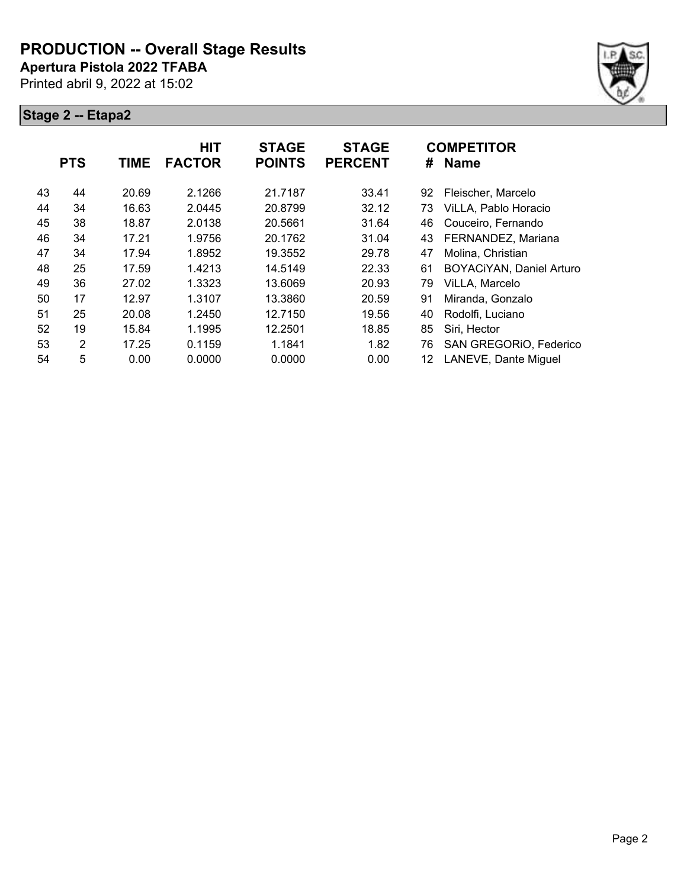# PRODUCTION -- Overall Stage Results

**Apertura Pistola 2022 TFABA**

Printed abril 9, 2022 at 15:02

## Stage 2 -- Etapa2

| | PTS | TIME | HIT FACTOR | STAGE POINTS | STAGE PERCENT | # | COMPETITOR Name |
|---|---|---|---|---|---|---|---|
| 43 | 44 | 20.69 | 2.1266 | 21.7187 | 33.41 | 92 | Fleischer, Marcelo |
| 44 | 34 | 16.63 | 2.0445 | 20.8799 | 32.12 | 73 | ViLLA, Pablo Horacio |
| 45 | 38 | 18.87 | 2.0138 | 20.5661 | 31.64 | 46 | Couceiro, Fernando |
| 46 | 34 | 17.21 | 1.9756 | 20.1762 | 31.04 | 43 | FERNANDEZ, Mariana |
| 47 | 34 | 17.94 | 1.8952 | 19.3552 | 29.78 | 47 | Molina, Christian |
| 48 | 25 | 17.59 | 1.4213 | 14.5149 | 22.33 | 61 | BOYACiYAN, Daniel Arturo |
| 49 | 36 | 27.02 | 1.3323 | 13.6069 | 20.93 | 79 | ViLLA, Marcelo |
| 50 | 17 | 12.97 | 1.3107 | 13.3860 | 20.59 | 91 | Miranda, Gonzalo |
| 51 | 25 | 20.08 | 1.2450 | 12.7150 | 19.56 | 40 | Rodolfi, Luciano |
| 52 | 19 | 15.84 | 1.1995 | 12.2501 | 18.85 | 85 | Siri, Hector |
| 53 | 2 | 17.25 | 0.1159 | 1.1841 | 1.82 | 76 | SAN GREGORiO, Federico |
| 54 | 5 | 0.00 | 0.0000 | 0.0000 | 0.00 | 12 | LANEVE, Dante Miguel |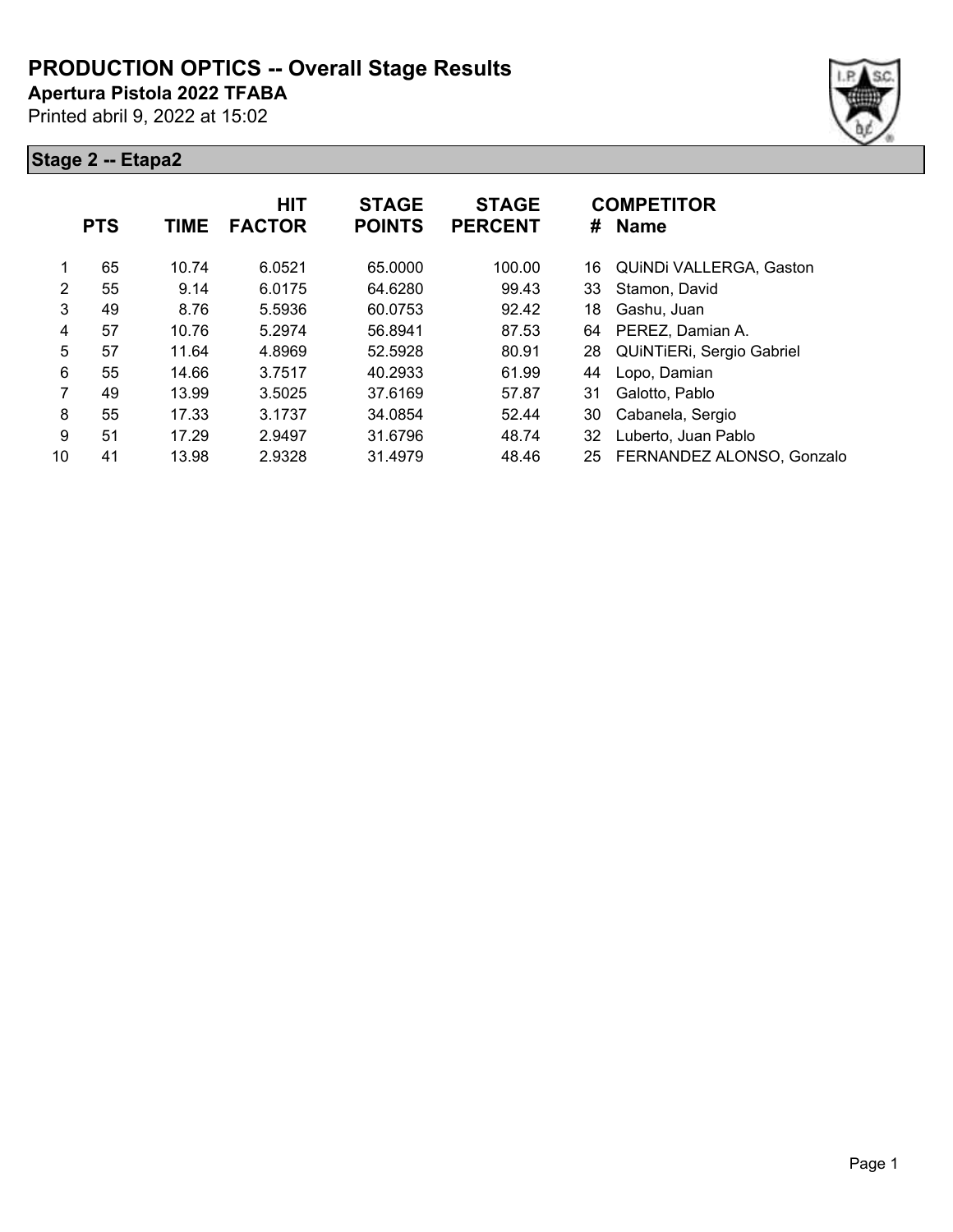# PRODUCTION OPTICS -- Overall Stage Results

**Apertura Pistola 2022 TFABA**

Printed abril 9, 2022 at 15:02

## Stage 2 -- Etapa2

| | PTS | TIME | HIT FACTOR | STAGE POINTS | STAGE PERCENT | # | COMPETITOR Name |
|---|---|---|---|---|---|---|---|
| 1 | 65 | 10.74 | 6.0521 | 65.0000 | 100.00 | 16 | QUiNDi VALLERGA, Gaston |
| 2 | 55 | 9.14 | 6.0175 | 64.6280 | 99.43 | 33 | Stamon, David |
| 3 | 49 | 8.76 | 5.5936 | 60.0753 | 92.42 | 18 | Gashu, Juan |
| 4 | 57 | 10.76 | 5.2974 | 56.8941 | 87.53 | 64 | PEREZ, Damian A. |
| 5 | 57 | 11.64 | 4.8969 | 52.5928 | 80.91 | 28 | QUiNTiERi, Sergio Gabriel |
| 6 | 55 | 14.66 | 3.7517 | 40.2933 | 61.99 | 44 | Lopo, Damian |
| 7 | 49 | 13.99 | 3.5025 | 37.6169 | 57.87 | 31 | Galotto, Pablo |
| 8 | 55 | 17.33 | 3.1737 | 34.0854 | 52.44 | 30 | Cabanela, Sergio |
| 9 | 51 | 17.29 | 2.9497 | 31.6796 | 48.74 | 32 | Luberto, Juan Pablo |
| 10 | 41 | 13.98 | 2.9328 | 31.4979 | 48.46 | 25 | FERNANDEZ ALONSO, Gonzalo |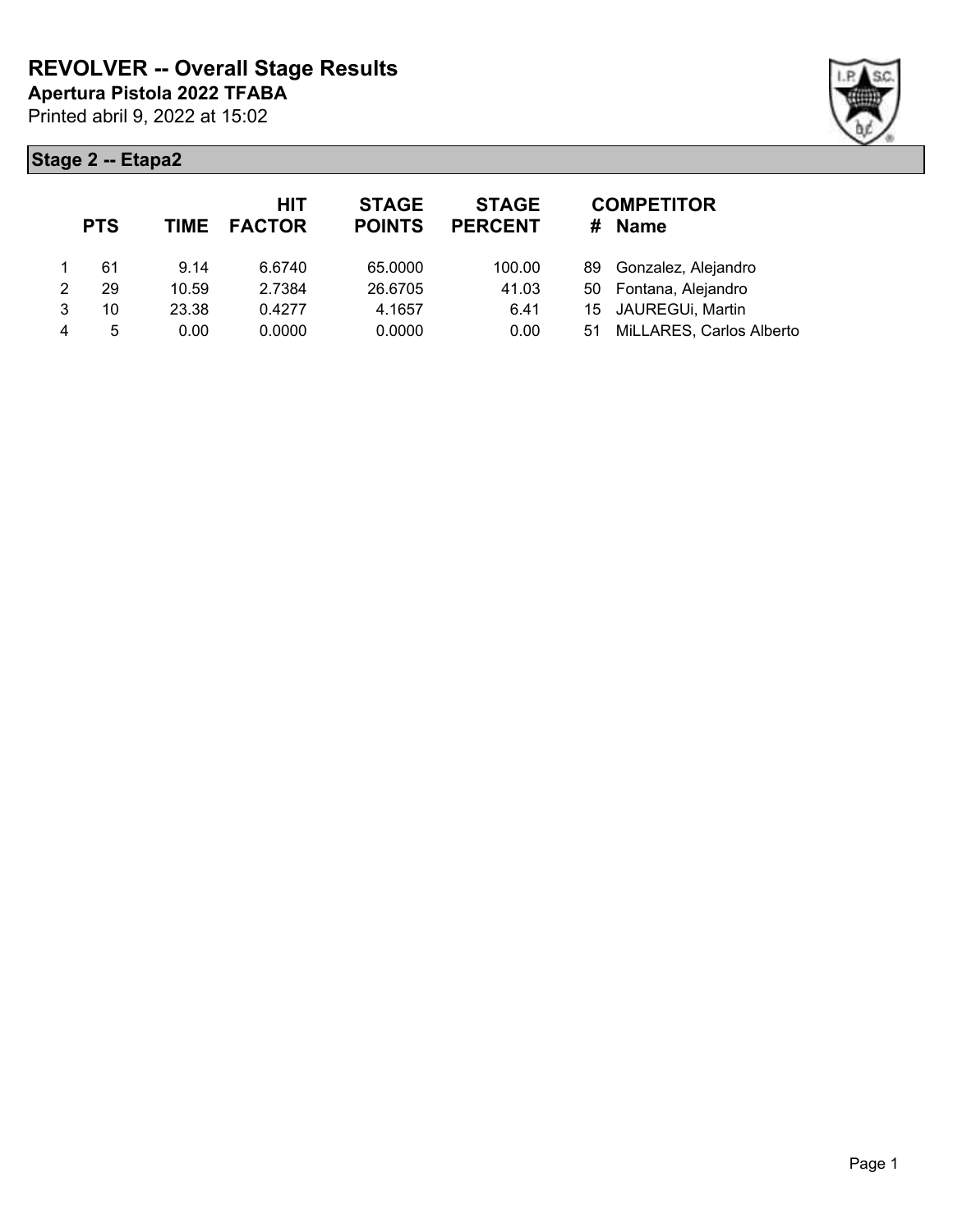# REVOLVER -- Overall Stage Results

**Apertura Pistola 2022 TFABA**

Printed abril 9, 2022 at 15:02

## Stage 2 -- Etapa2

| | PTS | TIME | HIT FACTOR | STAGE POINTS | STAGE PERCENT | # | COMPETITOR Name |
|---|---|---|---|---|---|---|---|
| 1 | 61 | 9.14 | 6.6740 | 65.0000 | 100.00 | 89 | Gonzalez, Alejandro |
| 2 | 29 | 10.59 | 2.7384 | 26.6705 | 41.03 | 50 | Fontana, Alejandro |
| 3 | 10 | 23.38 | 0.4277 | 4.1657 | 6.41 | 15 | JAUREGUi, Martin |
| 4 | 5 | 0.00 | 0.0000 | 0.0000 | 0.00 | 51 | MiLLARES, Carlos Alberto |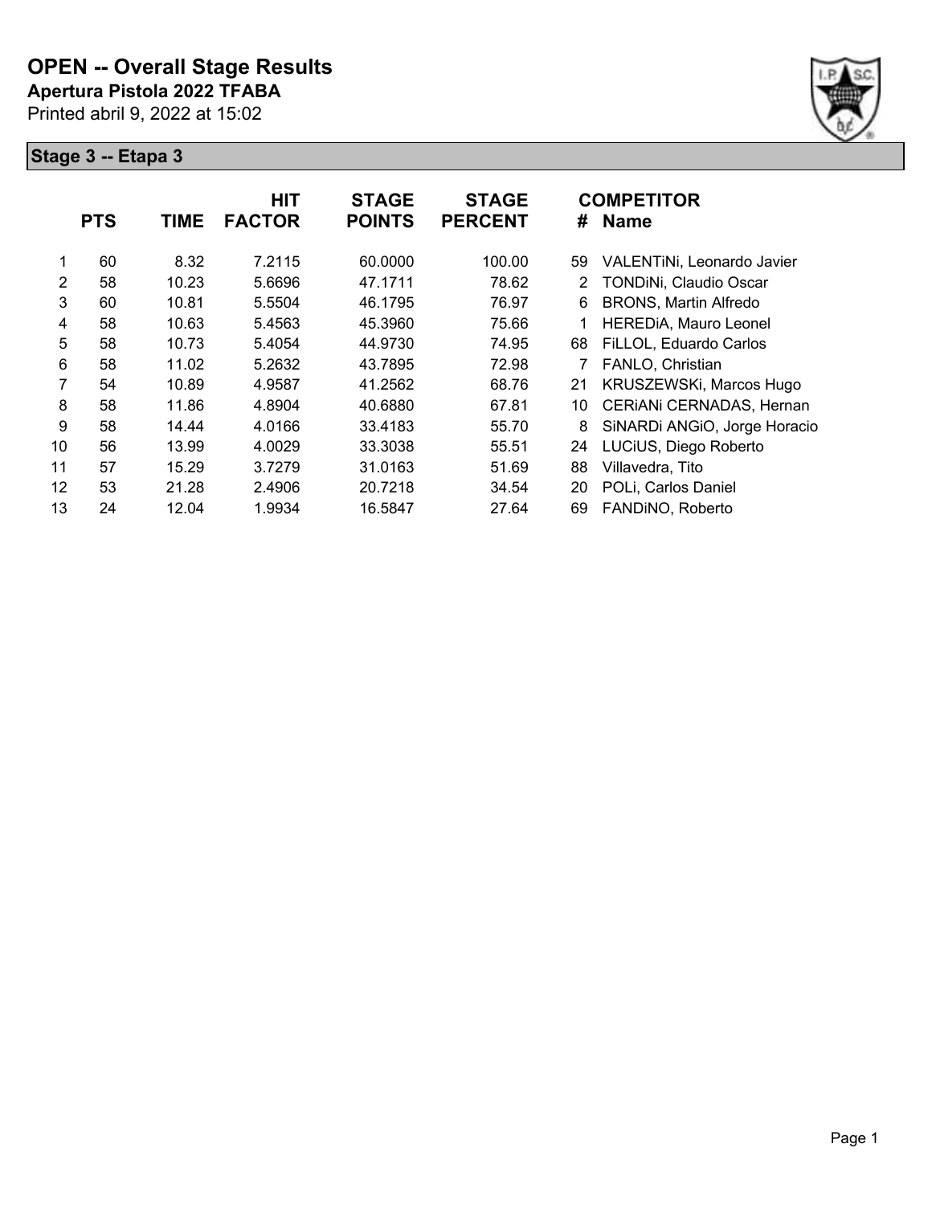# OPEN -- Overall Stage Results

**Apertura Pistola 2022 TFABA**

Printed abril 9, 2022 at 15:02

## Stage 3 -- Etapa 3

| | PTS | TIME | HIT FACTOR | STAGE POINTS | STAGE PERCENT | # | COMPETITOR Name |
|---|---|---|---|---|---|---|---|
| 1 | 60 | 8.32 | 7.2115 | 60.0000 | 100.00 | 59 | VALENTiNi, Leonardo Javier |
| 2 | 58 | 10.23 | 5.6696 | 47.1711 | 78.62 | 2 | TONDiNi, Claudio Oscar |
| 3 | 60 | 10.81 | 5.5504 | 46.1795 | 76.97 | 6 | BRONS, Martin Alfredo |
| 4 | 58 | 10.63 | 5.4563 | 45.3960 | 75.66 | 1 | HEREDiA, Mauro Leonel |
| 5 | 58 | 10.73 | 5.4054 | 44.9730 | 74.95 | 68 | FiLLOL, Eduardo Carlos |
| 6 | 58 | 11.02 | 5.2632 | 43.7895 | 72.98 | 7 | FANLO, Christian |
| 7 | 54 | 10.89 | 4.9587 | 41.2562 | 68.76 | 21 | KRUSZEWSKi, Marcos Hugo |
| 8 | 58 | 11.86 | 4.8904 | 40.6880 | 67.81 | 10 | CERiANi CERNADAS, Hernan |
| 9 | 58 | 14.44 | 4.0166 | 33.4183 | 55.70 | 8 | SiNARDi ANGiO, Jorge Horacio |
| 10 | 56 | 13.99 | 4.0029 | 33.3038 | 55.51 | 24 | LUCiUS, Diego Roberto |
| 11 | 57 | 15.29 | 3.7279 | 31.0163 | 51.69 | 88 | Villavedra, Tito |
| 12 | 53 | 21.28 | 2.4906 | 20.7218 | 34.54 | 20 | POLi, Carlos Daniel |
| 13 | 24 | 12.04 | 1.9934 | 16.5847 | 27.64 | 69 | FANDiNO, Roberto |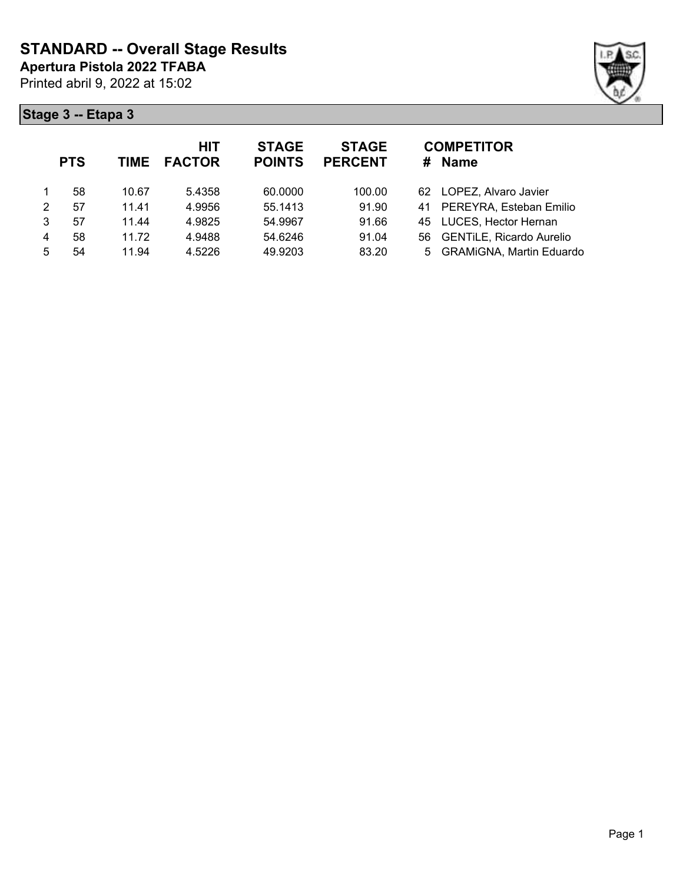# STANDARD -- Overall Stage Results

**Apertura Pistola 2022 TFABA**

Printed abril 9, 2022 at 15:02

## Stage 3 -- Etapa 3

| | PTS | TIME | HIT FACTOR | STAGE POINTS | STAGE PERCENT | # | COMPETITOR Name |
|---|---|---|---|---|---|---|---|
| 1 | 58 | 10.67 | 5.4358 | 60.0000 | 100.00 | 62 | LOPEZ, Alvaro Javier |
| 2 | 57 | 11.41 | 4.9956 | 55.1413 | 91.90 | 41 | PEREYRA, Esteban Emilio |
| 3 | 57 | 11.44 | 4.9825 | 54.9967 | 91.66 | 45 | LUCES, Hector Hernan |
| 4 | 58 | 11.72 | 4.9488 | 54.6246 | 91.04 | 56 | GENTiLE, Ricardo Aurelio |
| 5 | 54 | 11.94 | 4.5226 | 49.9203 | 83.20 | 5 | GRAMiGNA, Martin Eduardo |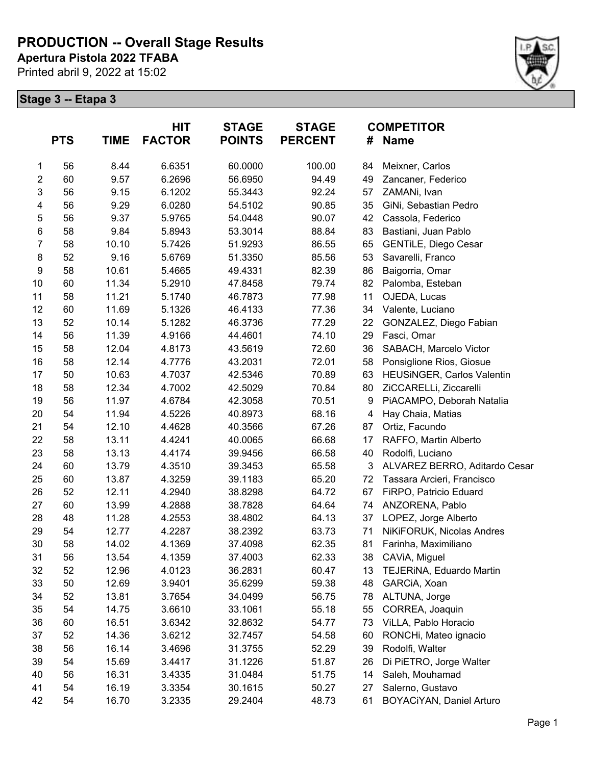# PRODUCTION -- Overall Stage Results

**Apertura Pistola 2022 TFABA**

Printed abril 9, 2022 at 15:02

## Stage 3 -- Etapa 3

| | PTS | TIME | HIT FACTOR | STAGE POINTS | STAGE PERCENT | # | COMPETITOR Name |
|---|---|---|---|---|---|---|---|
| 1 | 56 | 8.44 | 6.6351 | 60.0000 | 100.00 | 84 | Meixner, Carlos |
| 2 | 60 | 9.57 | 6.2696 | 56.6950 | 94.49 | 49 | Zancaner, Federico |
| 3 | 56 | 9.15 | 6.1202 | 55.3443 | 92.24 | 57 | ZAMANi, Ivan |
| 4 | 56 | 9.29 | 6.0280 | 54.5102 | 90.85 | 35 | GiNi, Sebastian Pedro |
| 5 | 56 | 9.37 | 5.9765 | 54.0448 | 90.07 | 42 | Cassola, Federico |
| 6 | 58 | 9.84 | 5.8943 | 53.3014 | 88.84 | 83 | Bastiani, Juan Pablo |
| 7 | 58 | 10.10 | 5.7426 | 51.9293 | 86.55 | 65 | GENTiLE, Diego Cesar |
| 8 | 52 | 9.16 | 5.6769 | 51.3350 | 85.56 | 53 | Savarelli, Franco |
| 9 | 58 | 10.61 | 5.4665 | 49.4331 | 82.39 | 86 | Baigorria, Omar |
| 10 | 60 | 11.34 | 5.2910 | 47.8458 | 79.74 | 82 | Palomba, Esteban |
| 11 | 58 | 11.21 | 5.1740 | 46.7873 | 77.98 | 11 | OJEDA, Lucas |
| 12 | 60 | 11.69 | 5.1326 | 46.4133 | 77.36 | 34 | Valente, Luciano |
| 13 | 52 | 10.14 | 5.1282 | 46.3736 | 77.29 | 22 | GONZALEZ, Diego Fabian |
| 14 | 56 | 11.39 | 4.9166 | 44.4601 | 74.10 | 29 | Fasci, Omar |
| 15 | 58 | 12.04 | 4.8173 | 43.5619 | 72.60 | 36 | SABACH, Marcelo Victor |
| 16 | 58 | 12.14 | 4.7776 | 43.2031 | 72.01 | 58 | Ponsiglione Rios, Giosue |
| 17 | 50 | 10.63 | 4.7037 | 42.5346 | 70.89 | 63 | HEUSiNGER, Carlos Valentin |
| 18 | 58 | 12.34 | 4.7002 | 42.5029 | 70.84 | 80 | ZiCCARELLi, Ziccarelli |
| 19 | 56 | 11.97 | 4.6784 | 42.3058 | 70.51 | 9 | PiACAMPO, Deborah Natalia |
| 20 | 54 | 11.94 | 4.5226 | 40.8973 | 68.16 | 4 | Hay Chaia, Matias |
| 21 | 54 | 12.10 | 4.4628 | 40.3566 | 67.26 | 87 | Ortiz, Facundo |
| 22 | 58 | 13.11 | 4.4241 | 40.0065 | 66.68 | 17 | RAFFO, Martin Alberto |
| 23 | 58 | 13.13 | 4.4174 | 39.9456 | 66.58 | 40 | Rodolfi, Luciano |
| 24 | 60 | 13.79 | 4.3510 | 39.3453 | 65.58 | 3 | ALVAREZ BERRO, Aditardo Cesar |
| 25 | 60 | 13.87 | 4.3259 | 39.1183 | 65.20 | 72 | Tassara Arcieri, Francisco |
| 26 | 52 | 12.11 | 4.2940 | 38.8298 | 64.72 | 67 | FiRPO, Patricio Eduard |
| 27 | 60 | 13.99 | 4.2888 | 38.7828 | 64.64 | 74 | ANZORENA, Pablo |
| 28 | 48 | 11.28 | 4.2553 | 38.4802 | 64.13 | 37 | LOPEZ, Jorge Alberto |
| 29 | 54 | 12.77 | 4.2287 | 38.2392 | 63.73 | 71 | NiKiFORUK, Nicolas Andres |
| 30 | 58 | 14.02 | 4.1369 | 37.4098 | 62.35 | 81 | Farinha, Maximiliano |
| 31 | 56 | 13.54 | 4.1359 | 37.4003 | 62.33 | 38 | CAViA, Miguel |
| 32 | 52 | 12.96 | 4.0123 | 36.2831 | 60.47 | 13 | TEJERiNA, Eduardo Martin |
| 33 | 50 | 12.69 | 3.9401 | 35.6299 | 59.38 | 48 | GARCiA, Xoan |
| 34 | 52 | 13.81 | 3.7654 | 34.0499 | 56.75 | 78 | ALTUNA, Jorge |
| 35 | 54 | 14.75 | 3.6610 | 33.1061 | 55.18 | 55 | CORREA, Joaquin |
| 36 | 60 | 16.51 | 3.6342 | 32.8632 | 54.77 | 73 | ViLLA, Pablo Horacio |
| 37 | 52 | 14.36 | 3.6212 | 32.7457 | 54.58 | 60 | RONCHi, Mateo ignacio |
| 38 | 56 | 16.14 | 3.4696 | 31.3755 | 52.29 | 39 | Rodolfi, Walter |
| 39 | 54 | 15.69 | 3.4417 | 31.1226 | 51.87 | 26 | Di PiETRO, Jorge Walter |
| 40 | 56 | 16.31 | 3.4335 | 31.0484 | 51.75 | 14 | Saleh, Mouhamad |
| 41 | 54 | 16.19 | 3.3354 | 30.1615 | 50.27 | 27 | Salerno, Gustavo |
| 42 | 54 | 16.70 | 3.2335 | 29.2404 | 48.73 | 61 | BOYACiYAN, Daniel Arturo |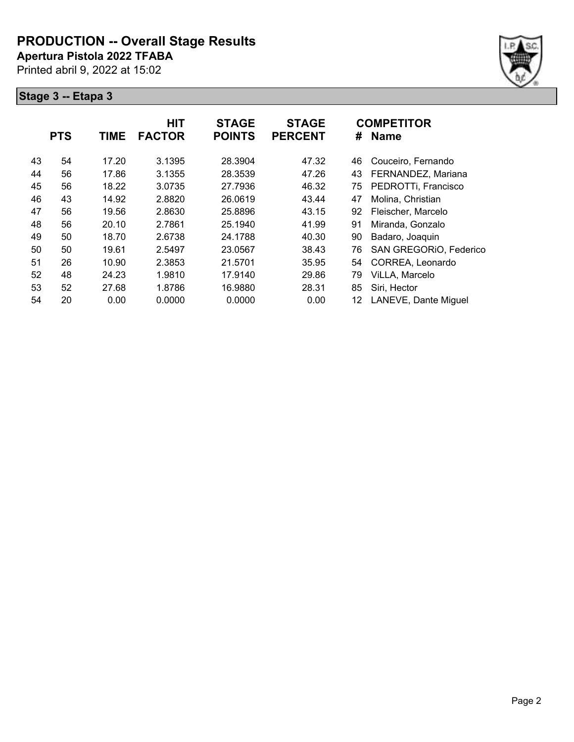# PRODUCTION -- Overall Stage Results

**Apertura Pistola 2022 TFABA**

Printed abril 9, 2022 at 15:02

## Stage 3 -- Etapa 3

| | PTS | TIME | HIT FACTOR | STAGE POINTS | STAGE PERCENT | # | COMPETITOR Name |
|---|---|---|---|---|---|---|---|
| 43 | 54 | 17.20 | 3.1395 | 28.3904 | 47.32 | 46 | Couceiro, Fernando |
| 44 | 56 | 17.86 | 3.1355 | 28.3539 | 47.26 | 43 | FERNANDEZ, Mariana |
| 45 | 56 | 18.22 | 3.0735 | 27.7936 | 46.32 | 75 | PEDROTTi, Francisco |
| 46 | 43 | 14.92 | 2.8820 | 26.0619 | 43.44 | 47 | Molina, Christian |
| 47 | 56 | 19.56 | 2.8630 | 25.8896 | 43.15 | 92 | Fleischer, Marcelo |
| 48 | 56 | 20.10 | 2.7861 | 25.1940 | 41.99 | 91 | Miranda, Gonzalo |
| 49 | 50 | 18.70 | 2.6738 | 24.1788 | 40.30 | 90 | Badaro, Joaquin |
| 50 | 50 | 19.61 | 2.5497 | 23.0567 | 38.43 | 76 | SAN GREGORiO, Federico |
| 51 | 26 | 10.90 | 2.3853 | 21.5701 | 35.95 | 54 | CORREA, Leonardo |
| 52 | 48 | 24.23 | 1.9810 | 17.9140 | 29.86 | 79 | ViLLA, Marcelo |
| 53 | 52 | 27.68 | 1.8786 | 16.9880 | 28.31 | 85 | Siri, Hector |
| 54 | 20 | 0.00 | 0.0000 | 0.0000 | 0.00 | 12 | LANEVE, Dante Miguel |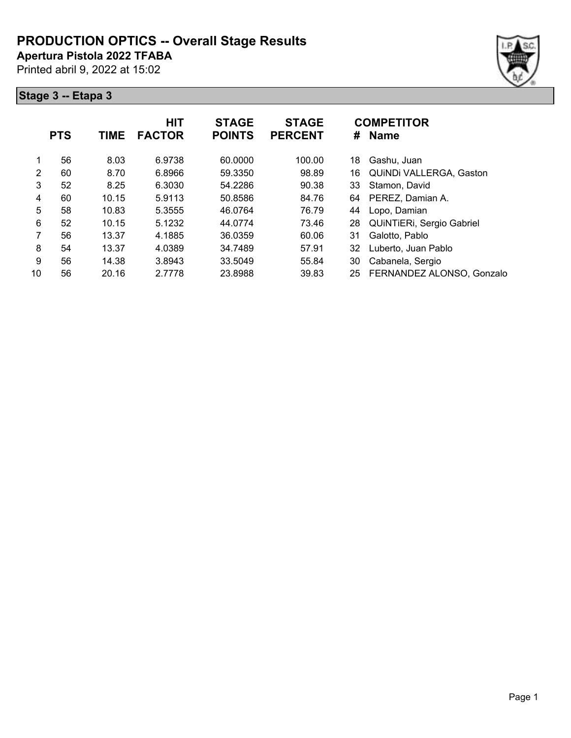# PRODUCTION OPTICS -- Overall Stage Results

**Apertura Pistola 2022 TFABA**

Printed abril 9, 2022 at 15:02

## Stage 3 -- Etapa 3

| | PTS | TIME | HIT FACTOR | STAGE POINTS | STAGE PERCENT | # | COMPETITOR Name |
|---|---|---|---|---|---|---|---|
| 1 | 56 | 8.03 | 6.9738 | 60.0000 | 100.00 | 18 | Gashu, Juan |
| 2 | 60 | 8.70 | 6.8966 | 59.3350 | 98.89 | 16 | QUiNDi VALLERGA, Gaston |
| 3 | 52 | 8.25 | 6.3030 | 54.2286 | 90.38 | 33 | Stamon, David |
| 4 | 60 | 10.15 | 5.9113 | 50.8586 | 84.76 | 64 | PEREZ, Damian A. |
| 5 | 58 | 10.83 | 5.3555 | 46.0764 | 76.79 | 44 | Lopo, Damian |
| 6 | 52 | 10.15 | 5.1232 | 44.0774 | 73.46 | 28 | QUiNTiERi, Sergio Gabriel |
| 7 | 56 | 13.37 | 4.1885 | 36.0359 | 60.06 | 31 | Galotto, Pablo |
| 8 | 54 | 13.37 | 4.0389 | 34.7489 | 57.91 | 32 | Luberto, Juan Pablo |
| 9 | 56 | 14.38 | 3.8943 | 33.5049 | 55.84 | 30 | Cabanela, Sergio |
| 10 | 56 | 20.16 | 2.7778 | 23.8988 | 39.83 | 25 | FERNANDEZ ALONSO, Gonzalo |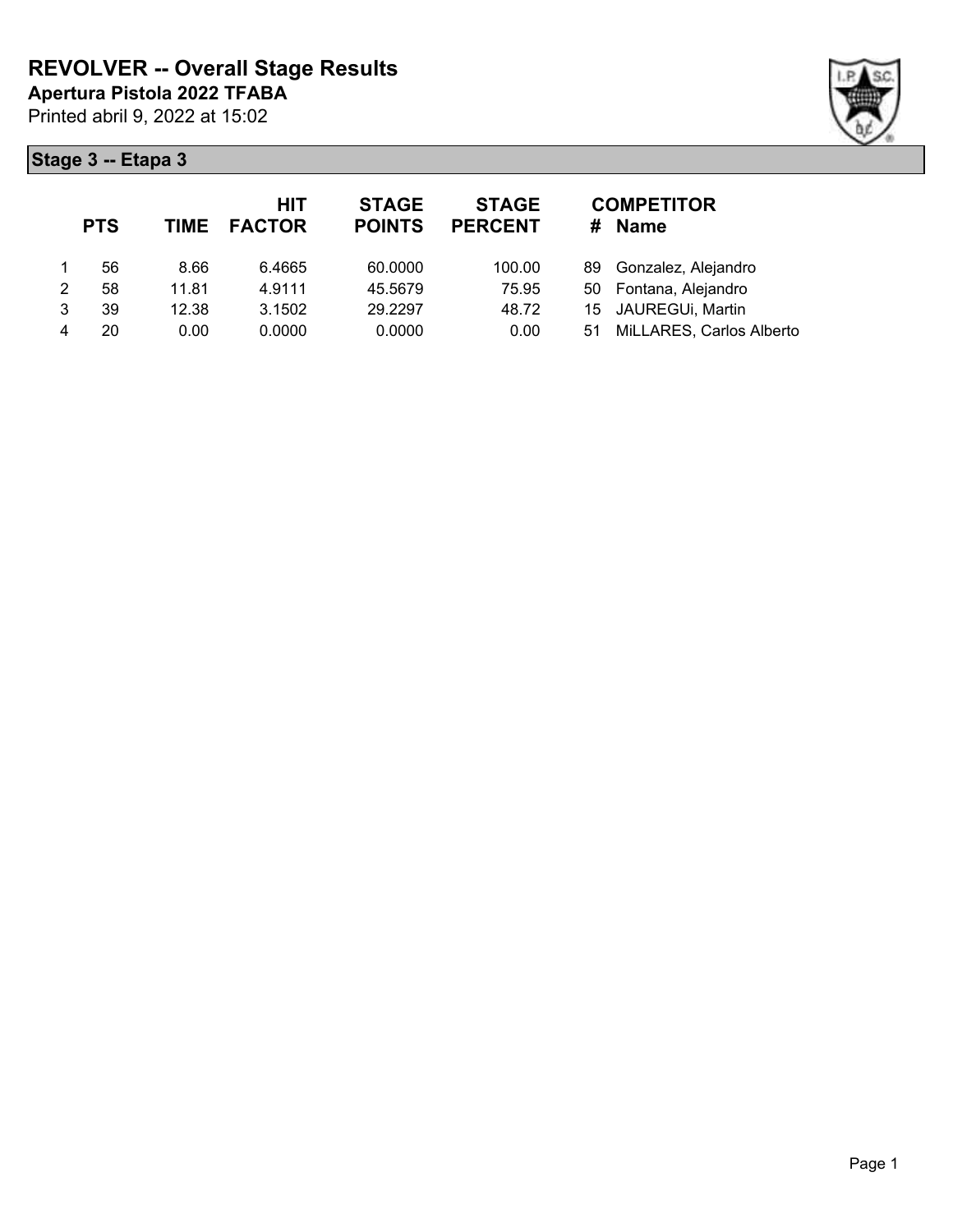# REVOLVER -- Overall Stage Results

**Apertura Pistola 2022 TFABA**

Printed abril 9, 2022 at 15:02

## Stage 3 -- Etapa 3

| | PTS | TIME | HIT FACTOR | STAGE POINTS | STAGE PERCENT | # | COMPETITOR Name |
|---|---|---|---|---|---|---|---|
| 1 | 56 | 8.66 | 6.4665 | 60.0000 | 100.00 | 89 | Gonzalez, Alejandro |
| 2 | 58 | 11.81 | 4.9111 | 45.5679 | 75.95 | 50 | Fontana, Alejandro |
| 3 | 39 | 12.38 | 3.1502 | 29.2297 | 48.72 | 15 | JAUREGUi, Martin |
| 4 | 20 | 0.00 | 0.0000 | 0.0000 | 0.00 | 51 | MiLLARES, Carlos Alberto |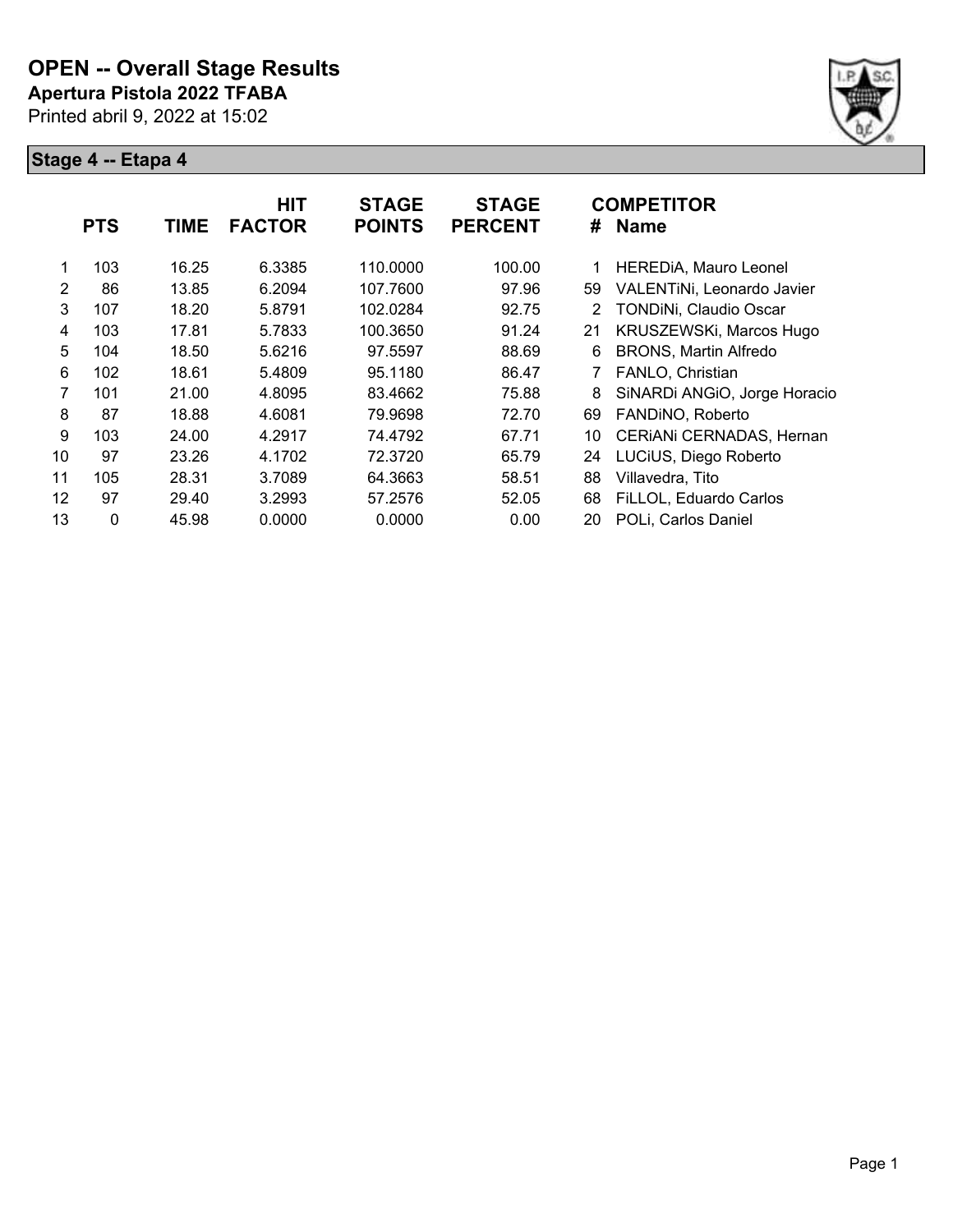# OPEN -- Overall Stage Results

**Apertura Pistola 2022 TFABA**

Printed abril 9, 2022 at 15:02

## Stage 4 -- Etapa 4

| | PTS | TIME | HIT FACTOR | STAGE POINTS | STAGE PERCENT | # | COMPETITOR Name |
|---|---|---|---|---|---|---|---|
| 1 | 103 | 16.25 | 6.3385 | 110.0000 | 100.00 | 1 | HEREDiA, Mauro Leonel |
| 2 | 86 | 13.85 | 6.2094 | 107.7600 | 97.96 | 59 | VALENTiNi, Leonardo Javier |
| 3 | 107 | 18.20 | 5.8791 | 102.0284 | 92.75 | 2 | TONDiNi, Claudio Oscar |
| 4 | 103 | 17.81 | 5.7833 | 100.3650 | 91.24 | 21 | KRUSZEWSKi, Marcos Hugo |
| 5 | 104 | 18.50 | 5.6216 | 97.5597 | 88.69 | 6 | BRONS, Martin Alfredo |
| 6 | 102 | 18.61 | 5.4809 | 95.1180 | 86.47 | 7 | FANLO, Christian |
| 7 | 101 | 21.00 | 4.8095 | 83.4662 | 75.88 | 8 | SiNARDi ANGiO, Jorge Horacio |
| 8 | 87 | 18.88 | 4.6081 | 79.9698 | 72.70 | 69 | FANDiNO, Roberto |
| 9 | 103 | 24.00 | 4.2917 | 74.4792 | 67.71 | 10 | CERiANi CERNADAS, Hernan |
| 10 | 97 | 23.26 | 4.1702 | 72.3720 | 65.79 | 24 | LUCiUS, Diego Roberto |
| 11 | 105 | 28.31 | 3.7089 | 64.3663 | 58.51 | 88 | Villavedra, Tito |
| 12 | 97 | 29.40 | 3.2993 | 57.2576 | 52.05 | 68 | FiLLOL, Eduardo Carlos |
| 13 | 0 | 45.98 | 0.0000 | 0.0000 | 0.00 | 20 | POLi, Carlos Daniel |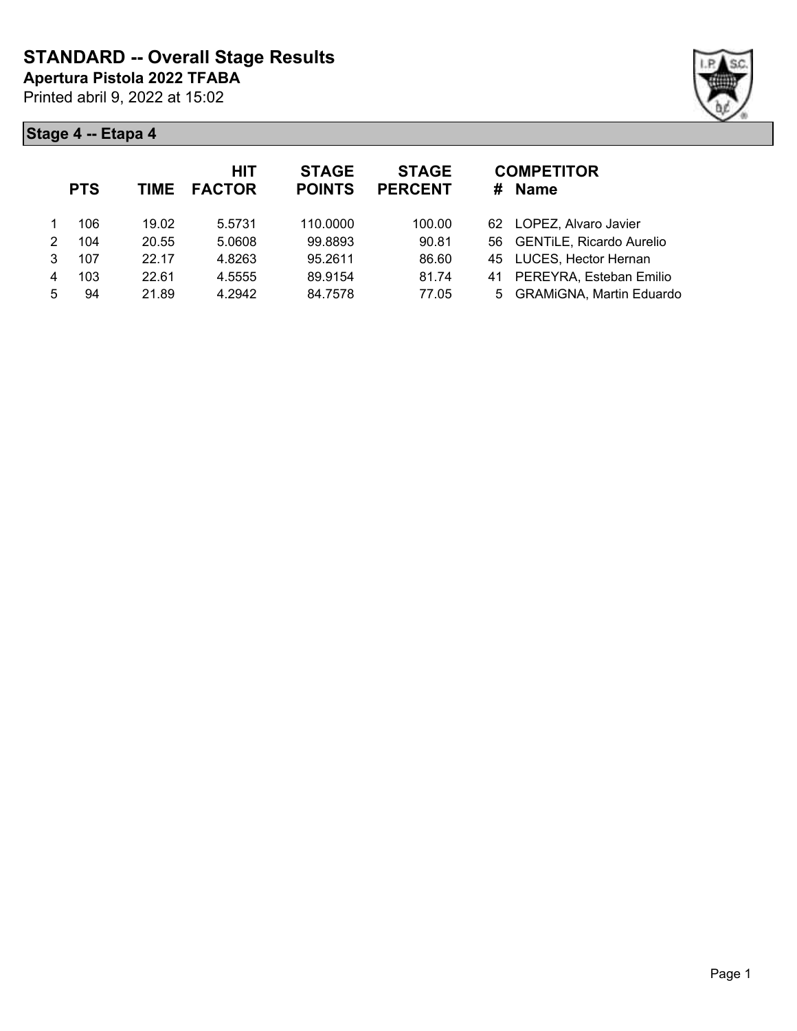# STANDARD -- Overall Stage Results

**Apertura Pistola 2022 TFABA**

Printed abril 9, 2022 at 15:02

## Stage 4 -- Etapa 4

| | PTS | TIME | HIT FACTOR | STAGE POINTS | STAGE PERCENT | # | COMPETITOR Name |
|---|---|---|---|---|---|---|---|
| 1 | 106 | 19.02 | 5.5731 | 110.0000 | 100.00 | 62 | LOPEZ, Alvaro Javier |
| 2 | 104 | 20.55 | 5.0608 | 99.8893 | 90.81 | 56 | GENTiLE, Ricardo Aurelio |
| 3 | 107 | 22.17 | 4.8263 | 95.2611 | 86.60 | 45 | LUCES, Hector Hernan |
| 4 | 103 | 22.61 | 4.5555 | 89.9154 | 81.74 | 41 | PEREYRA, Esteban Emilio |
| 5 | 94 | 21.89 | 4.2942 | 84.7578 | 77.05 | 5 | GRAMiGNA, Martin Eduardo |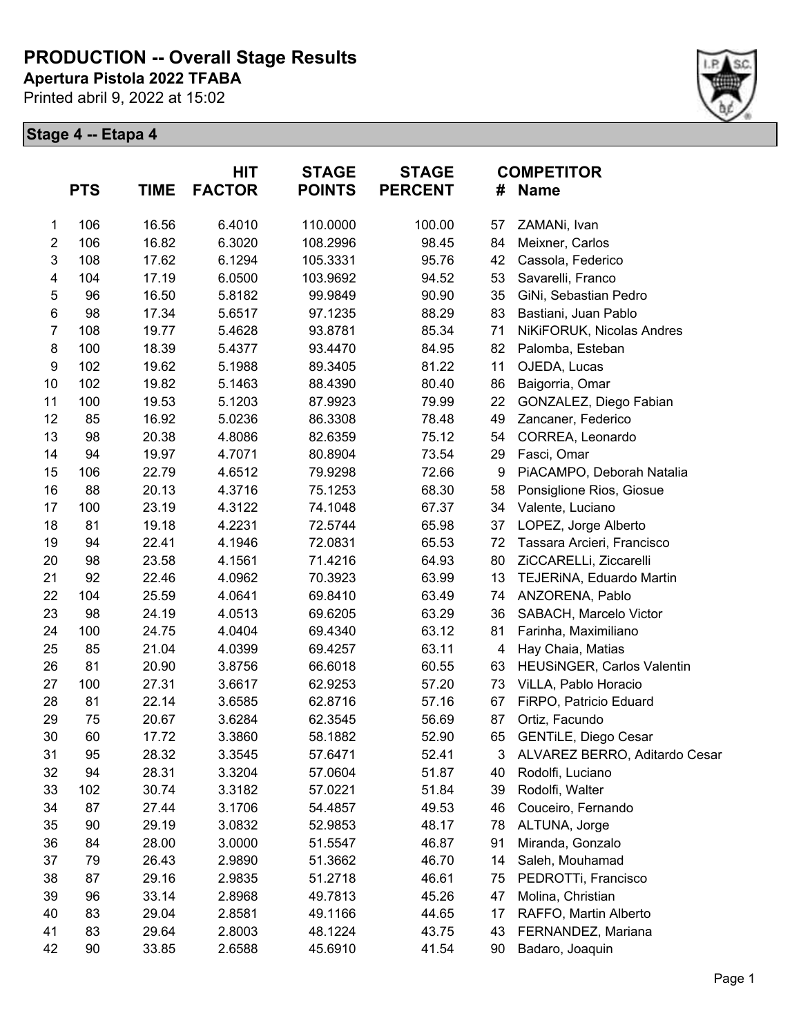# PRODUCTION -- Overall Stage Results

**Apertura Pistola 2022 TFABA**

Printed abril 9, 2022 at 15:02

## Stage 4 -- Etapa 4

| | PTS | TIME | HIT FACTOR | STAGE POINTS | STAGE PERCENT | # | COMPETITOR Name |
|---|---|---|---|---|---|---|---|
| 1 | 106 | 16.56 | 6.4010 | 110.0000 | 100.00 | 57 | ZAMANi, Ivan |
| 2 | 106 | 16.82 | 6.3020 | 108.2996 | 98.45 | 84 | Meixner, Carlos |
| 3 | 108 | 17.62 | 6.1294 | 105.3331 | 95.76 | 42 | Cassola, Federico |
| 4 | 104 | 17.19 | 6.0500 | 103.9692 | 94.52 | 53 | Savarelli, Franco |
| 5 | 96 | 16.50 | 5.8182 | 99.9849 | 90.90 | 35 | GiNi, Sebastian Pedro |
| 6 | 98 | 17.34 | 5.6517 | 97.1235 | 88.29 | 83 | Bastiani, Juan Pablo |
| 7 | 108 | 19.77 | 5.4628 | 93.8781 | 85.34 | 71 | NiKiFORUK, Nicolas Andres |
| 8 | 100 | 18.39 | 5.4377 | 93.4470 | 84.95 | 82 | Palomba, Esteban |
| 9 | 102 | 19.62 | 5.1988 | 89.3405 | 81.22 | 11 | OJEDA, Lucas |
| 10 | 102 | 19.82 | 5.1463 | 88.4390 | 80.40 | 86 | Baigorria, Omar |
| 11 | 100 | 19.53 | 5.1203 | 87.9923 | 79.99 | 22 | GONZALEZ, Diego Fabian |
| 12 | 85 | 16.92 | 5.0236 | 86.3308 | 78.48 | 49 | Zancaner, Federico |
| 13 | 98 | 20.38 | 4.8086 | 82.6359 | 75.12 | 54 | CORREA, Leonardo |
| 14 | 94 | 19.97 | 4.7071 | 80.8904 | 73.54 | 29 | Fasci, Omar |
| 15 | 106 | 22.79 | 4.6512 | 79.9298 | 72.66 | 9 | PiACAMPO, Deborah Natalia |
| 16 | 88 | 20.13 | 4.3716 | 75.1253 | 68.30 | 58 | Ponsiglione Rios, Giosue |
| 17 | 100 | 23.19 | 4.3122 | 74.1048 | 67.37 | 34 | Valente, Luciano |
| 18 | 81 | 19.18 | 4.2231 | 72.5744 | 65.98 | 37 | LOPEZ, Jorge Alberto |
| 19 | 94 | 22.41 | 4.1946 | 72.0831 | 65.53 | 72 | Tassara Arcieri, Francisco |
| 20 | 98 | 23.58 | 4.1561 | 71.4216 | 64.93 | 80 | ZiCCARELLi, Ziccarelli |
| 21 | 92 | 22.46 | 4.0962 | 70.3923 | 63.99 | 13 | TEJERiNA, Eduardo Martin |
| 22 | 104 | 25.59 | 4.0641 | 69.8410 | 63.49 | 74 | ANZORENA, Pablo |
| 23 | 98 | 24.19 | 4.0513 | 69.6205 | 63.29 | 36 | SABACH, Marcelo Victor |
| 24 | 100 | 24.75 | 4.0404 | 69.4340 | 63.12 | 81 | Farinha, Maximiliano |
| 25 | 85 | 21.04 | 4.0399 | 69.4257 | 63.11 | 4 | Hay Chaia, Matias |
| 26 | 81 | 20.90 | 3.8756 | 66.6018 | 60.55 | 63 | HEUSiNGER, Carlos Valentin |
| 27 | 100 | 27.31 | 3.6617 | 62.9253 | 57.20 | 73 | ViLLA, Pablo Horacio |
| 28 | 81 | 22.14 | 3.6585 | 62.8716 | 57.16 | 67 | FiRPO, Patricio Eduard |
| 29 | 75 | 20.67 | 3.6284 | 62.3545 | 56.69 | 87 | Ortiz, Facundo |
| 30 | 60 | 17.72 | 3.3860 | 58.1882 | 52.90 | 65 | GENTiLE, Diego Cesar |
| 31 | 95 | 28.32 | 3.3545 | 57.6471 | 52.41 | 3 | ALVAREZ BERRO, Aditardo Cesar |
| 32 | 94 | 28.31 | 3.3204 | 57.0604 | 51.87 | 40 | Rodolfi, Luciano |
| 33 | 102 | 30.74 | 3.3182 | 57.0221 | 51.84 | 39 | Rodolfi, Walter |
| 34 | 87 | 27.44 | 3.1706 | 54.4857 | 49.53 | 46 | Couceiro, Fernando |
| 35 | 90 | 29.19 | 3.0832 | 52.9853 | 48.17 | 78 | ALTUNA, Jorge |
| 36 | 84 | 28.00 | 3.0000 | 51.5547 | 46.87 | 91 | Miranda, Gonzalo |
| 37 | 79 | 26.43 | 2.9890 | 51.3662 | 46.70 | 14 | Saleh, Mouhamad |
| 38 | 87 | 29.16 | 2.9835 | 51.2718 | 46.61 | 75 | PEDROTTi, Francisco |
| 39 | 96 | 33.14 | 2.8968 | 49.7813 | 45.26 | 47 | Molina, Christian |
| 40 | 83 | 29.04 | 2.8581 | 49.1166 | 44.65 | 17 | RAFFO, Martin Alberto |
| 41 | 83 | 29.64 | 2.8003 | 48.1224 | 43.75 | 43 | FERNANDEZ, Mariana |
| 42 | 90 | 33.85 | 2.6588 | 45.6910 | 41.54 | 90 | Badaro, Joaquin |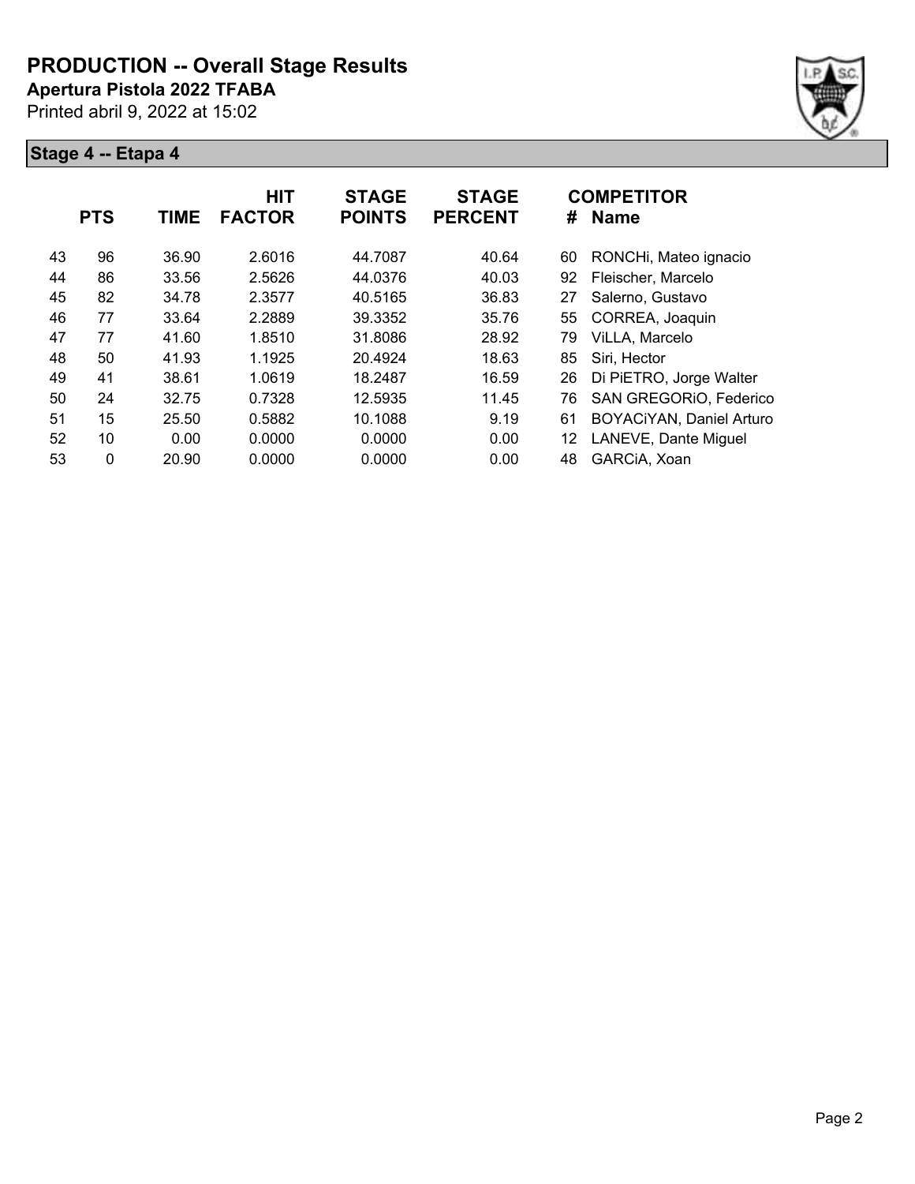# PRODUCTION -- Overall Stage Results

**Apertura Pistola 2022 TFABA**

Printed abril 9, 2022 at 15:02

## Stage 4 -- Etapa 4

| | PTS | TIME | HIT FACTOR | STAGE POINTS | STAGE PERCENT | # | COMPETITOR Name |
|---|---|---|---|---|---|---|---|
| 43 | 96 | 36.90 | 2.6016 | 44.7087 | 40.64 | 60 | RONCHi, Mateo ignacio |
| 44 | 86 | 33.56 | 2.5626 | 44.0376 | 40.03 | 92 | Fleischer, Marcelo |
| 45 | 82 | 34.78 | 2.3577 | 40.5165 | 36.83 | 27 | Salerno, Gustavo |
| 46 | 77 | 33.64 | 2.2889 | 39.3352 | 35.76 | 55 | CORREA, Joaquin |
| 47 | 77 | 41.60 | 1.8510 | 31.8086 | 28.92 | 79 | ViLLA, Marcelo |
| 48 | 50 | 41.93 | 1.1925 | 20.4924 | 18.63 | 85 | Siri, Hector |
| 49 | 41 | 38.61 | 1.0619 | 18.2487 | 16.59 | 26 | Di PiETRO, Jorge Walter |
| 50 | 24 | 32.75 | 0.7328 | 12.5935 | 11.45 | 76 | SAN GREGORiO, Federico |
| 51 | 15 | 25.50 | 0.5882 | 10.1088 | 9.19 | 61 | BOYACiYAN, Daniel Arturo |
| 52 | 10 | 0.00 | 0.0000 | 0.0000 | 0.00 | 12 | LANEVE, Dante Miguel |
| 53 | 0 | 20.90 | 0.0000 | 0.0000 | 0.00 | 48 | GARCiA, Xoan |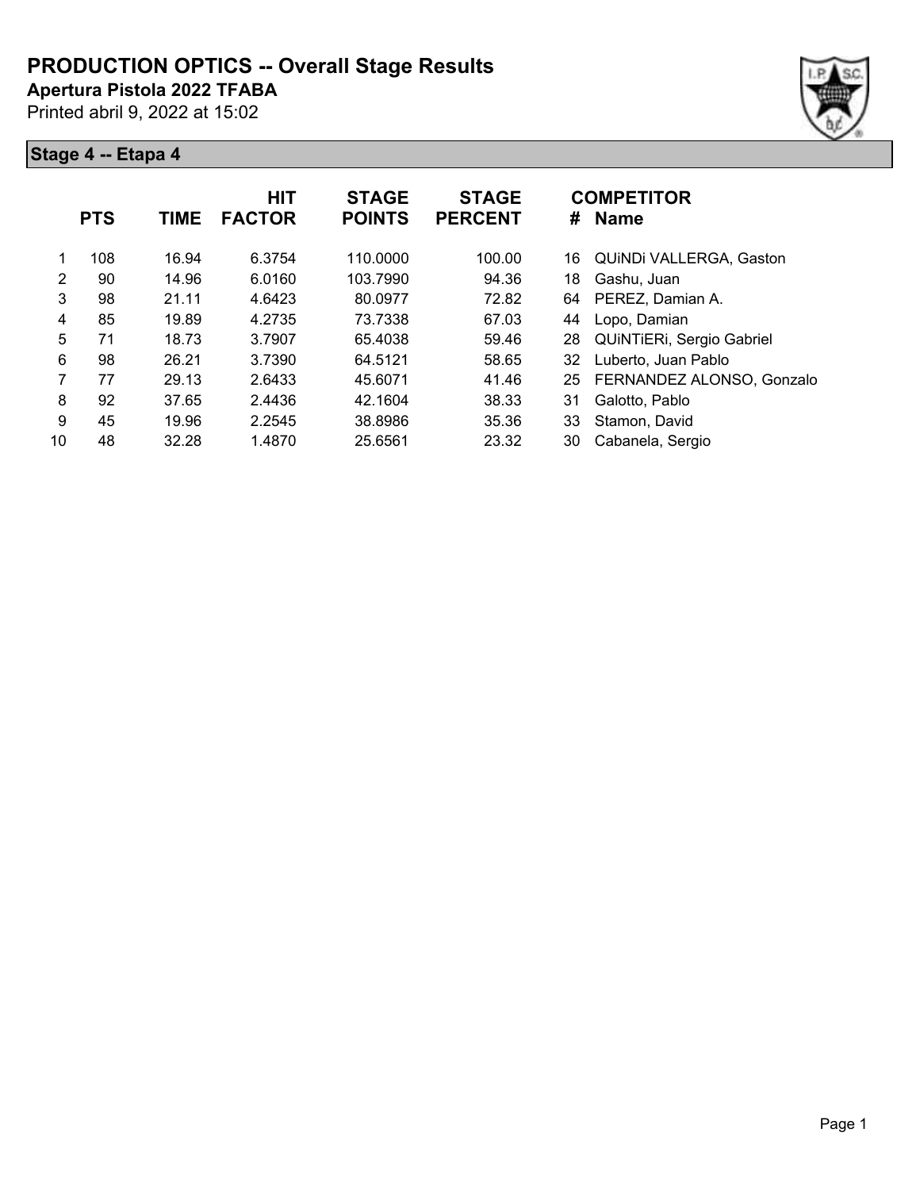# PRODUCTION OPTICS -- Overall Stage Results

**Apertura Pistola 2022 TFABA**

Printed abril 9, 2022 at 15:02

## Stage 4 -- Etapa 4

| | PTS | TIME | HIT FACTOR | STAGE POINTS | STAGE PERCENT | # | COMPETITOR Name |
|---|---|---|---|---|---|---|---|
| 1 | 108 | 16.94 | 6.3754 | 110.0000 | 100.00 | 16 | QUiNDi VALLERGA, Gaston |
| 2 | 90 | 14.96 | 6.0160 | 103.7990 | 94.36 | 18 | Gashu, Juan |
| 3 | 98 | 21.11 | 4.6423 | 80.0977 | 72.82 | 64 | PEREZ, Damian A. |
| 4 | 85 | 19.89 | 4.2735 | 73.7338 | 67.03 | 44 | Lopo, Damian |
| 5 | 71 | 18.73 | 3.7907 | 65.4038 | 59.46 | 28 | QUiNTiERi, Sergio Gabriel |
| 6 | 98 | 26.21 | 3.7390 | 64.5121 | 58.65 | 32 | Luberto, Juan Pablo |
| 7 | 77 | 29.13 | 2.6433 | 45.6071 | 41.46 | 25 | FERNANDEZ ALONSO, Gonzalo |
| 8 | 92 | 37.65 | 2.4436 | 42.1604 | 38.33 | 31 | Galotto, Pablo |
| 9 | 45 | 19.96 | 2.2545 | 38.8986 | 35.36 | 33 | Stamon, David |
| 10 | 48 | 32.28 | 1.4870 | 25.6561 | 23.32 | 30 | Cabanela, Sergio |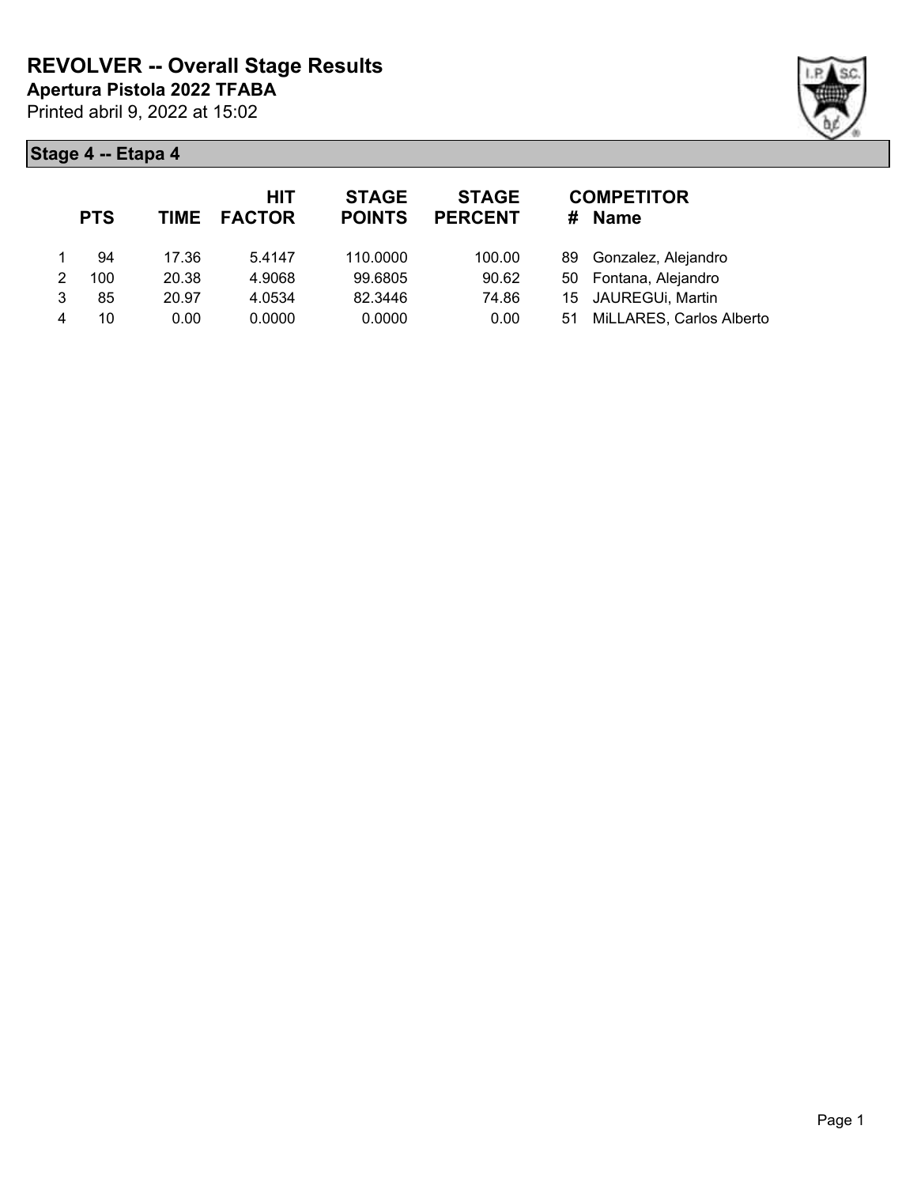# REVOLVER -- Overall Stage Results

**Apertura Pistola 2022 TFABA**

Printed abril 9, 2022 at 15:02

## Stage 4 -- Etapa 4

| | PTS | TIME | HIT FACTOR | STAGE POINTS | STAGE PERCENT | # | COMPETITOR Name |
|---|---|---|---|---|---|---|---|
| 1 | 94 | 17.36 | 5.4147 | 110.0000 | 100.00 | 89 | Gonzalez, Alejandro |
| 2 | 100 | 20.38 | 4.9068 | 99.6805 | 90.62 | 50 | Fontana, Alejandro |
| 3 | 85 | 20.97 | 4.0534 | 82.3446 | 74.86 | 15 | JAUREGUi, Martin |
| 4 | 10 | 0.00 | 0.0000 | 0.0000 | 0.00 | 51 | MiLLARES, Carlos Alberto |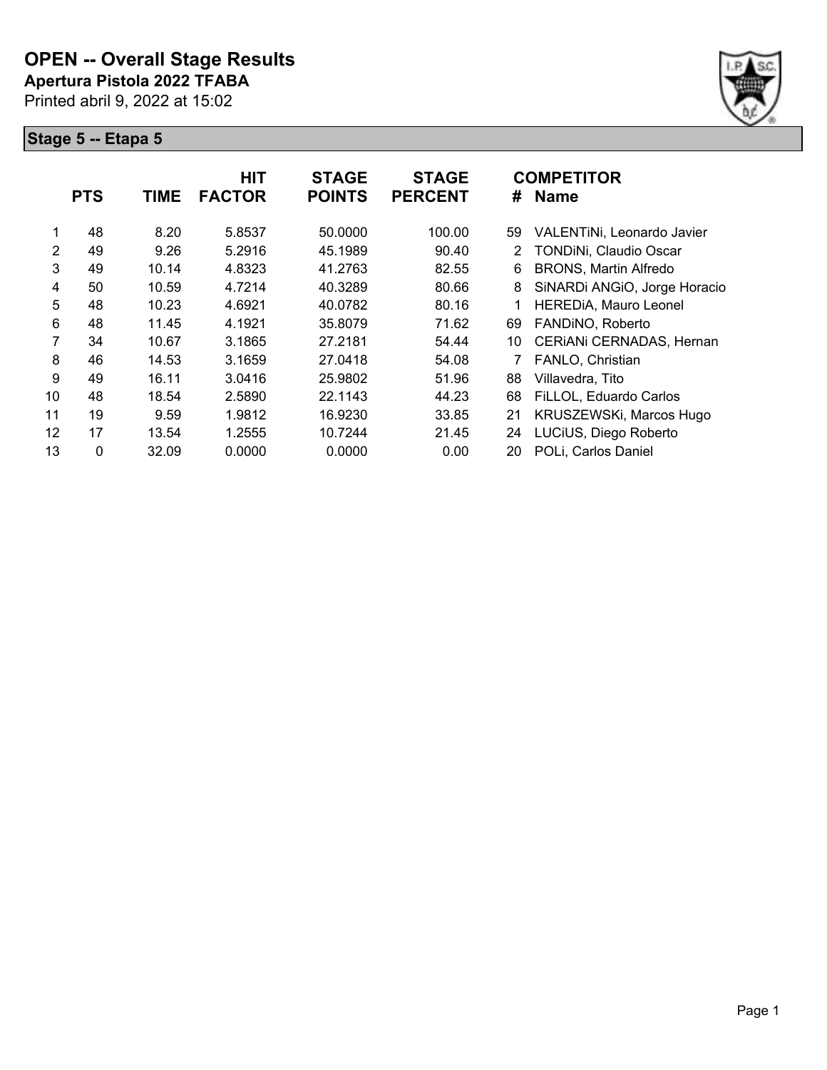# OPEN -- Overall Stage Results

**Apertura Pistola 2022 TFABA**

Printed abril 9, 2022 at 15:02

## Stage 5 -- Etapa 5

| | PTS | TIME | HIT FACTOR | STAGE POINTS | STAGE PERCENT | # | COMPETITOR Name |
|---|---|---|---|---|---|---|---|
| 1 | 48 | 8.20 | 5.8537 | 50.0000 | 100.00 | 59 | VALENTiNi, Leonardo Javier |
| 2 | 49 | 9.26 | 5.2916 | 45.1989 | 90.40 | 2 | TONDiNi, Claudio Oscar |
| 3 | 49 | 10.14 | 4.8323 | 41.2763 | 82.55 | 6 | BRONS, Martin Alfredo |
| 4 | 50 | 10.59 | 4.7214 | 40.3289 | 80.66 | 8 | SiNARDi ANGiO, Jorge Horacio |
| 5 | 48 | 10.23 | 4.6921 | 40.0782 | 80.16 | 1 | HEREDiA, Mauro Leonel |
| 6 | 48 | 11.45 | 4.1921 | 35.8079 | 71.62 | 69 | FANDiNO, Roberto |
| 7 | 34 | 10.67 | 3.1865 | 27.2181 | 54.44 | 10 | CERiANi CERNADAS, Hernan |
| 8 | 46 | 14.53 | 3.1659 | 27.0418 | 54.08 | 7 | FANLO, Christian |
| 9 | 49 | 16.11 | 3.0416 | 25.9802 | 51.96 | 88 | Villavedra, Tito |
| 10 | 48 | 18.54 | 2.5890 | 22.1143 | 44.23 | 68 | FiLLOL, Eduardo Carlos |
| 11 | 19 | 9.59 | 1.9812 | 16.9230 | 33.85 | 21 | KRUSZEWSKi, Marcos Hugo |
| 12 | 17 | 13.54 | 1.2555 | 10.7244 | 21.45 | 24 | LUCiUS, Diego Roberto |
| 13 | 0 | 32.09 | 0.0000 | 0.0000 | 0.00 | 20 | POLi, Carlos Daniel |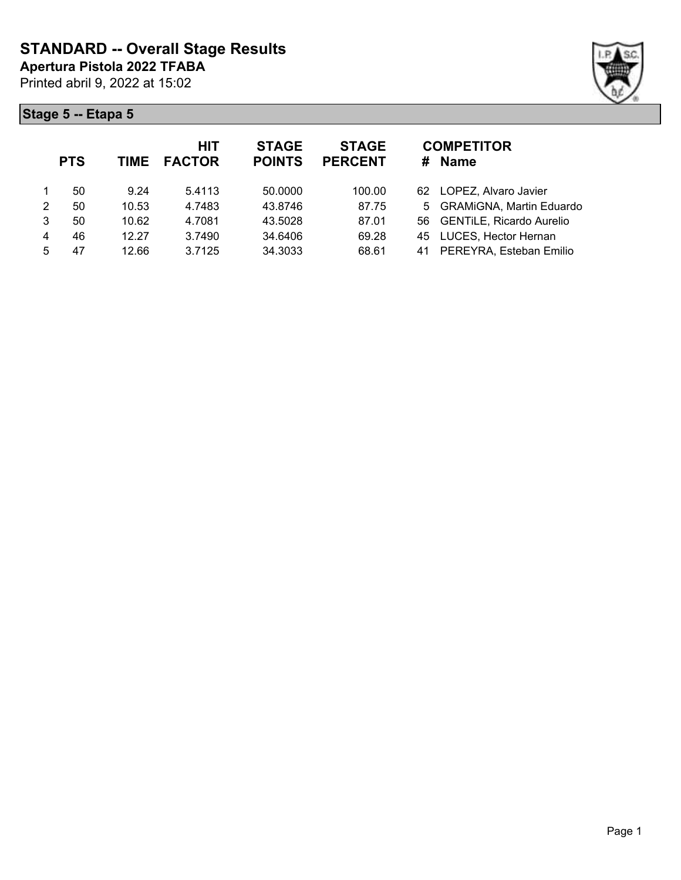# STANDARD -- Overall Stage Results

**Apertura Pistola 2022 TFABA**

Printed abril 9, 2022 at 15:02

## Stage 5 -- Etapa 5

| | PTS | TIME | HIT FACTOR | STAGE POINTS | STAGE PERCENT | # | COMPETITOR Name |
|---|---|---|---|---|---|---|---|
| 1 | 50 | 9.24 | 5.4113 | 50.0000 | 100.00 | 62 | LOPEZ, Alvaro Javier |
| 2 | 50 | 10.53 | 4.7483 | 43.8746 | 87.75 | 5 | GRAMiGNA, Martin Eduardo |
| 3 | 50 | 10.62 | 4.7081 | 43.5028 | 87.01 | 56 | GENTiLE, Ricardo Aurelio |
| 4 | 46 | 12.27 | 3.7490 | 34.6406 | 69.28 | 45 | LUCES, Hector Hernan |
| 5 | 47 | 12.66 | 3.7125 | 34.3033 | 68.61 | 41 | PEREYRA, Esteban Emilio |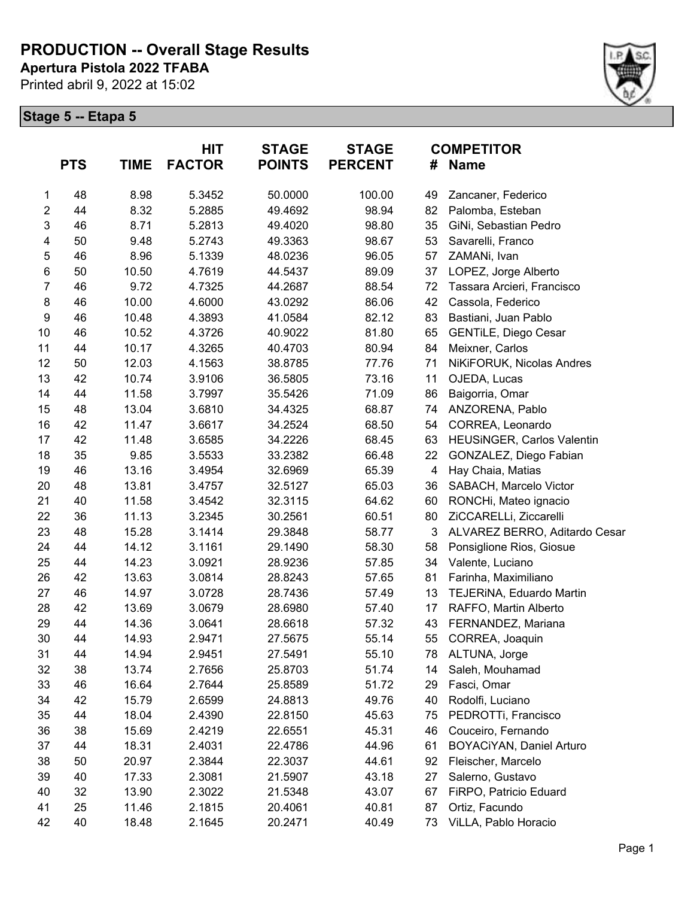# PRODUCTION -- Overall Stage Results

**Apertura Pistola 2022 TFABA**

Printed abril 9, 2022 at 15:02

## Stage 5 -- Etapa 5

| | PTS | TIME | HIT FACTOR | STAGE POINTS | STAGE PERCENT | # | COMPETITOR Name |
|---|---|---|---|---|---|---|---|
| 1 | 48 | 8.98 | 5.3452 | 50.0000 | 100.00 | 49 | Zancaner, Federico |
| 2 | 44 | 8.32 | 5.2885 | 49.4692 | 98.94 | 82 | Palomba, Esteban |
| 3 | 46 | 8.71 | 5.2813 | 49.4020 | 98.80 | 35 | GiNi, Sebastian Pedro |
| 4 | 50 | 9.48 | 5.2743 | 49.3363 | 98.67 | 53 | Savarelli, Franco |
| 5 | 46 | 8.96 | 5.1339 | 48.0236 | 96.05 | 57 | ZAMANi, Ivan |
| 6 | 50 | 10.50 | 4.7619 | 44.5437 | 89.09 | 37 | LOPEZ, Jorge Alberto |
| 7 | 46 | 9.72 | 4.7325 | 44.2687 | 88.54 | 72 | Tassara Arcieri, Francisco |
| 8 | 46 | 10.00 | 4.6000 | 43.0292 | 86.06 | 42 | Cassola, Federico |
| 9 | 46 | 10.48 | 4.3893 | 41.0584 | 82.12 | 83 | Bastiani, Juan Pablo |
| 10 | 46 | 10.52 | 4.3726 | 40.9022 | 81.80 | 65 | GENTiLE, Diego Cesar |
| 11 | 44 | 10.17 | 4.3265 | 40.4703 | 80.94 | 84 | Meixner, Carlos |
| 12 | 50 | 12.03 | 4.1563 | 38.8785 | 77.76 | 71 | NiKiFORUK, Nicolas Andres |
| 13 | 42 | 10.74 | 3.9106 | 36.5805 | 73.16 | 11 | OJEDA, Lucas |
| 14 | 44 | 11.58 | 3.7997 | 35.5426 | 71.09 | 86 | Baigorria, Omar |
| 15 | 48 | 13.04 | 3.6810 | 34.4325 | 68.87 | 74 | ANZORENA, Pablo |
| 16 | 42 | 11.47 | 3.6617 | 34.2524 | 68.50 | 54 | CORREA, Leonardo |
| 17 | 42 | 11.48 | 3.6585 | 34.2226 | 68.45 | 63 | HEUSiNGER, Carlos Valentin |
| 18 | 35 | 9.85 | 3.5533 | 33.2382 | 66.48 | 22 | GONZALEZ, Diego Fabian |
| 19 | 46 | 13.16 | 3.4954 | 32.6969 | 65.39 | 4 | Hay Chaia, Matias |
| 20 | 48 | 13.81 | 3.4757 | 32.5127 | 65.03 | 36 | SABACH, Marcelo Victor |
| 21 | 40 | 11.58 | 3.4542 | 32.3115 | 64.62 | 60 | RONCHi, Mateo ignacio |
| 22 | 36 | 11.13 | 3.2345 | 30.2561 | 60.51 | 80 | ZiCCARELLi, Ziccarelli |
| 23 | 48 | 15.28 | 3.1414 | 29.3848 | 58.77 | 3 | ALVAREZ BERRO, Aditardo Cesar |
| 24 | 44 | 14.12 | 3.1161 | 29.1490 | 58.30 | 58 | Ponsiglione Rios, Giosue |
| 25 | 44 | 14.23 | 3.0921 | 28.9236 | 57.85 | 34 | Valente, Luciano |
| 26 | 42 | 13.63 | 3.0814 | 28.8243 | 57.65 | 81 | Farinha, Maximiliano |
| 27 | 46 | 14.97 | 3.0728 | 28.7436 | 57.49 | 13 | TEJERiNA, Eduardo Martin |
| 28 | 42 | 13.69 | 3.0679 | 28.6980 | 57.40 | 17 | RAFFO, Martin Alberto |
| 29 | 44 | 14.36 | 3.0641 | 28.6618 | 57.32 | 43 | FERNANDEZ, Mariana |
| 30 | 44 | 14.93 | 2.9471 | 27.5675 | 55.14 | 55 | CORREA, Joaquin |
| 31 | 44 | 14.94 | 2.9451 | 27.5491 | 55.10 | 78 | ALTUNA, Jorge |
| 32 | 38 | 13.74 | 2.7656 | 25.8703 | 51.74 | 14 | Saleh, Mouhamad |
| 33 | 46 | 16.64 | 2.7644 | 25.8589 | 51.72 | 29 | Fasci, Omar |
| 34 | 42 | 15.79 | 2.6599 | 24.8813 | 49.76 | 40 | Rodolfi, Luciano |
| 35 | 44 | 18.04 | 2.4390 | 22.8150 | 45.63 | 75 | PEDROTTi, Francisco |
| 36 | 38 | 15.69 | 2.4219 | 22.6551 | 45.31 | 46 | Couceiro, Fernando |
| 37 | 44 | 18.31 | 2.4031 | 22.4786 | 44.96 | 61 | BOYACiYAN, Daniel Arturo |
| 38 | 50 | 20.97 | 2.3844 | 22.3037 | 44.61 | 92 | Fleischer, Marcelo |
| 39 | 40 | 17.33 | 2.3081 | 21.5907 | 43.18 | 27 | Salerno, Gustavo |
| 40 | 32 | 13.90 | 2.3022 | 21.5348 | 43.07 | 67 | FiRPO, Patricio Eduard |
| 41 | 25 | 11.46 | 2.1815 | 20.4061 | 40.81 | 87 | Ortiz, Facundo |
| 42 | 40 | 18.48 | 2.1645 | 20.2471 | 40.49 | 73 | ViLLA, Pablo Horacio |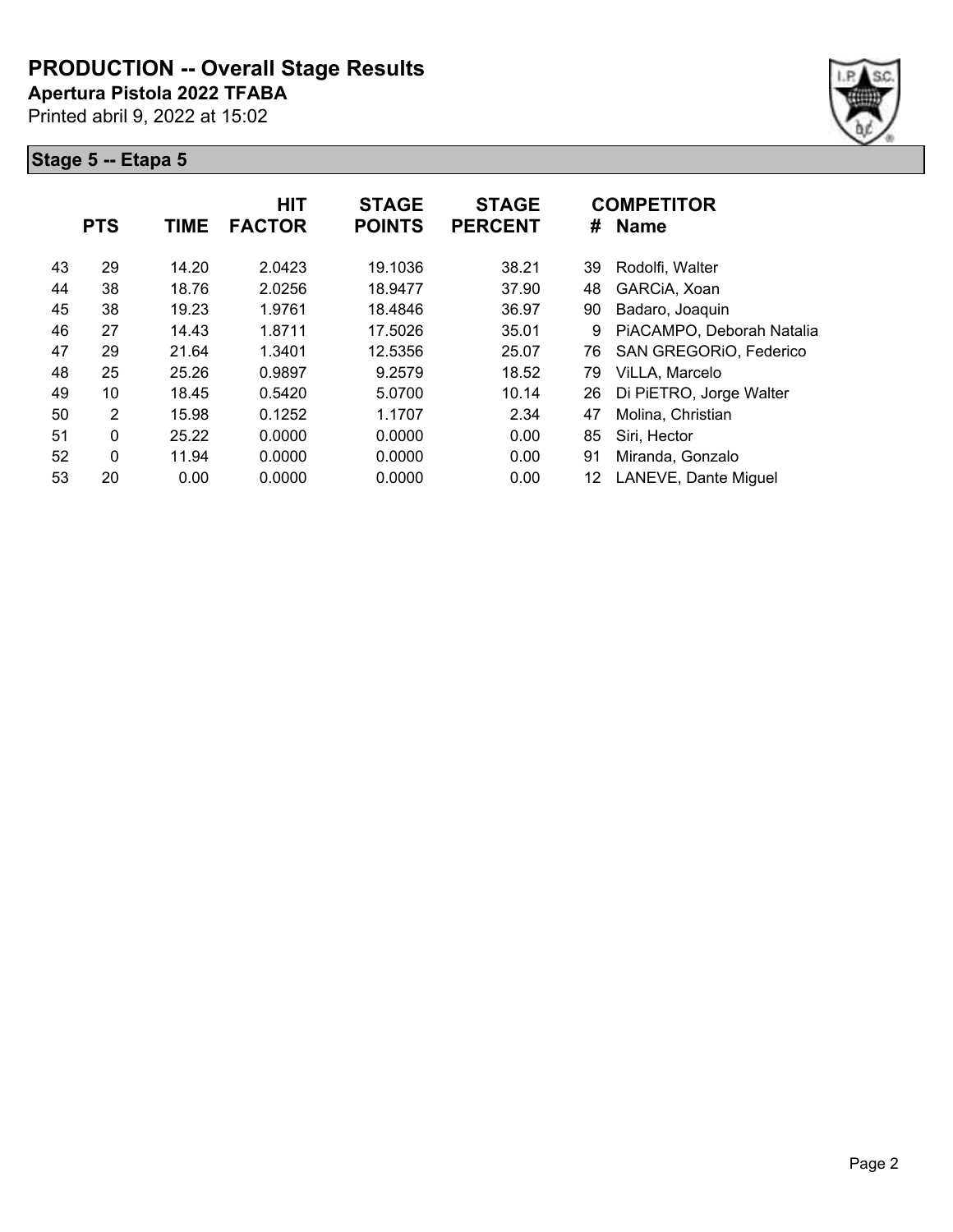# PRODUCTION -- Overall Stage Results

**Apertura Pistola 2022 TFABA**

Printed abril 9, 2022 at 15:02

## Stage 5 -- Etapa 5

| | PTS | TIME | HIT FACTOR | STAGE POINTS | STAGE PERCENT | # | COMPETITOR Name |
|---|---|---|---|---|---|---|---|
| 43 | 29 | 14.20 | 2.0423 | 19.1036 | 38.21 | 39 | Rodolfi, Walter |
| 44 | 38 | 18.76 | 2.0256 | 18.9477 | 37.90 | 48 | GARCiA, Xoan |
| 45 | 38 | 19.23 | 1.9761 | 18.4846 | 36.97 | 90 | Badaro, Joaquin |
| 46 | 27 | 14.43 | 1.8711 | 17.5026 | 35.01 | 9 | PiACAMPO, Deborah Natalia |
| 47 | 29 | 21.64 | 1.3401 | 12.5356 | 25.07 | 76 | SAN GREGORiO, Federico |
| 48 | 25 | 25.26 | 0.9897 | 9.2579 | 18.52 | 79 | ViLLA, Marcelo |
| 49 | 10 | 18.45 | 0.5420 | 5.0700 | 10.14 | 26 | Di PiETRO, Jorge Walter |
| 50 | 2 | 15.98 | 0.1252 | 1.1707 | 2.34 | 47 | Molina, Christian |
| 51 | 0 | 25.22 | 0.0000 | 0.0000 | 0.00 | 85 | Siri, Hector |
| 52 | 0 | 11.94 | 0.0000 | 0.0000 | 0.00 | 91 | Miranda, Gonzalo |
| 53 | 20 | 0.00 | 0.0000 | 0.0000 | 0.00 | 12 | LANEVE, Dante Miguel |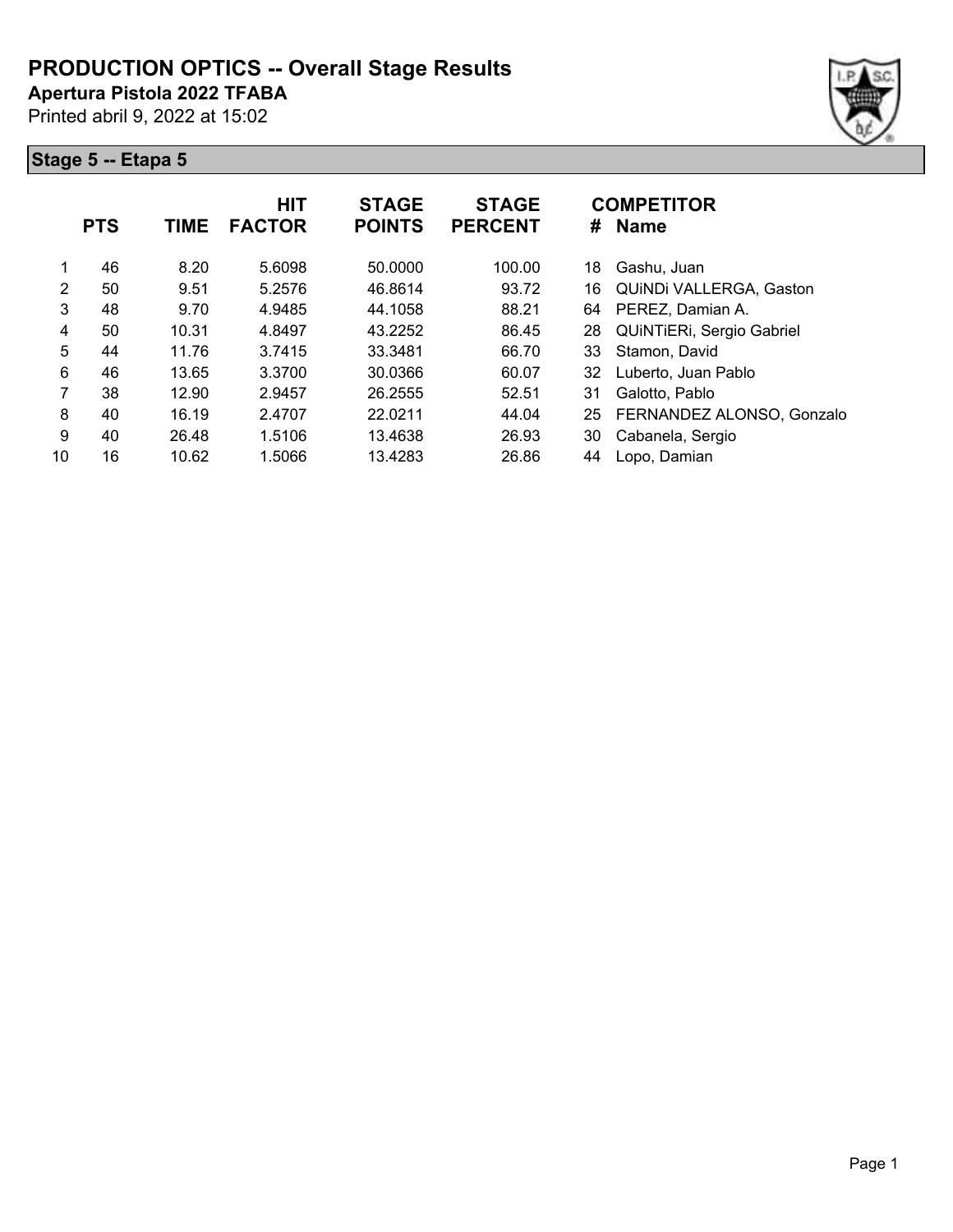# PRODUCTION OPTICS -- Overall Stage Results

**Apertura Pistola 2022 TFABA**

Printed abril 9, 2022 at 15:02

## Stage 5 -- Etapa 5

| | PTS | TIME | HIT FACTOR | STAGE POINTS | STAGE PERCENT | # | COMPETITOR Name |
|---|---|---|---|---|---|---|---|
| 1 | 46 | 8.20 | 5.6098 | 50.0000 | 100.00 | 18 | Gashu, Juan |
| 2 | 50 | 9.51 | 5.2576 | 46.8614 | 93.72 | 16 | QUiNDi VALLERGA, Gaston |
| 3 | 48 | 9.70 | 4.9485 | 44.1058 | 88.21 | 64 | PEREZ, Damian A. |
| 4 | 50 | 10.31 | 4.8497 | 43.2252 | 86.45 | 28 | QUiNTiERi, Sergio Gabriel |
| 5 | 44 | 11.76 | 3.7415 | 33.3481 | 66.70 | 33 | Stamon, David |
| 6 | 46 | 13.65 | 3.3700 | 30.0366 | 60.07 | 32 | Luberto, Juan Pablo |
| 7 | 38 | 12.90 | 2.9457 | 26.2555 | 52.51 | 31 | Galotto, Pablo |
| 8 | 40 | 16.19 | 2.4707 | 22.0211 | 44.04 | 25 | FERNANDEZ ALONSO, Gonzalo |
| 9 | 40 | 26.48 | 1.5106 | 13.4638 | 26.93 | 30 | Cabanela, Sergio |
| 10 | 16 | 10.62 | 1.5066 | 13.4283 | 26.86 | 44 | Lopo, Damian |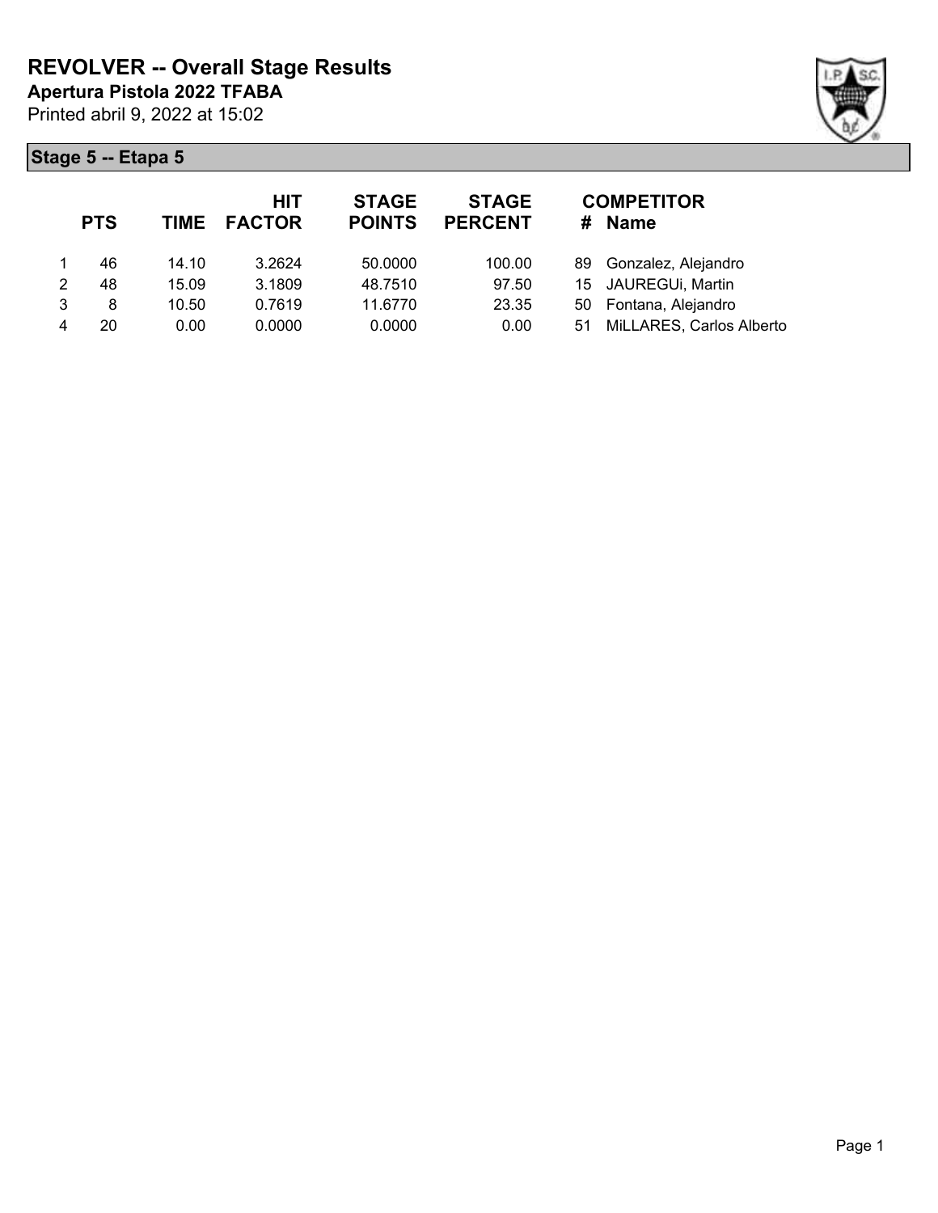# REVOLVER -- Overall Stage Results

**Apertura Pistola 2022 TFABA**

Printed abril 9, 2022 at 15:02

## Stage 5 -- Etapa 5

| | PTS | TIME | HIT FACTOR | STAGE POINTS | STAGE PERCENT | # | COMPETITOR Name |
|---|---|---|---|---|---|---|---|
| 1 | 46 | 14.10 | 3.2624 | 50.0000 | 100.00 | 89 | Gonzalez, Alejandro |
| 2 | 48 | 15.09 | 3.1809 | 48.7510 | 97.50 | 15 | JAUREGUi, Martin |
| 3 | 8 | 10.50 | 0.7619 | 11.6770 | 23.35 | 50 | Fontana, Alejandro |
| 4 | 20 | 0.00 | 0.0000 | 0.0000 | 0.00 | 51 | MiLLARES, Carlos Alberto |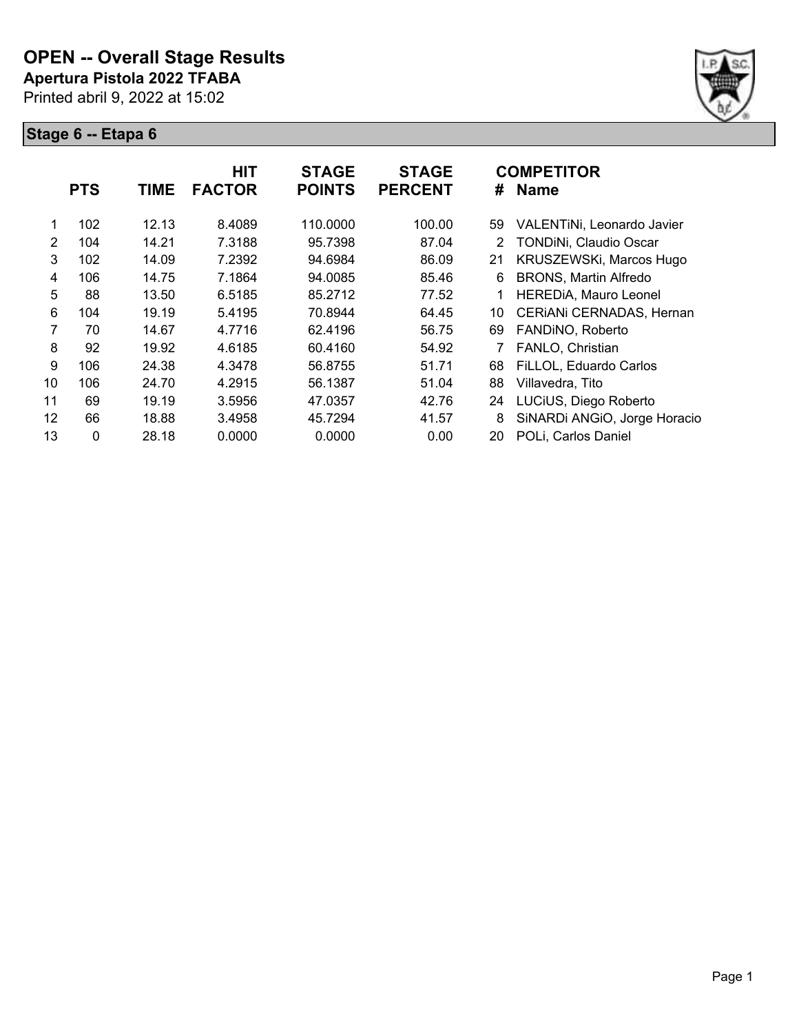# OPEN -- Overall Stage Results

**Apertura Pistola 2022 TFABA**

Printed abril 9, 2022 at 15:02

## Stage 6 -- Etapa 6

| | PTS | TIME | HIT FACTOR | STAGE POINTS | STAGE PERCENT | # | COMPETITOR Name |
|---|---|---|---|---|---|---|---|
| 1 | 102 | 12.13 | 8.4089 | 110.0000 | 100.00 | 59 | VALENTiNi, Leonardo Javier |
| 2 | 104 | 14.21 | 7.3188 | 95.7398 | 87.04 | 2 | TONDiNi, Claudio Oscar |
| 3 | 102 | 14.09 | 7.2392 | 94.6984 | 86.09 | 21 | KRUSZEWSKi, Marcos Hugo |
| 4 | 106 | 14.75 | 7.1864 | 94.0085 | 85.46 | 6 | BRONS, Martin Alfredo |
| 5 | 88 | 13.50 | 6.5185 | 85.2712 | 77.52 | 1 | HEREDiA, Mauro Leonel |
| 6 | 104 | 19.19 | 5.4195 | 70.8944 | 64.45 | 10 | CERiANi CERNADAS, Hernan |
| 7 | 70 | 14.67 | 4.7716 | 62.4196 | 56.75 | 69 | FANDiNO, Roberto |
| 8 | 92 | 19.92 | 4.6185 | 60.4160 | 54.92 | 7 | FANLO, Christian |
| 9 | 106 | 24.38 | 4.3478 | 56.8755 | 51.71 | 68 | FiLLOL, Eduardo Carlos |
| 10 | 106 | 24.70 | 4.2915 | 56.1387 | 51.04 | 88 | Villavedra, Tito |
| 11 | 69 | 19.19 | 3.5956 | 47.0357 | 42.76 | 24 | LUCiUS, Diego Roberto |
| 12 | 66 | 18.88 | 3.4958 | 45.7294 | 41.57 | 8 | SiNARDi ANGiO, Jorge Horacio |
| 13 | 0 | 28.18 | 0.0000 | 0.0000 | 0.00 | 20 | POLi, Carlos Daniel |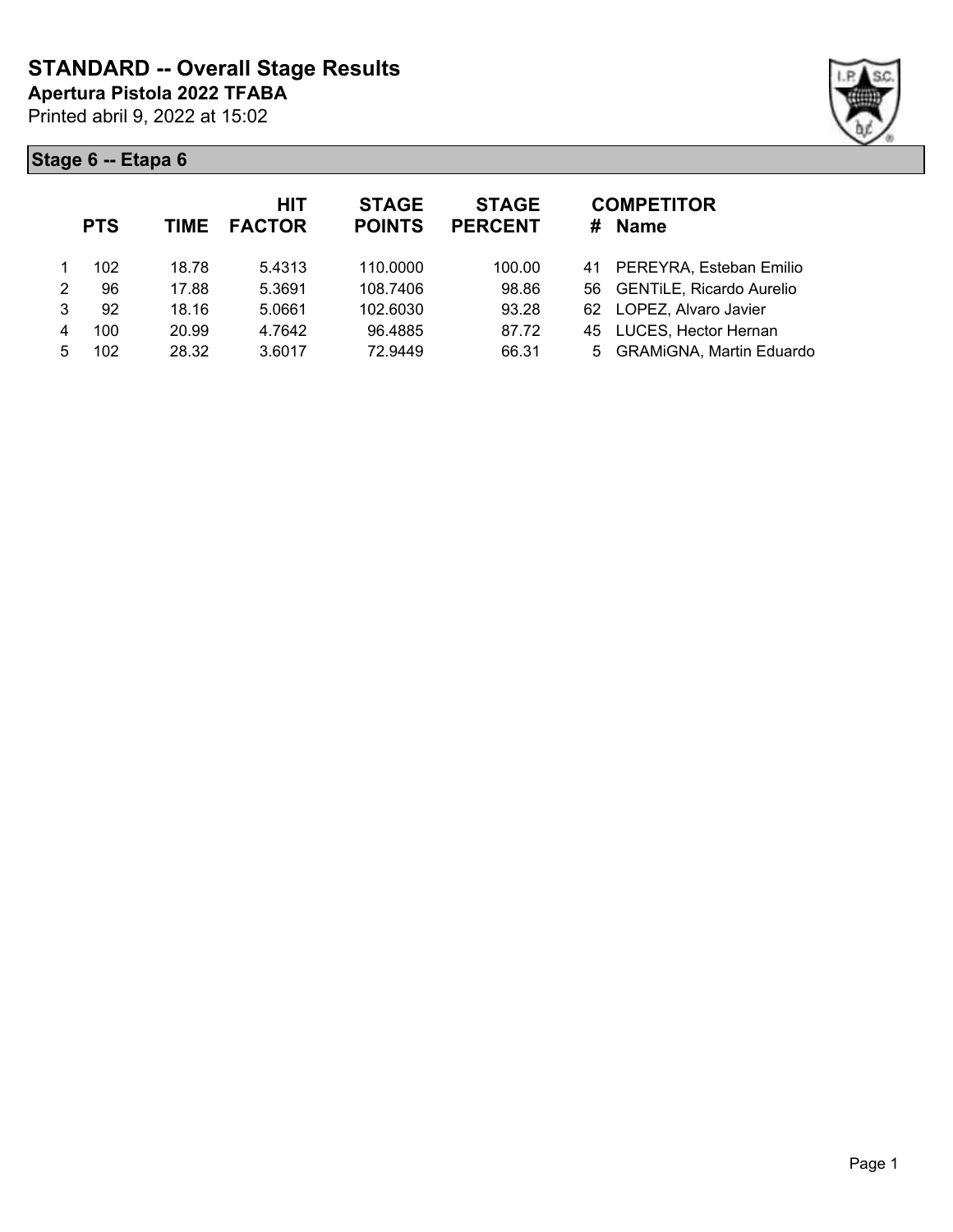# STANDARD -- Overall Stage Results

**Apertura Pistola 2022 TFABA**

Printed abril 9, 2022 at 15:02

## Stage 6 -- Etapa 6

| | PTS | TIME | HIT FACTOR | STAGE POINTS | STAGE PERCENT | # | COMPETITOR Name |
|---|---|---|---|---|---|---|---|
| 1 | 102 | 18.78 | 5.4313 | 110.0000 | 100.00 | 41 | PEREYRA, Esteban Emilio |
| 2 | 96 | 17.88 | 5.3691 | 108.7406 | 98.86 | 56 | GENTiLE, Ricardo Aurelio |
| 3 | 92 | 18.16 | 5.0661 | 102.6030 | 93.28 | 62 | LOPEZ, Alvaro Javier |
| 4 | 100 | 20.99 | 4.7642 | 96.4885 | 87.72 | 45 | LUCES, Hector Hernan |
| 5 | 102 | 28.32 | 3.6017 | 72.9449 | 66.31 | 5 | GRAMiGNA, Martin Eduardo |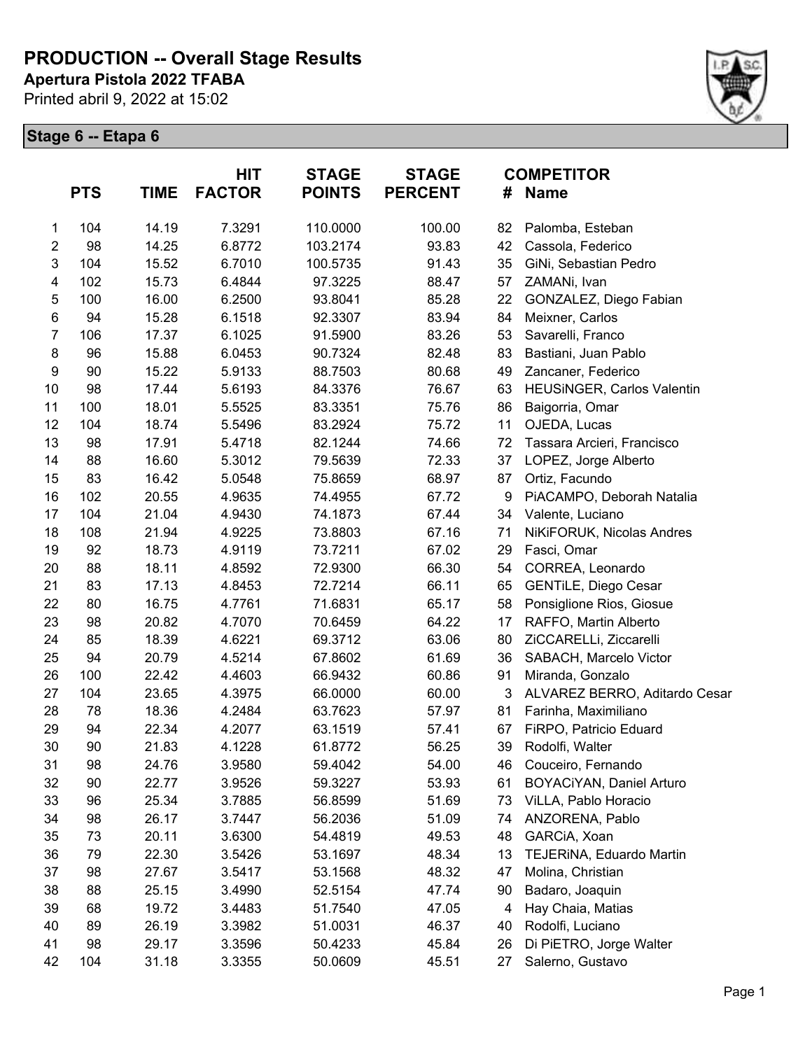# PRODUCTION -- Overall Stage Results

**Apertura Pistola 2022 TFABA**

Printed abril 9, 2022 at 15:02

## Stage 6 -- Etapa 6

| | PTS | TIME | HIT FACTOR | STAGE POINTS | STAGE PERCENT | # | COMPETITOR Name |
|---|---|---|---|---|---|---|---|
| 1 | 104 | 14.19 | 7.3291 | 110.0000 | 100.00 | 82 | Palomba, Esteban |
| 2 | 98 | 14.25 | 6.8772 | 103.2174 | 93.83 | 42 | Cassola, Federico |
| 3 | 104 | 15.52 | 6.7010 | 100.5735 | 91.43 | 35 | GiNi, Sebastian Pedro |
| 4 | 102 | 15.73 | 6.4844 | 97.3225 | 88.47 | 57 | ZAMANi, Ivan |
| 5 | 100 | 16.00 | 6.2500 | 93.8041 | 85.28 | 22 | GONZALEZ, Diego Fabian |
| 6 | 94 | 15.28 | 6.1518 | 92.3307 | 83.94 | 84 | Meixner, Carlos |
| 7 | 106 | 17.37 | 6.1025 | 91.5900 | 83.26 | 53 | Savarelli, Franco |
| 8 | 96 | 15.88 | 6.0453 | 90.7324 | 82.48 | 83 | Bastiani, Juan Pablo |
| 9 | 90 | 15.22 | 5.9133 | 88.7503 | 80.68 | 49 | Zancaner, Federico |
| 10 | 98 | 17.44 | 5.6193 | 84.3376 | 76.67 | 63 | HEUSiNGER, Carlos Valentin |
| 11 | 100 | 18.01 | 5.5525 | 83.3351 | 75.76 | 86 | Baigorria, Omar |
| 12 | 104 | 18.74 | 5.5496 | 83.2924 | 75.72 | 11 | OJEDA, Lucas |
| 13 | 98 | 17.91 | 5.4718 | 82.1244 | 74.66 | 72 | Tassara Arcieri, Francisco |
| 14 | 88 | 16.60 | 5.3012 | 79.5639 | 72.33 | 37 | LOPEZ, Jorge Alberto |
| 15 | 83 | 16.42 | 5.0548 | 75.8659 | 68.97 | 87 | Ortiz, Facundo |
| 16 | 102 | 20.55 | 4.9635 | 74.4955 | 67.72 | 9 | PiACAMPO, Deborah Natalia |
| 17 | 104 | 21.04 | 4.9430 | 74.1873 | 67.44 | 34 | Valente, Luciano |
| 18 | 108 | 21.94 | 4.9225 | 73.8803 | 67.16 | 71 | NiKiFORUK, Nicolas Andres |
| 19 | 92 | 18.73 | 4.9119 | 73.7211 | 67.02 | 29 | Fasci, Omar |
| 20 | 88 | 18.11 | 4.8592 | 72.9300 | 66.30 | 54 | CORREA, Leonardo |
| 21 | 83 | 17.13 | 4.8453 | 72.7214 | 66.11 | 65 | GENTiLE, Diego Cesar |
| 22 | 80 | 16.75 | 4.7761 | 71.6831 | 65.17 | 58 | Ponsiglione Rios, Giosue |
| 23 | 98 | 20.82 | 4.7070 | 70.6459 | 64.22 | 17 | RAFFO, Martin Alberto |
| 24 | 85 | 18.39 | 4.6221 | 69.3712 | 63.06 | 80 | ZiCCARELLi, Ziccarelli |
| 25 | 94 | 20.79 | 4.5214 | 67.8602 | 61.69 | 36 | SABACH, Marcelo Victor |
| 26 | 100 | 22.42 | 4.4603 | 66.9432 | 60.86 | 91 | Miranda, Gonzalo |
| 27 | 104 | 23.65 | 4.3975 | 66.0000 | 60.00 | 3 | ALVAREZ BERRO, Aditardo Cesar |
| 28 | 78 | 18.36 | 4.2484 | 63.7623 | 57.97 | 81 | Farinha, Maximiliano |
| 29 | 94 | 22.34 | 4.2077 | 63.1519 | 57.41 | 67 | FiRPO, Patricio Eduard |
| 30 | 90 | 21.83 | 4.1228 | 61.8772 | 56.25 | 39 | Rodolfi, Walter |
| 31 | 98 | 24.76 | 3.9580 | 59.4042 | 54.00 | 46 | Couceiro, Fernando |
| 32 | 90 | 22.77 | 3.9526 | 59.3227 | 53.93 | 61 | BOYACiYAN, Daniel Arturo |
| 33 | 96 | 25.34 | 3.7885 | 56.8599 | 51.69 | 73 | ViLLA, Pablo Horacio |
| 34 | 98 | 26.17 | 3.7447 | 56.2036 | 51.09 | 74 | ANZORENA, Pablo |
| 35 | 73 | 20.11 | 3.6300 | 54.4819 | 49.53 | 48 | GARCiA, Xoan |
| 36 | 79 | 22.30 | 3.5426 | 53.1697 | 48.34 | 13 | TEJERiNA, Eduardo Martin |
| 37 | 98 | 27.67 | 3.5417 | 53.1568 | 48.32 | 47 | Molina, Christian |
| 38 | 88 | 25.15 | 3.4990 | 52.5154 | 47.74 | 90 | Badaro, Joaquin |
| 39 | 68 | 19.72 | 3.4483 | 51.7540 | 47.05 | 4 | Hay Chaia, Matias |
| 40 | 89 | 26.19 | 3.3982 | 51.0031 | 46.37 | 40 | Rodolfi, Luciano |
| 41 | 98 | 29.17 | 3.3596 | 50.4233 | 45.84 | 26 | Di PiETRO, Jorge Walter |
| 42 | 104 | 31.18 | 3.3355 | 50.0609 | 45.51 | 27 | Salerno, Gustavo |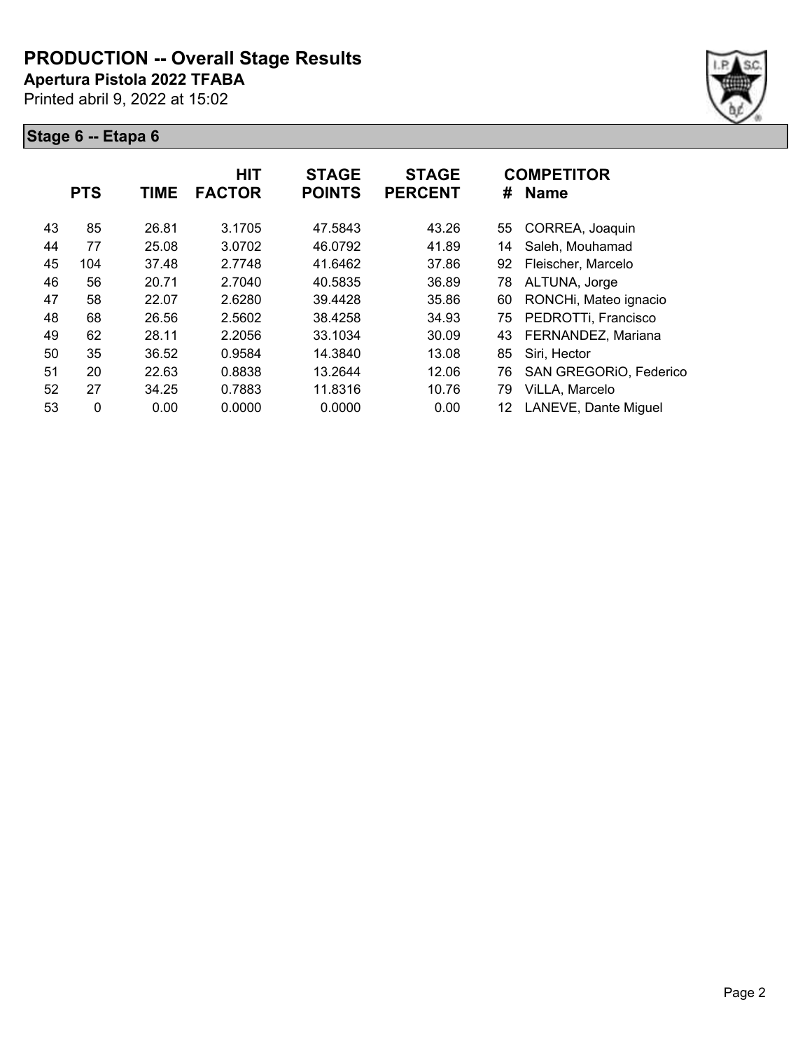# PRODUCTION -- Overall Stage Results

**Apertura Pistola 2022 TFABA**

Printed abril 9, 2022 at 15:02

## Stage 6 -- Etapa 6

| | PTS | TIME | HIT FACTOR | STAGE POINTS | STAGE PERCENT | # | COMPETITOR Name |
|---|---|---|---|---|---|---|---|
| 43 | 85 | 26.81 | 3.1705 | 47.5843 | 43.26 | 55 | CORREA, Joaquin |
| 44 | 77 | 25.08 | 3.0702 | 46.0792 | 41.89 | 14 | Saleh, Mouhamad |
| 45 | 104 | 37.48 | 2.7748 | 41.6462 | 37.86 | 92 | Fleischer, Marcelo |
| 46 | 56 | 20.71 | 2.7040 | 40.5835 | 36.89 | 78 | ALTUNA, Jorge |
| 47 | 58 | 22.07 | 2.6280 | 39.4428 | 35.86 | 60 | RONCHi, Mateo ignacio |
| 48 | 68 | 26.56 | 2.5602 | 38.4258 | 34.93 | 75 | PEDROTTi, Francisco |
| 49 | 62 | 28.11 | 2.2056 | 33.1034 | 30.09 | 43 | FERNANDEZ, Mariana |
| 50 | 35 | 36.52 | 0.9584 | 14.3840 | 13.08 | 85 | Siri, Hector |
| 51 | 20 | 22.63 | 0.8838 | 13.2644 | 12.06 | 76 | SAN GREGORiO, Federico |
| 52 | 27 | 34.25 | 0.7883 | 11.8316 | 10.76 | 79 | ViLLA, Marcelo |
| 53 | 0 | 0.00 | 0.0000 | 0.0000 | 0.00 | 12 | LANEVE, Dante Miguel |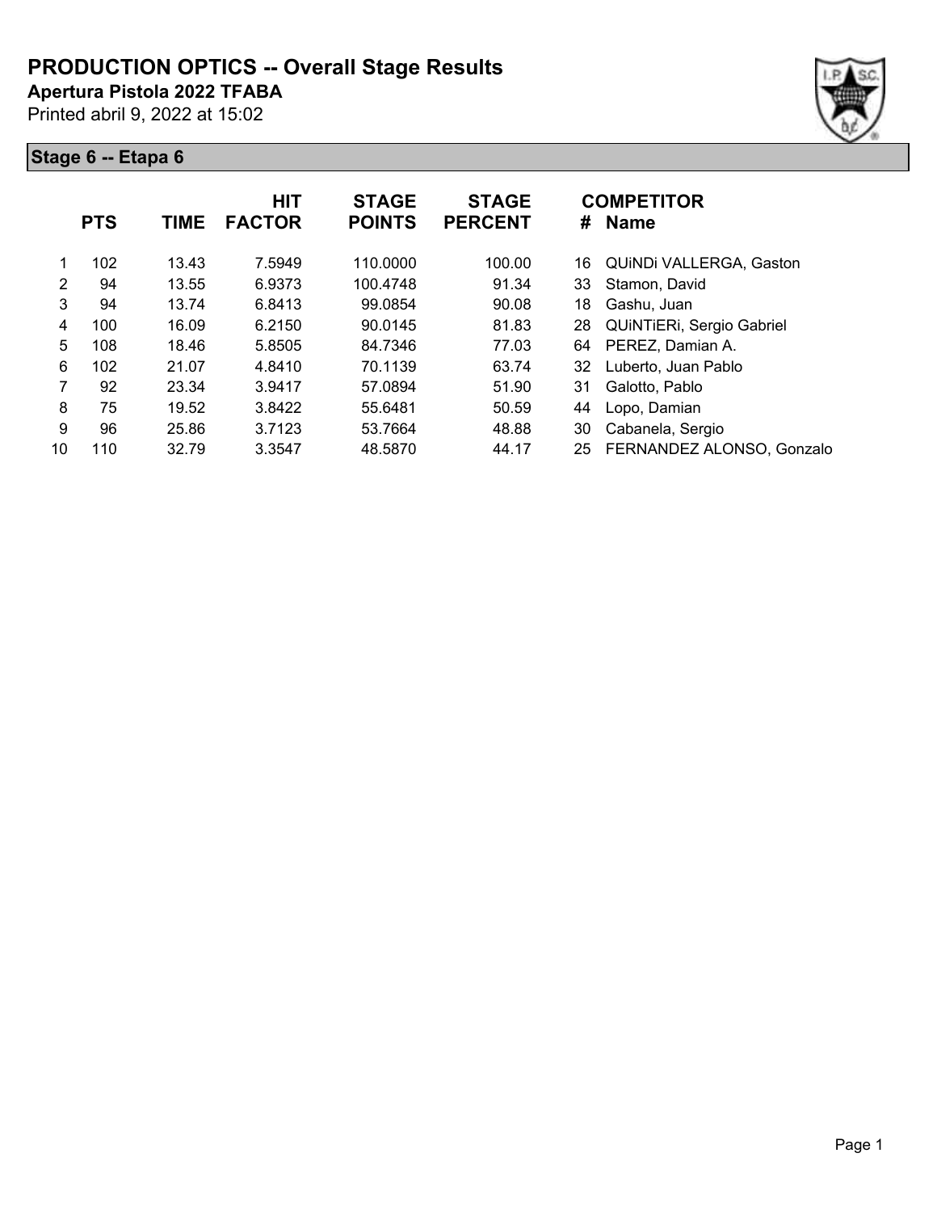# PRODUCTION OPTICS -- Overall Stage Results

**Apertura Pistola 2022 TFABA**

Printed abril 9, 2022 at 15:02

## Stage 6 -- Etapa 6

| | PTS | TIME | HIT FACTOR | STAGE POINTS | STAGE PERCENT | # | COMPETITOR Name |
|---|---|---|---|---|---|---|---|
| 1 | 102 | 13.43 | 7.5949 | 110.0000 | 100.00 | 16 | QUiNDi VALLERGA, Gaston |
| 2 | 94 | 13.55 | 6.9373 | 100.4748 | 91.34 | 33 | Stamon, David |
| 3 | 94 | 13.74 | 6.8413 | 99.0854 | 90.08 | 18 | Gashu, Juan |
| 4 | 100 | 16.09 | 6.2150 | 90.0145 | 81.83 | 28 | QUiNTiERi, Sergio Gabriel |
| 5 | 108 | 18.46 | 5.8505 | 84.7346 | 77.03 | 64 | PEREZ, Damian A. |
| 6 | 102 | 21.07 | 4.8410 | 70.1139 | 63.74 | 32 | Luberto, Juan Pablo |
| 7 | 92 | 23.34 | 3.9417 | 57.0894 | 51.90 | 31 | Galotto, Pablo |
| 8 | 75 | 19.52 | 3.8422 | 55.6481 | 50.59 | 44 | Lopo, Damian |
| 9 | 96 | 25.86 | 3.7123 | 53.7664 | 48.88 | 30 | Cabanela, Sergio |
| 10 | 110 | 32.79 | 3.3547 | 48.5870 | 44.17 | 25 | FERNANDEZ ALONSO, Gonzalo |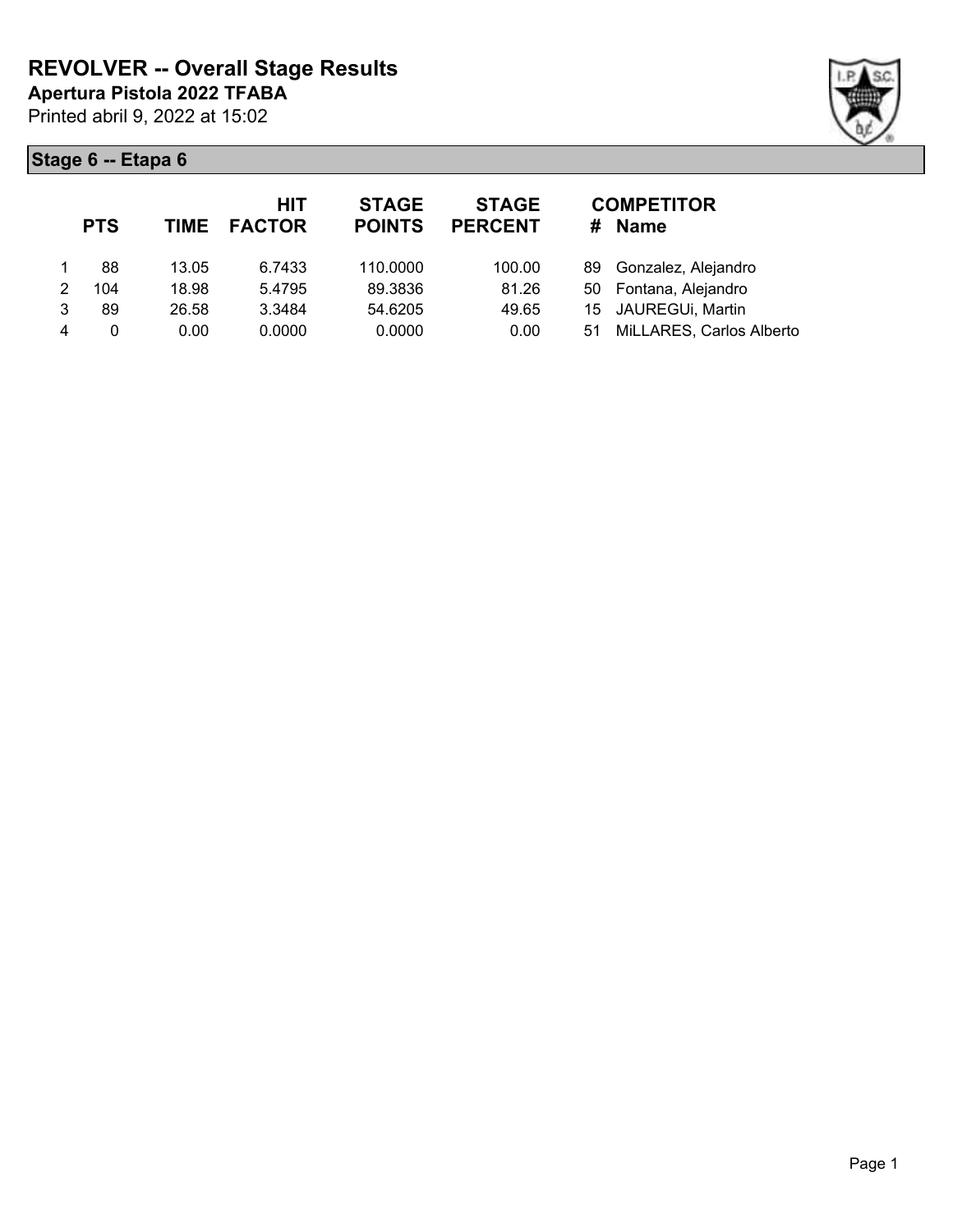# REVOLVER -- Overall Stage Results

**Apertura Pistola 2022 TFABA**

Printed abril 9, 2022 at 15:02

## Stage 6 -- Etapa 6

| | PTS | TIME | HIT FACTOR | STAGE POINTS | STAGE PERCENT | # | COMPETITOR Name |
|---|---|---|---|---|---|---|---|
| 1 | 88 | 13.05 | 6.7433 | 110.0000 | 100.00 | 89 | Gonzalez, Alejandro |
| 2 | 104 | 18.98 | 5.4795 | 89.3836 | 81.26 | 50 | Fontana, Alejandro |
| 3 | 89 | 26.58 | 3.3484 | 54.6205 | 49.65 | 15 | JAUREGUi, Martin |
| 4 | 0 | 0.00 | 0.0000 | 0.0000 | 0.00 | 51 | MiLLARES, Carlos Alberto |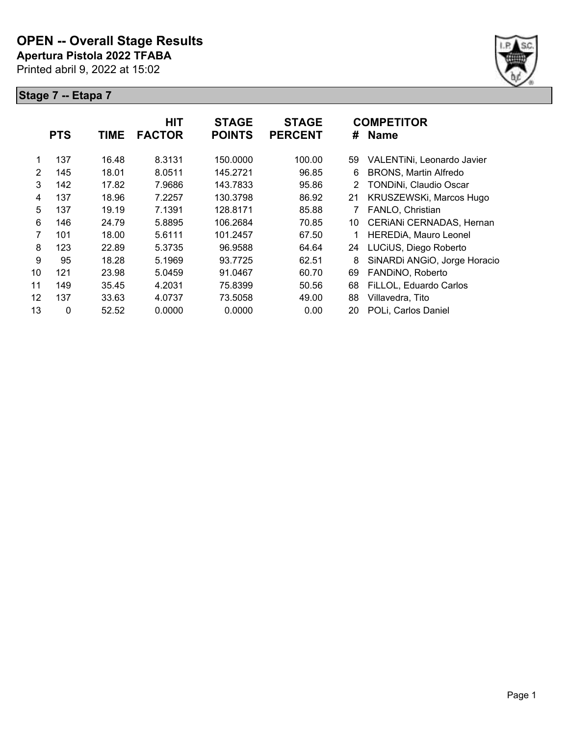# OPEN -- Overall Stage Results

**Apertura Pistola 2022 TFABA**

Printed abril 9, 2022 at 15:02

## Stage 7 -- Etapa 7

| | PTS | TIME | HIT FACTOR | STAGE POINTS | STAGE PERCENT | # | COMPETITOR Name |
|---|---|---|---|---|---|---|---|
| 1 | 137 | 16.48 | 8.3131 | 150.0000 | 100.00 | 59 | VALENTiNi, Leonardo Javier |
| 2 | 145 | 18.01 | 8.0511 | 145.2721 | 96.85 | 6 | BRONS, Martin Alfredo |
| 3 | 142 | 17.82 | 7.9686 | 143.7833 | 95.86 | 2 | TONDiNi, Claudio Oscar |
| 4 | 137 | 18.96 | 7.2257 | 130.3798 | 86.92 | 21 | KRUSZEWSKi, Marcos Hugo |
| 5 | 137 | 19.19 | 7.1391 | 128.8171 | 85.88 | 7 | FANLO, Christian |
| 6 | 146 | 24.79 | 5.8895 | 106.2684 | 70.85 | 10 | CERiANi CERNADAS, Hernan |
| 7 | 101 | 18.00 | 5.6111 | 101.2457 | 67.50 | 1 | HEREDiA, Mauro Leonel |
| 8 | 123 | 22.89 | 5.3735 | 96.9588 | 64.64 | 24 | LUCiUS, Diego Roberto |
| 9 | 95 | 18.28 | 5.1969 | 93.7725 | 62.51 | 8 | SiNARDi ANGiO, Jorge Horacio |
| 10 | 121 | 23.98 | 5.0459 | 91.0467 | 60.70 | 69 | FANDiNO, Roberto |
| 11 | 149 | 35.45 | 4.2031 | 75.8399 | 50.56 | 68 | FiLLOL, Eduardo Carlos |
| 12 | 137 | 33.63 | 4.0737 | 73.5058 | 49.00 | 88 | Villavedra, Tito |
| 13 | 0 | 52.52 | 0.0000 | 0.0000 | 0.00 | 20 | POLi, Carlos Daniel |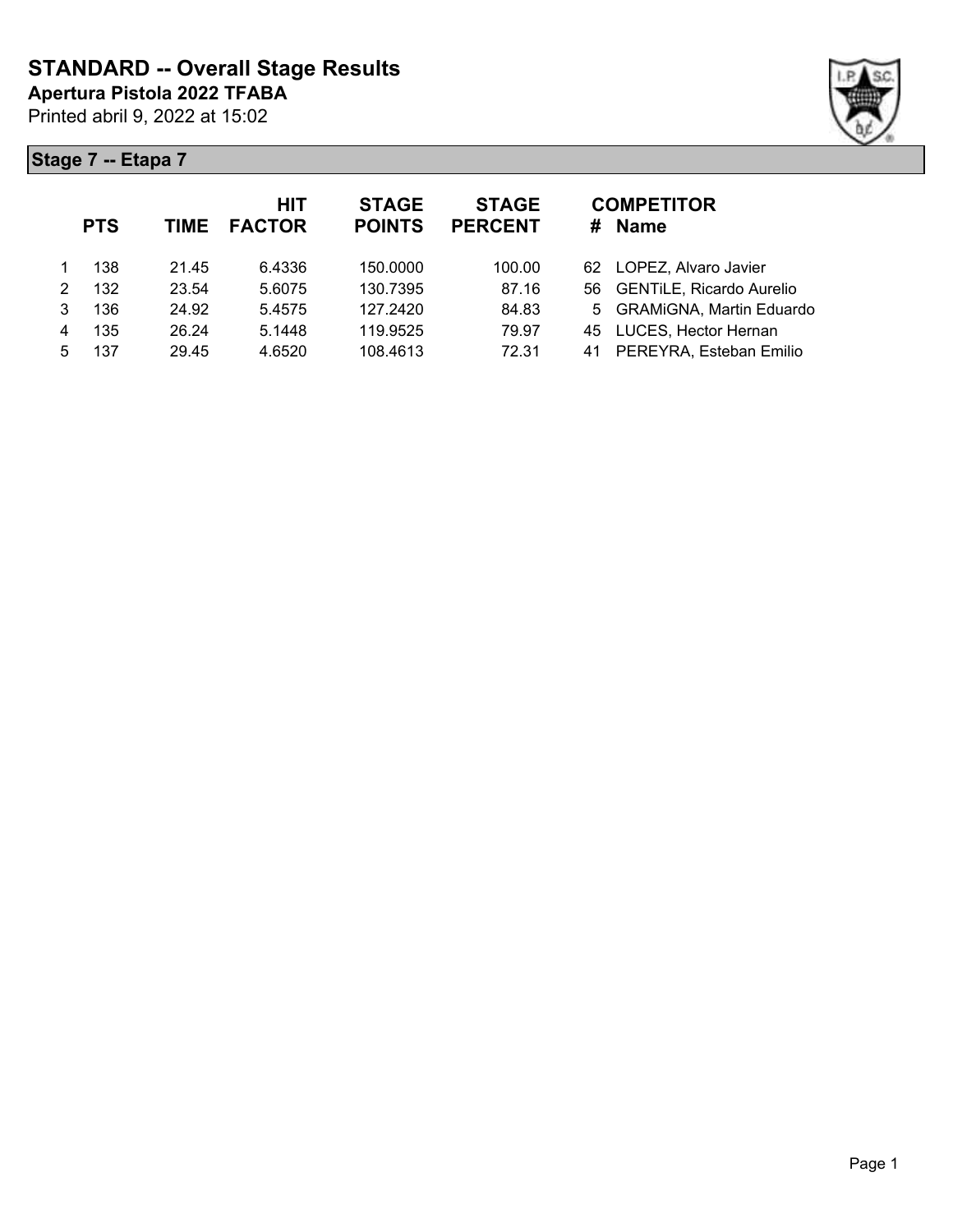# STANDARD -- Overall Stage Results

**Apertura Pistola 2022 TFABA**

Printed abril 9, 2022 at 15:02

## Stage 7 -- Etapa 7

| | PTS | TIME | HIT FACTOR | STAGE POINTS | STAGE PERCENT | # | COMPETITOR Name |
|---|---|---|---|---|---|---|---|
| 1 | 138 | 21.45 | 6.4336 | 150.0000 | 100.00 | 62 | LOPEZ, Alvaro Javier |
| 2 | 132 | 23.54 | 5.6075 | 130.7395 | 87.16 | 56 | GENTiLE, Ricardo Aurelio |
| 3 | 136 | 24.92 | 5.4575 | 127.2420 | 84.83 | 5 | GRAMiGNA, Martin Eduardo |
| 4 | 135 | 26.24 | 5.1448 | 119.9525 | 79.97 | 45 | LUCES, Hector Hernan |
| 5 | 137 | 29.45 | 4.6520 | 108.4613 | 72.31 | 41 | PEREYRA, Esteban Emilio |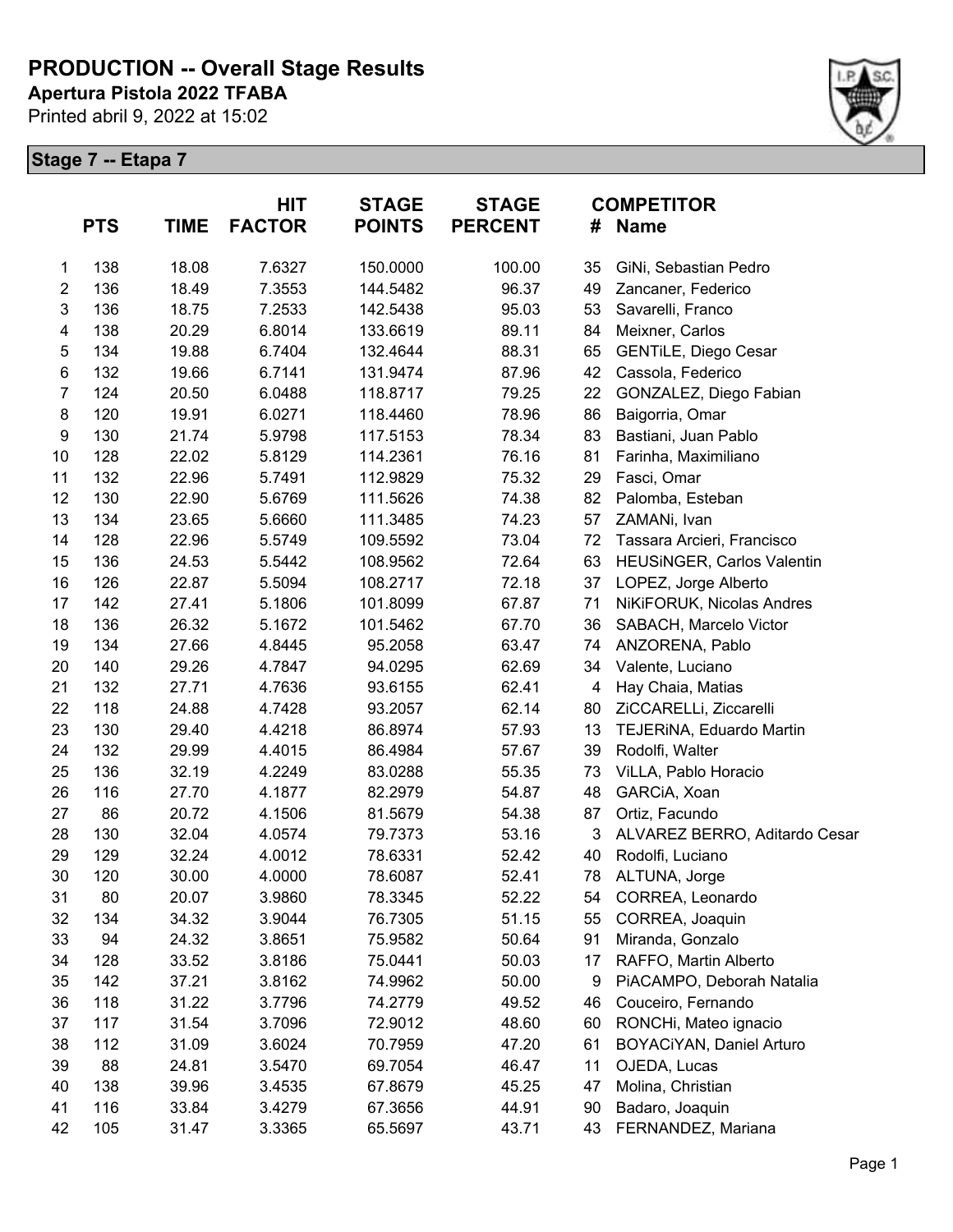# PRODUCTION -- Overall Stage Results

**Apertura Pistola 2022 TFABA**

Printed abril 9, 2022 at 15:02

## Stage 7 -- Etapa 7

| | PTS | TIME | HIT FACTOR | STAGE POINTS | STAGE PERCENT | # | COMPETITOR Name |
|---|---|---|---|---|---|---|---|
| 1 | 138 | 18.08 | 7.6327 | 150.0000 | 100.00 | 35 | GiNi, Sebastian Pedro |
| 2 | 136 | 18.49 | 7.3553 | 144.5482 | 96.37 | 49 | Zancaner, Federico |
| 3 | 136 | 18.75 | 7.2533 | 142.5438 | 95.03 | 53 | Savarelli, Franco |
| 4 | 138 | 20.29 | 6.8014 | 133.6619 | 89.11 | 84 | Meixner, Carlos |
| 5 | 134 | 19.88 | 6.7404 | 132.4644 | 88.31 | 65 | GENTiLE, Diego Cesar |
| 6 | 132 | 19.66 | 6.7141 | 131.9474 | 87.96 | 42 | Cassola, Federico |
| 7 | 124 | 20.50 | 6.0488 | 118.8717 | 79.25 | 22 | GONZALEZ, Diego Fabian |
| 8 | 120 | 19.91 | 6.0271 | 118.4460 | 78.96 | 86 | Baigorria, Omar |
| 9 | 130 | 21.74 | 5.9798 | 117.5153 | 78.34 | 83 | Bastiani, Juan Pablo |
| 10 | 128 | 22.02 | 5.8129 | 114.2361 | 76.16 | 81 | Farinha, Maximiliano |
| 11 | 132 | 22.96 | 5.7491 | 112.9829 | 75.32 | 29 | Fasci, Omar |
| 12 | 130 | 22.90 | 5.6769 | 111.5626 | 74.38 | 82 | Palomba, Esteban |
| 13 | 134 | 23.65 | 5.6660 | 111.3485 | 74.23 | 57 | ZAMANi, Ivan |
| 14 | 128 | 22.96 | 5.5749 | 109.5592 | 73.04 | 72 | Tassara Arcieri, Francisco |
| 15 | 136 | 24.53 | 5.5442 | 108.9562 | 72.64 | 63 | HEUSiNGER, Carlos Valentin |
| 16 | 126 | 22.87 | 5.5094 | 108.2717 | 72.18 | 37 | LOPEZ, Jorge Alberto |
| 17 | 142 | 27.41 | 5.1806 | 101.8099 | 67.87 | 71 | NiKiFORUK, Nicolas Andres |
| 18 | 136 | 26.32 | 5.1672 | 101.5462 | 67.70 | 36 | SABACH, Marcelo Victor |
| 19 | 134 | 27.66 | 4.8445 | 95.2058 | 63.47 | 74 | ANZORENA, Pablo |
| 20 | 140 | 29.26 | 4.7847 | 94.0295 | 62.69 | 34 | Valente, Luciano |
| 21 | 132 | 27.71 | 4.7636 | 93.6155 | 62.41 | 4 | Hay Chaia, Matias |
| 22 | 118 | 24.88 | 4.7428 | 93.2057 | 62.14 | 80 | ZiCCARELLi, Ziccarelli |
| 23 | 130 | 29.40 | 4.4218 | 86.8974 | 57.93 | 13 | TEJERiNA, Eduardo Martin |
| 24 | 132 | 29.99 | 4.4015 | 86.4984 | 57.67 | 39 | Rodolfi, Walter |
| 25 | 136 | 32.19 | 4.2249 | 83.0288 | 55.35 | 73 | ViLLA, Pablo Horacio |
| 26 | 116 | 27.70 | 4.1877 | 82.2979 | 54.87 | 48 | GARCiA, Xoan |
| 27 | 86 | 20.72 | 4.1506 | 81.5679 | 54.38 | 87 | Ortiz, Facundo |
| 28 | 130 | 32.04 | 4.0574 | 79.7373 | 53.16 | 3 | ALVAREZ BERRO, Aditardo Cesar |
| 29 | 129 | 32.24 | 4.0012 | 78.6331 | 52.42 | 40 | Rodolfi, Luciano |
| 30 | 120 | 30.00 | 4.0000 | 78.6087 | 52.41 | 78 | ALTUNA, Jorge |
| 31 | 80 | 20.07 | 3.9860 | 78.3345 | 52.22 | 54 | CORREA, Leonardo |
| 32 | 134 | 34.32 | 3.9044 | 76.7305 | 51.15 | 55 | CORREA, Joaquin |
| 33 | 94 | 24.32 | 3.8651 | 75.9582 | 50.64 | 91 | Miranda, Gonzalo |
| 34 | 128 | 33.52 | 3.8186 | 75.0441 | 50.03 | 17 | RAFFO, Martin Alberto |
| 35 | 142 | 37.21 | 3.8162 | 74.9962 | 50.00 | 9 | PiACAMPO, Deborah Natalia |
| 36 | 118 | 31.22 | 3.7796 | 74.2779 | 49.52 | 46 | Couceiro, Fernando |
| 37 | 117 | 31.54 | 3.7096 | 72.9012 | 48.60 | 60 | RONCHi, Mateo ignacio |
| 38 | 112 | 31.09 | 3.6024 | 70.7959 | 47.20 | 61 | BOYACiYAN, Daniel Arturo |
| 39 | 88 | 24.81 | 3.5470 | 69.7054 | 46.47 | 11 | OJEDA, Lucas |
| 40 | 138 | 39.96 | 3.4535 | 67.8679 | 45.25 | 47 | Molina, Christian |
| 41 | 116 | 33.84 | 3.4279 | 67.3656 | 44.91 | 90 | Badaro, Joaquin |
| 42 | 105 | 31.47 | 3.3365 | 65.5697 | 43.71 | 43 | FERNANDEZ, Mariana |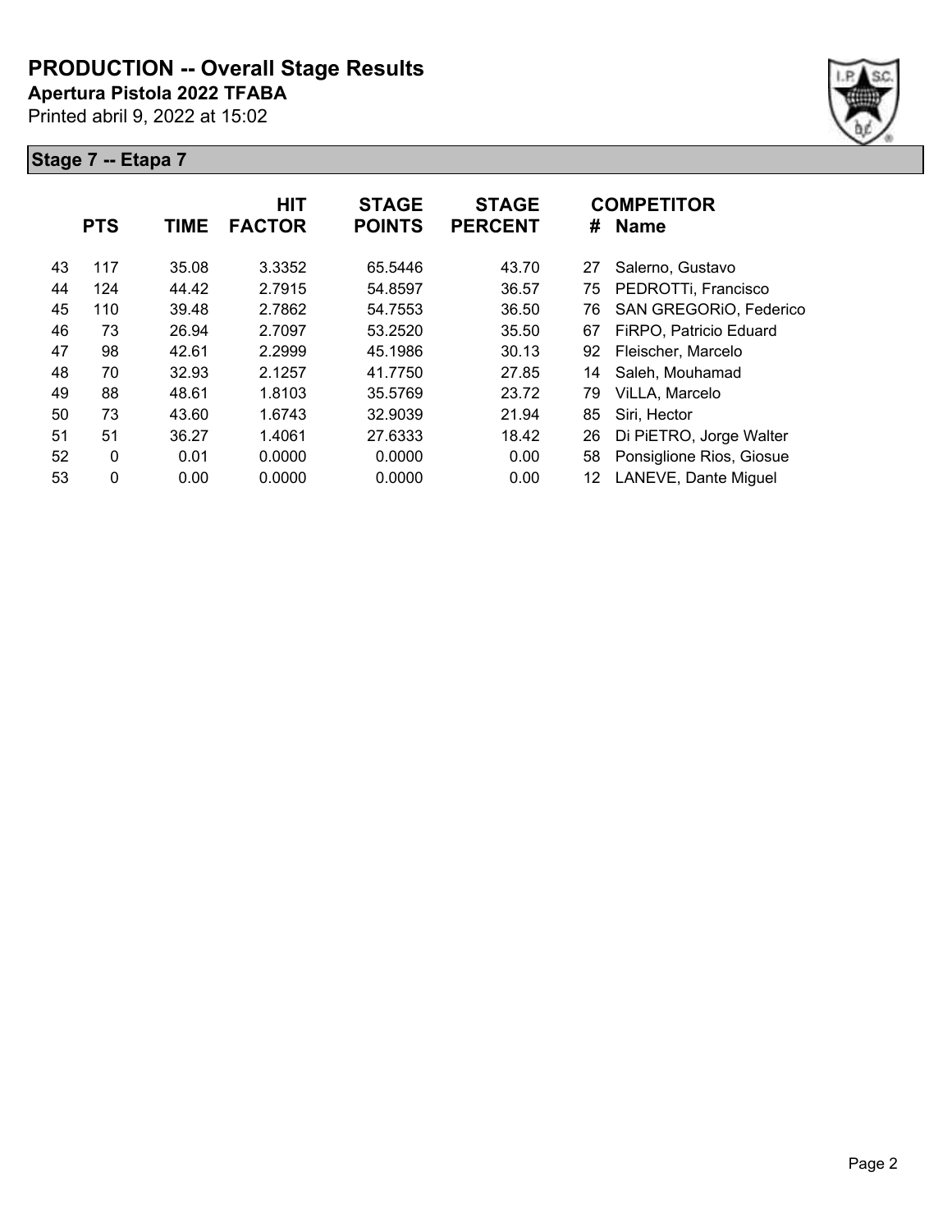# PRODUCTION -- Overall Stage Results

**Apertura Pistola 2022 TFABA**

Printed abril 9, 2022 at 15:02

## Stage 7 -- Etapa 7

| | PTS | TIME | HIT FACTOR | STAGE POINTS | STAGE PERCENT | # | COMPETITOR Name |
|---|---|---|---|---|---|---|---|
| 43 | 117 | 35.08 | 3.3352 | 65.5446 | 43.70 | 27 | Salerno, Gustavo |
| 44 | 124 | 44.42 | 2.7915 | 54.8597 | 36.57 | 75 | PEDROTTi, Francisco |
| 45 | 110 | 39.48 | 2.7862 | 54.7553 | 36.50 | 76 | SAN GREGORiO, Federico |
| 46 | 73 | 26.94 | 2.7097 | 53.2520 | 35.50 | 67 | FiRPO, Patricio Eduard |
| 47 | 98 | 42.61 | 2.2999 | 45.1986 | 30.13 | 92 | Fleischer, Marcelo |
| 48 | 70 | 32.93 | 2.1257 | 41.7750 | 27.85 | 14 | Saleh, Mouhamad |
| 49 | 88 | 48.61 | 1.8103 | 35.5769 | 23.72 | 79 | ViLLA, Marcelo |
| 50 | 73 | 43.60 | 1.6743 | 32.9039 | 21.94 | 85 | Siri, Hector |
| 51 | 51 | 36.27 | 1.4061 | 27.6333 | 18.42 | 26 | Di PiETRO, Jorge Walter |
| 52 | 0 | 0.01 | 0.0000 | 0.0000 | 0.00 | 58 | Ponsiglione Rios, Giosue |
| 53 | 0 | 0.00 | 0.0000 | 0.0000 | 0.00 | 12 | LANEVE, Dante Miguel |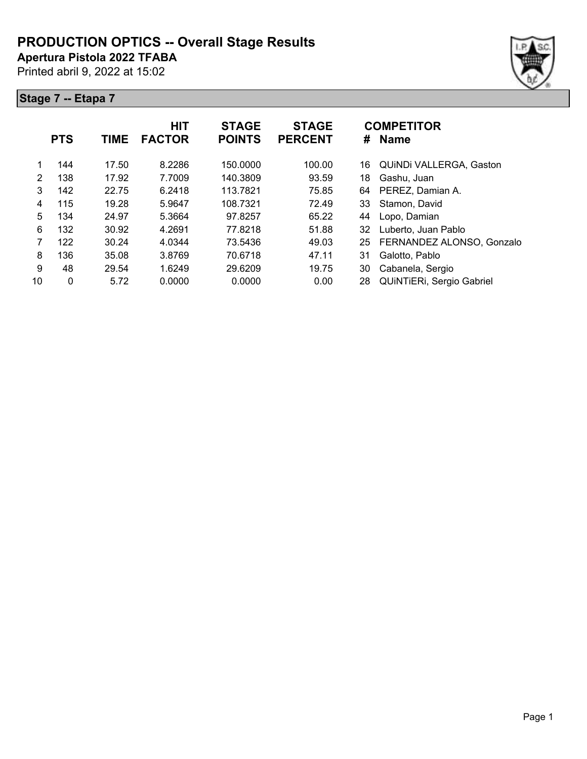# PRODUCTION OPTICS -- Overall Stage Results

**Apertura Pistola 2022 TFABA**

Printed abril 9, 2022 at 15:02

## Stage 7 -- Etapa 7

| | PTS | TIME | HIT FACTOR | STAGE POINTS | STAGE PERCENT | # | COMPETITOR Name |
|---|---|---|---|---|---|---|---|
| 1 | 144 | 17.50 | 8.2286 | 150.0000 | 100.00 | 16 | QUiNDi VALLERGA, Gaston |
| 2 | 138 | 17.92 | 7.7009 | 140.3809 | 93.59 | 18 | Gashu, Juan |
| 3 | 142 | 22.75 | 6.2418 | 113.7821 | 75.85 | 64 | PEREZ, Damian A. |
| 4 | 115 | 19.28 | 5.9647 | 108.7321 | 72.49 | 33 | Stamon, David |
| 5 | 134 | 24.97 | 5.3664 | 97.8257 | 65.22 | 44 | Lopo, Damian |
| 6 | 132 | 30.92 | 4.2691 | 77.8218 | 51.88 | 32 | Luberto, Juan Pablo |
| 7 | 122 | 30.24 | 4.0344 | 73.5436 | 49.03 | 25 | FERNANDEZ ALONSO, Gonzalo |
| 8 | 136 | 35.08 | 3.8769 | 70.6718 | 47.11 | 31 | Galotto, Pablo |
| 9 | 48 | 29.54 | 1.6249 | 29.6209 | 19.75 | 30 | Cabanela, Sergio |
| 10 | 0 | 5.72 | 0.0000 | 0.0000 | 0.00 | 28 | QUiNTiERi, Sergio Gabriel |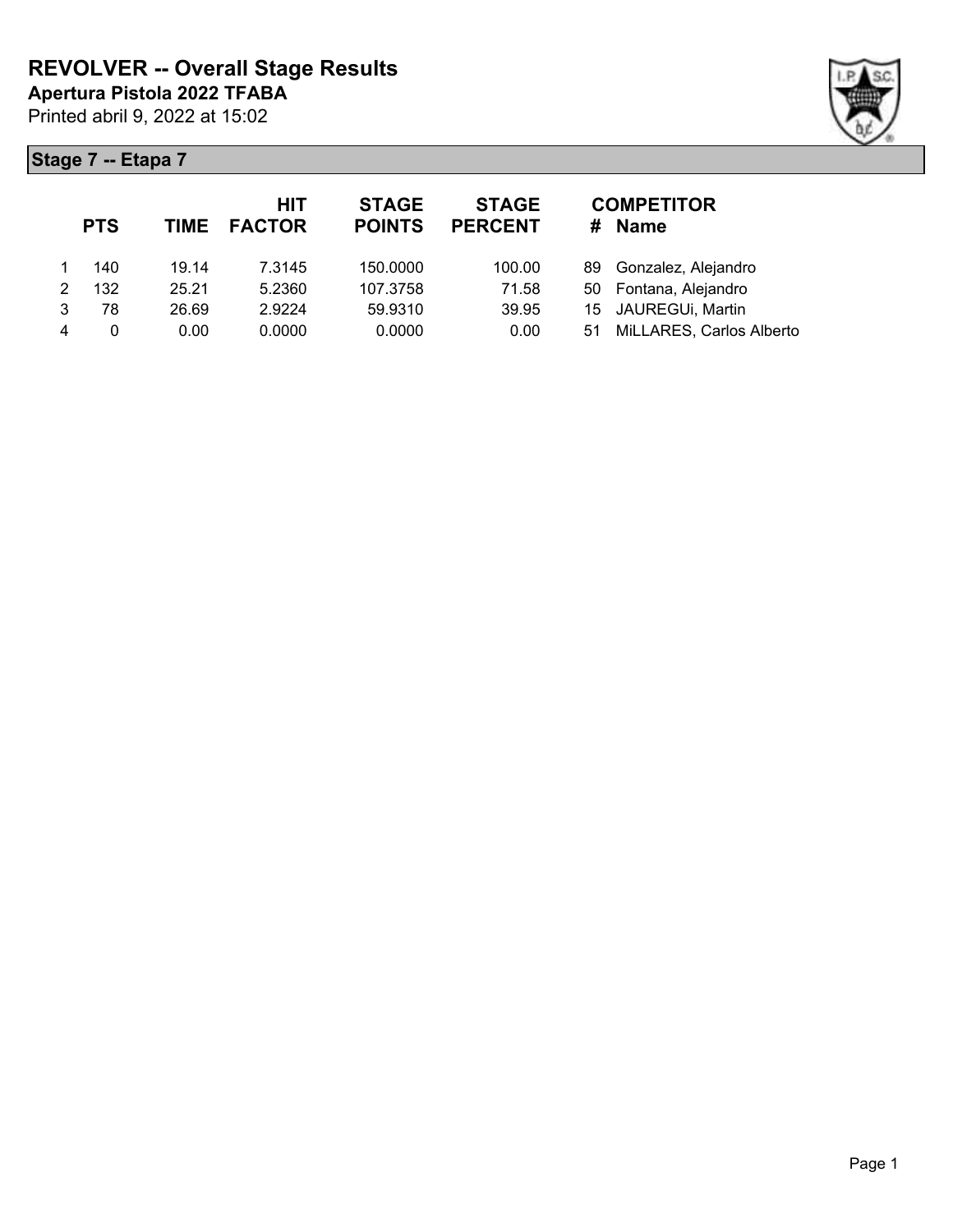# REVOLVER -- Overall Stage Results

**Apertura Pistola 2022 TFABA**

Printed abril 9, 2022 at 15:02

## Stage 7 -- Etapa 7

| | PTS | TIME | HIT FACTOR | STAGE POINTS | STAGE PERCENT | # | COMPETITOR Name |
|---|---|---|---|---|---|---|---|
| 1 | 140 | 19.14 | 7.3145 | 150.0000 | 100.00 | 89 | Gonzalez, Alejandro |
| 2 | 132 | 25.21 | 5.2360 | 107.3758 | 71.58 | 50 | Fontana, Alejandro |
| 3 | 78 | 26.69 | 2.9224 | 59.9310 | 39.95 | 15 | JAUREGUi, Martin |
| 4 | 0 | 0.00 | 0.0000 | 0.0000 | 0.00 | 51 | MiLLARES, Carlos Alberto |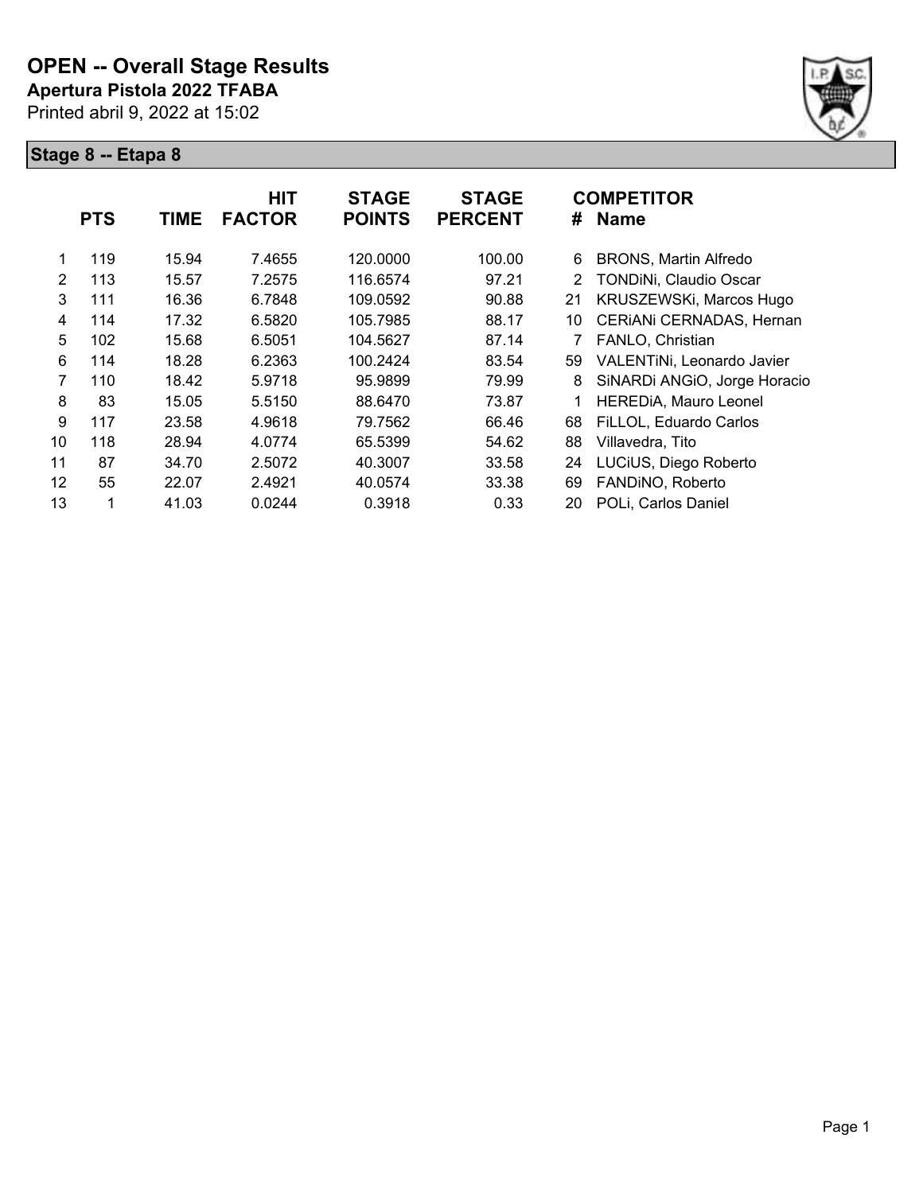# OPEN -- Overall Stage Results

**Apertura Pistola 2022 TFABA**

Printed abril 9, 2022 at 15:02

## Stage 8 -- Etapa 8

| | PTS | TIME | HIT FACTOR | STAGE POINTS | STAGE PERCENT | # | COMPETITOR Name |
|---|---|---|---|---|---|---|---|
| 1 | 119 | 15.94 | 7.4655 | 120.0000 | 100.00 | 6 | BRONS, Martin Alfredo |
| 2 | 113 | 15.57 | 7.2575 | 116.6574 | 97.21 | 2 | TONDiNi, Claudio Oscar |
| 3 | 111 | 16.36 | 6.7848 | 109.0592 | 90.88 | 21 | KRUSZEWSKi, Marcos Hugo |
| 4 | 114 | 17.32 | 6.5820 | 105.7985 | 88.17 | 10 | CERiANi CERNADAS, Hernan |
| 5 | 102 | 15.68 | 6.5051 | 104.5627 | 87.14 | 7 | FANLO, Christian |
| 6 | 114 | 18.28 | 6.2363 | 100.2424 | 83.54 | 59 | VALENTiNi, Leonardo Javier |
| 7 | 110 | 18.42 | 5.9718 | 95.9899 | 79.99 | 8 | SiNARDi ANGiO, Jorge Horacio |
| 8 | 83 | 15.05 | 5.5150 | 88.6470 | 73.87 | 1 | HEREDiA, Mauro Leonel |
| 9 | 117 | 23.58 | 4.9618 | 79.7562 | 66.46 | 68 | FiLLOL, Eduardo Carlos |
| 10 | 118 | 28.94 | 4.0774 | 65.5399 | 54.62 | 88 | Villavedra, Tito |
| 11 | 87 | 34.70 | 2.5072 | 40.3007 | 33.58 | 24 | LUCiUS, Diego Roberto |
| 12 | 55 | 22.07 | 2.4921 | 40.0574 | 33.38 | 69 | FANDiNO, Roberto |
| 13 | 1 | 41.03 | 0.0244 | 0.3918 | 0.33 | 20 | POLi, Carlos Daniel |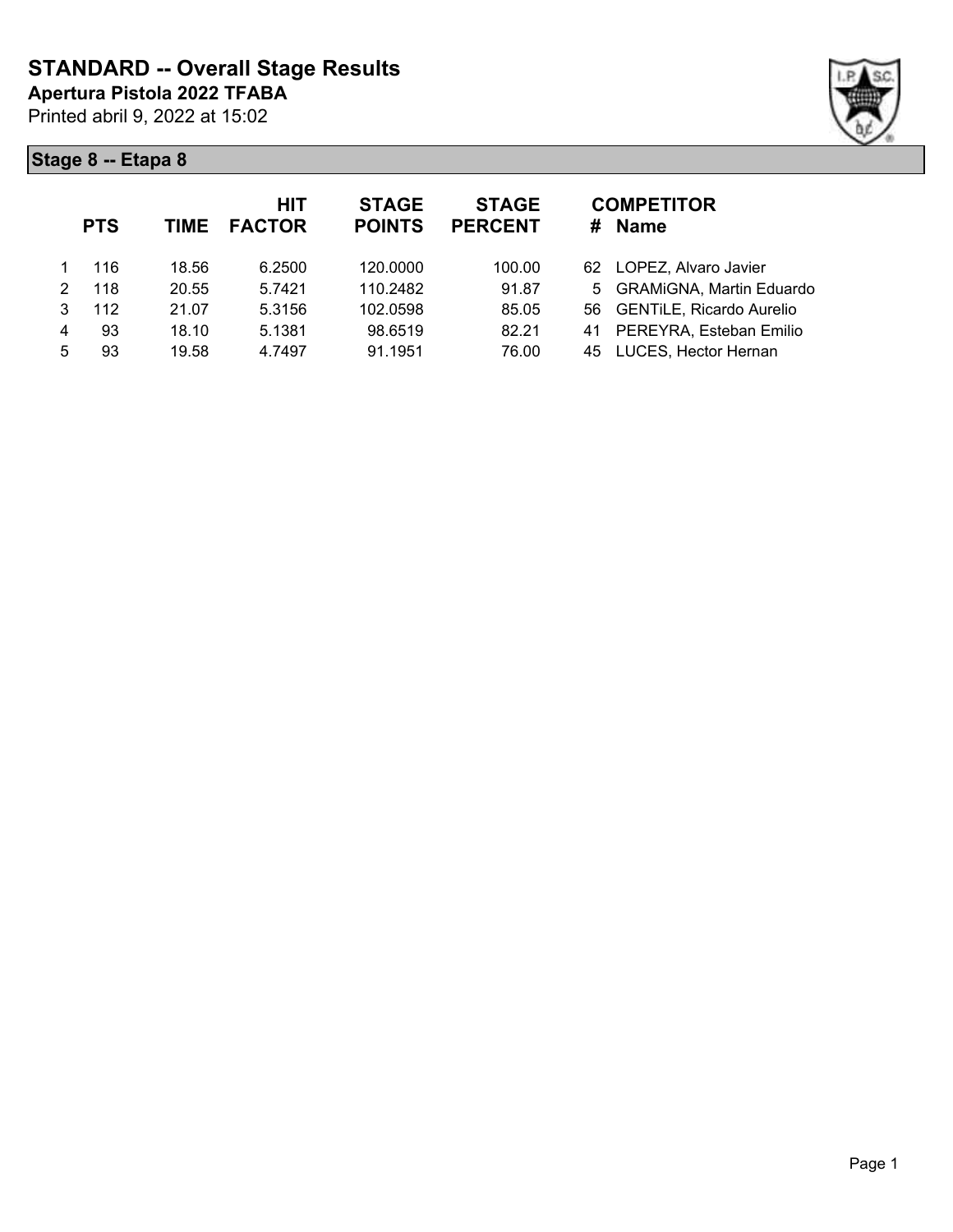# STANDARD -- Overall Stage Results

**Apertura Pistola 2022 TFABA**

Printed abril 9, 2022 at 15:02

## Stage 8 -- Etapa 8

| | PTS | TIME | HIT FACTOR | STAGE POINTS | STAGE PERCENT | # | COMPETITOR Name |
|---|---|---|---|---|---|---|---|
| 1 | 116 | 18.56 | 6.2500 | 120.0000 | 100.00 | 62 | LOPEZ, Alvaro Javier |
| 2 | 118 | 20.55 | 5.7421 | 110.2482 | 91.87 | 5 | GRAMiGNA, Martin Eduardo |
| 3 | 112 | 21.07 | 5.3156 | 102.0598 | 85.05 | 56 | GENTiLE, Ricardo Aurelio |
| 4 | 93 | 18.10 | 5.1381 | 98.6519 | 82.21 | 41 | PEREYRA, Esteban Emilio |
| 5 | 93 | 19.58 | 4.7497 | 91.1951 | 76.00 | 45 | LUCES, Hector Hernan |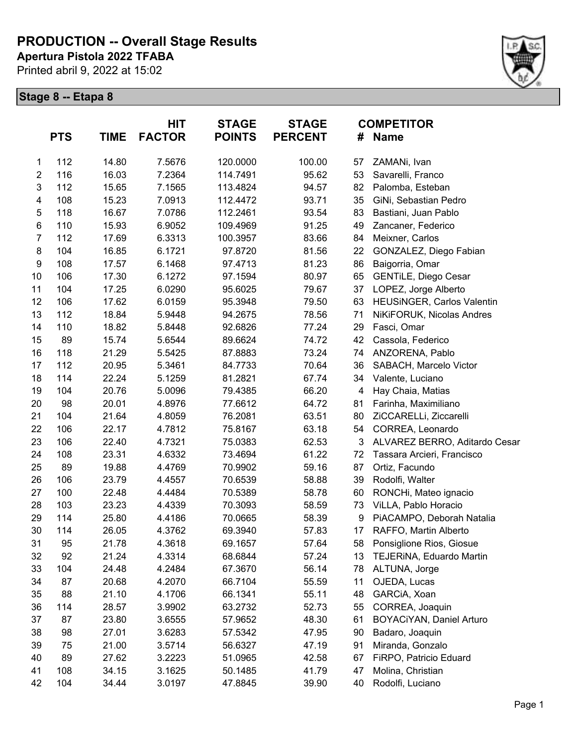# PRODUCTION -- Overall Stage Results

**Apertura Pistola 2022 TFABA**

Printed abril 9, 2022 at 15:02

## Stage 8 -- Etapa 8

| | PTS | TIME | HIT FACTOR | STAGE POINTS | STAGE PERCENT | # | COMPETITOR Name |
|---|---|---|---|---|---|---|---|
| 1 | 112 | 14.80 | 7.5676 | 120.0000 | 100.00 | 57 | ZAMANi, Ivan |
| 2 | 116 | 16.03 | 7.2364 | 114.7491 | 95.62 | 53 | Savarelli, Franco |
| 3 | 112 | 15.65 | 7.1565 | 113.4824 | 94.57 | 82 | Palomba, Esteban |
| 4 | 108 | 15.23 | 7.0913 | 112.4472 | 93.71 | 35 | GiNi, Sebastian Pedro |
| 5 | 118 | 16.67 | 7.0786 | 112.2461 | 93.54 | 83 | Bastiani, Juan Pablo |
| 6 | 110 | 15.93 | 6.9052 | 109.4969 | 91.25 | 49 | Zancaner, Federico |
| 7 | 112 | 17.69 | 6.3313 | 100.3957 | 83.66 | 84 | Meixner, Carlos |
| 8 | 104 | 16.85 | 6.1721 | 97.8720 | 81.56 | 22 | GONZALEZ, Diego Fabian |
| 9 | 108 | 17.57 | 6.1468 | 97.4713 | 81.23 | 86 | Baigorria, Omar |
| 10 | 106 | 17.30 | 6.1272 | 97.1594 | 80.97 | 65 | GENTiLE, Diego Cesar |
| 11 | 104 | 17.25 | 6.0290 | 95.6025 | 79.67 | 37 | LOPEZ, Jorge Alberto |
| 12 | 106 | 17.62 | 6.0159 | 95.3948 | 79.50 | 63 | HEUSiNGER, Carlos Valentin |
| 13 | 112 | 18.84 | 5.9448 | 94.2675 | 78.56 | 71 | NiKiFORUK, Nicolas Andres |
| 14 | 110 | 18.82 | 5.8448 | 92.6826 | 77.24 | 29 | Fasci, Omar |
| 15 | 89 | 15.74 | 5.6544 | 89.6624 | 74.72 | 42 | Cassola, Federico |
| 16 | 118 | 21.29 | 5.5425 | 87.8883 | 73.24 | 74 | ANZORENA, Pablo |
| 17 | 112 | 20.95 | 5.3461 | 84.7733 | 70.64 | 36 | SABACH, Marcelo Victor |
| 18 | 114 | 22.24 | 5.1259 | 81.2821 | 67.74 | 34 | Valente, Luciano |
| 19 | 104 | 20.76 | 5.0096 | 79.4385 | 66.20 | 4 | Hay Chaia, Matias |
| 20 | 98 | 20.01 | 4.8976 | 77.6612 | 64.72 | 81 | Farinha, Maximiliano |
| 21 | 104 | 21.64 | 4.8059 | 76.2081 | 63.51 | 80 | ZiCCARELLi, Ziccarelli |
| 22 | 106 | 22.17 | 4.7812 | 75.8167 | 63.18 | 54 | CORREA, Leonardo |
| 23 | 106 | 22.40 | 4.7321 | 75.0383 | 62.53 | 3 | ALVAREZ BERRO, Aditardo Cesar |
| 24 | 108 | 23.31 | 4.6332 | 73.4694 | 61.22 | 72 | Tassara Arcieri, Francisco |
| 25 | 89 | 19.88 | 4.4769 | 70.9902 | 59.16 | 87 | Ortiz, Facundo |
| 26 | 106 | 23.79 | 4.4557 | 70.6539 | 58.88 | 39 | Rodolfi, Walter |
| 27 | 100 | 22.48 | 4.4484 | 70.5389 | 58.78 | 60 | RONCHi, Mateo ignacio |
| 28 | 103 | 23.23 | 4.4339 | 70.3093 | 58.59 | 73 | ViLLA, Pablo Horacio |
| 29 | 114 | 25.80 | 4.4186 | 70.0665 | 58.39 | 9 | PiACAMPO, Deborah Natalia |
| 30 | 114 | 26.05 | 4.3762 | 69.3940 | 57.83 | 17 | RAFFO, Martin Alberto |
| 31 | 95 | 21.78 | 4.3618 | 69.1657 | 57.64 | 58 | Ponsiglione Rios, Giosue |
| 32 | 92 | 21.24 | 4.3314 | 68.6844 | 57.24 | 13 | TEJERiNA, Eduardo Martin |
| 33 | 104 | 24.48 | 4.2484 | 67.3670 | 56.14 | 78 | ALTUNA, Jorge |
| 34 | 87 | 20.68 | 4.2070 | 66.7104 | 55.59 | 11 | OJEDA, Lucas |
| 35 | 88 | 21.10 | 4.1706 | 66.1341 | 55.11 | 48 | GARCiA, Xoan |
| 36 | 114 | 28.57 | 3.9902 | 63.2732 | 52.73 | 55 | CORREA, Joaquin |
| 37 | 87 | 23.80 | 3.6555 | 57.9652 | 48.30 | 61 | BOYACiYAN, Daniel Arturo |
| 38 | 98 | 27.01 | 3.6283 | 57.5342 | 47.95 | 90 | Badaro, Joaquin |
| 39 | 75 | 21.00 | 3.5714 | 56.6327 | 47.19 | 91 | Miranda, Gonzalo |
| 40 | 89 | 27.62 | 3.2223 | 51.0965 | 42.58 | 67 | FiRPO, Patricio Eduard |
| 41 | 108 | 34.15 | 3.1625 | 50.1485 | 41.79 | 47 | Molina, Christian |
| 42 | 104 | 34.44 | 3.0197 | 47.8845 | 39.90 | 40 | Rodolfi, Luciano |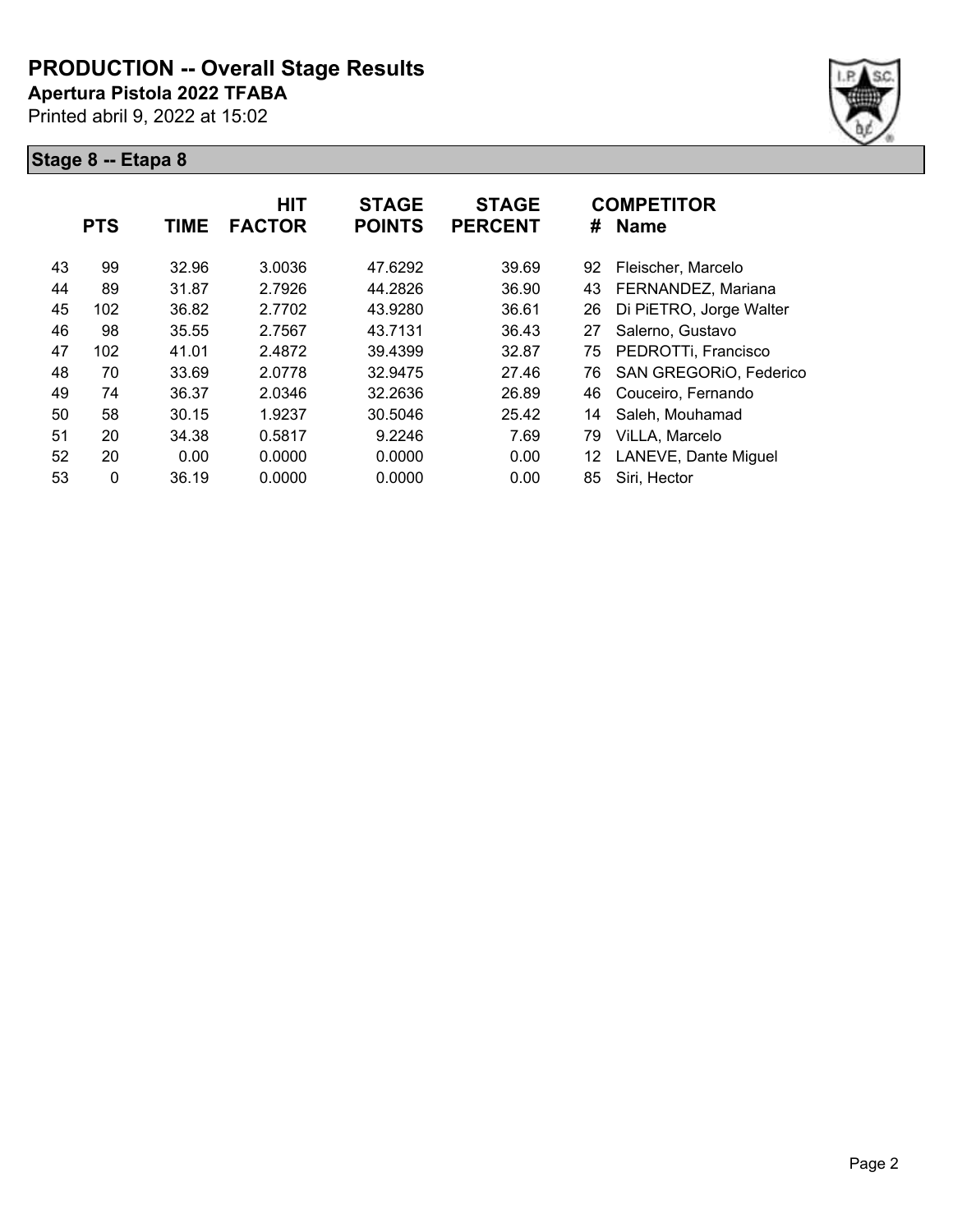# PRODUCTION -- Overall Stage Results

**Apertura Pistola 2022 TFABA**

Printed abril 9, 2022 at 15:02

## Stage 8 -- Etapa 8

| | PTS | TIME | HIT FACTOR | STAGE POINTS | STAGE PERCENT | # | COMPETITOR Name |
|---|---|---|---|---|---|---|---|
| 43 | 99 | 32.96 | 3.0036 | 47.6292 | 39.69 | 92 | Fleischer, Marcelo |
| 44 | 89 | 31.87 | 2.7926 | 44.2826 | 36.90 | 43 | FERNANDEZ, Mariana |
| 45 | 102 | 36.82 | 2.7702 | 43.9280 | 36.61 | 26 | Di PiETRO, Jorge Walter |
| 46 | 98 | 35.55 | 2.7567 | 43.7131 | 36.43 | 27 | Salerno, Gustavo |
| 47 | 102 | 41.01 | 2.4872 | 39.4399 | 32.87 | 75 | PEDROTTi, Francisco |
| 48 | 70 | 33.69 | 2.0778 | 32.9475 | 27.46 | 76 | SAN GREGORiO, Federico |
| 49 | 74 | 36.37 | 2.0346 | 32.2636 | 26.89 | 46 | Couceiro, Fernando |
| 50 | 58 | 30.15 | 1.9237 | 30.5046 | 25.42 | 14 | Saleh, Mouhamad |
| 51 | 20 | 34.38 | 0.5817 | 9.2246 | 7.69 | 79 | ViLLA, Marcelo |
| 52 | 20 | 0.00 | 0.0000 | 0.0000 | 0.00 | 12 | LANEVE, Dante Miguel |
| 53 | 0 | 36.19 | 0.0000 | 0.0000 | 0.00 | 85 | Siri, Hector |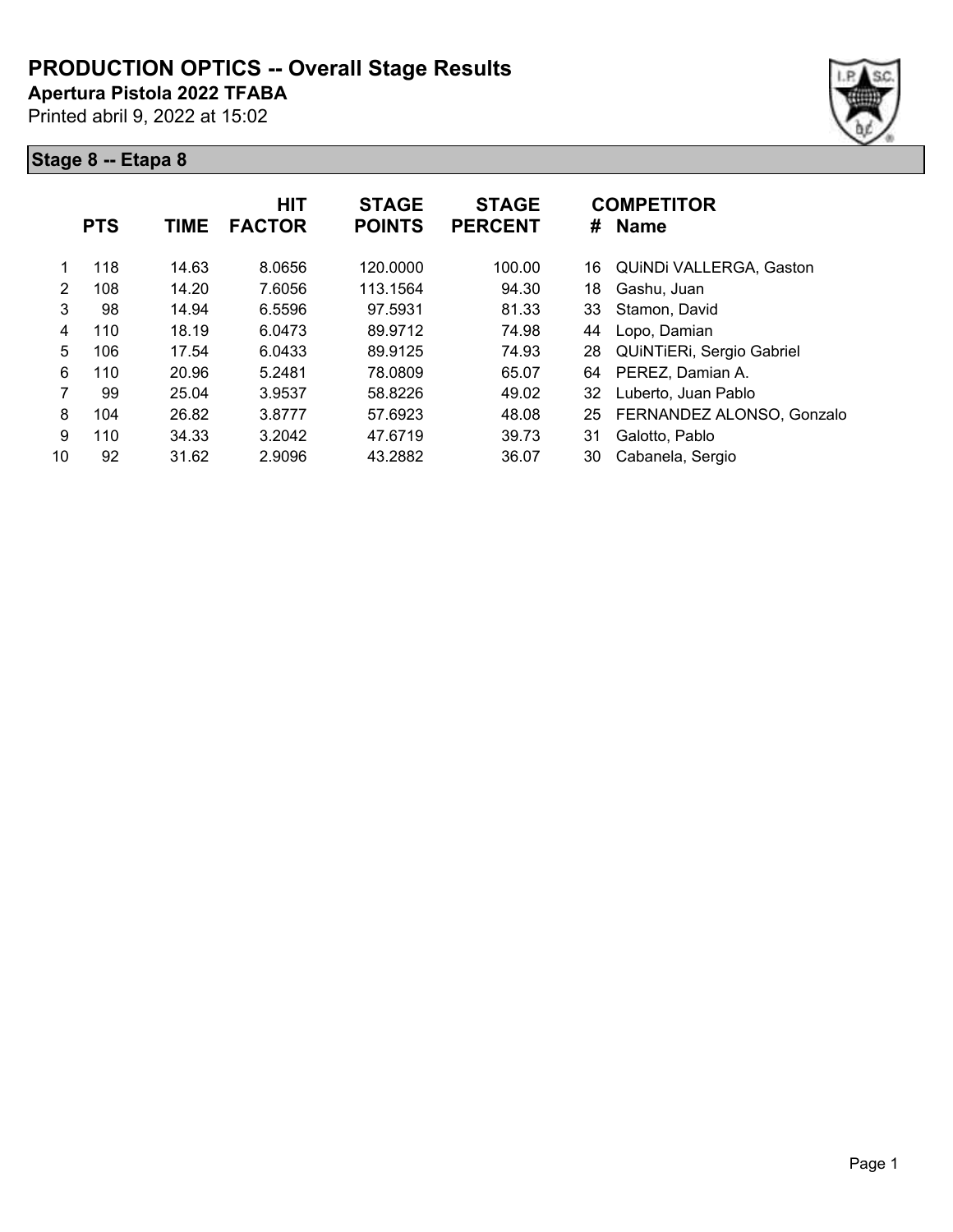# PRODUCTION OPTICS -- Overall Stage Results

**Apertura Pistola 2022 TFABA**

Printed abril 9, 2022 at 15:02

## Stage 8 -- Etapa 8

| | PTS | TIME | HIT FACTOR | STAGE POINTS | STAGE PERCENT | # | COMPETITOR Name |
|---|---|---|---|---|---|---|---|
| 1 | 118 | 14.63 | 8.0656 | 120.0000 | 100.00 | 16 | QUiNDi VALLERGA, Gaston |
| 2 | 108 | 14.20 | 7.6056 | 113.1564 | 94.30 | 18 | Gashu, Juan |
| 3 | 98 | 14.94 | 6.5596 | 97.5931 | 81.33 | 33 | Stamon, David |
| 4 | 110 | 18.19 | 6.0473 | 89.9712 | 74.98 | 44 | Lopo, Damian |
| 5 | 106 | 17.54 | 6.0433 | 89.9125 | 74.93 | 28 | QUiNTiERi, Sergio Gabriel |
| 6 | 110 | 20.96 | 5.2481 | 78.0809 | 65.07 | 64 | PEREZ, Damian A. |
| 7 | 99 | 25.04 | 3.9537 | 58.8226 | 49.02 | 32 | Luberto, Juan Pablo |
| 8 | 104 | 26.82 | 3.8777 | 57.6923 | 48.08 | 25 | FERNANDEZ ALONSO, Gonzalo |
| 9 | 110 | 34.33 | 3.2042 | 47.6719 | 39.73 | 31 | Galotto, Pablo |
| 10 | 92 | 31.62 | 2.9096 | 43.2882 | 36.07 | 30 | Cabanela, Sergio |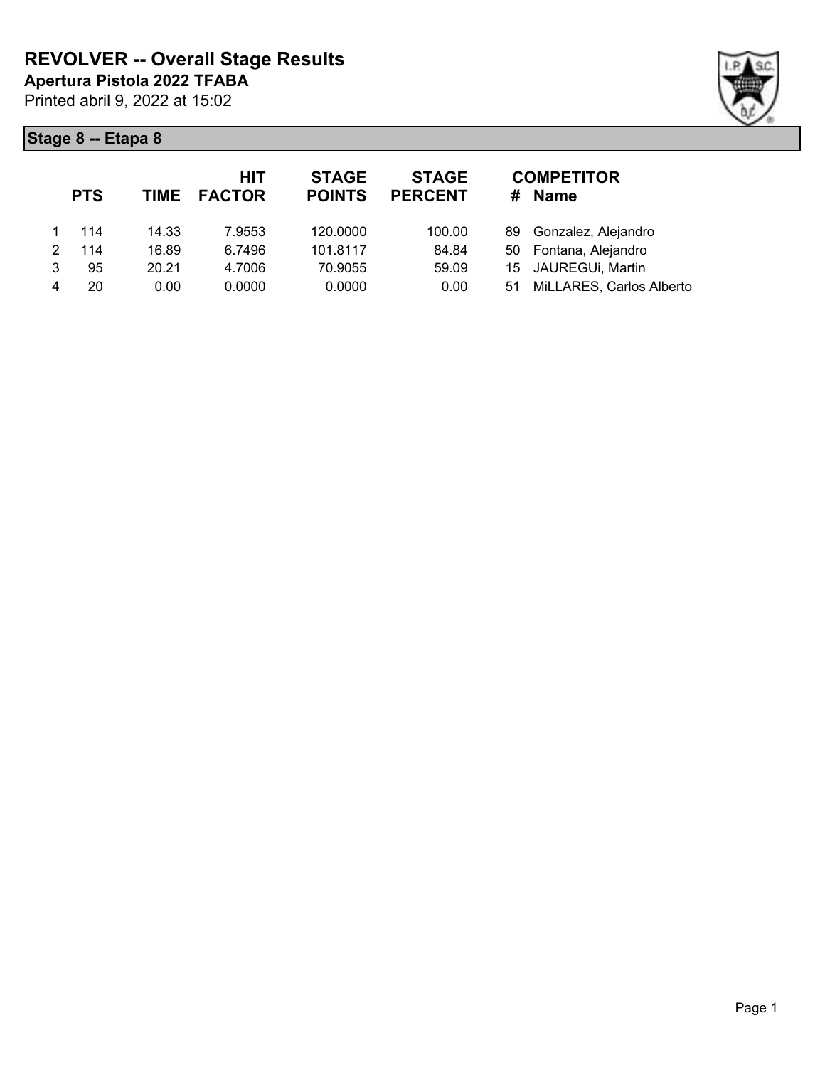# REVOLVER -- Overall Stage Results

**Apertura Pistola 2022 TFABA**

Printed abril 9, 2022 at 15:02

## Stage 8 -- Etapa 8

| | PTS | TIME | HIT FACTOR | STAGE POINTS | STAGE PERCENT | # | COMPETITOR Name |
|---|---|---|---|---|---|---|---|
| 1 | 114 | 14.33 | 7.9553 | 120.0000 | 100.00 | 89 | Gonzalez, Alejandro |
| 2 | 114 | 16.89 | 6.7496 | 101.8117 | 84.84 | 50 | Fontana, Alejandro |
| 3 | 95 | 20.21 | 4.7006 | 70.9055 | 59.09 | 15 | JAUREGUi, Martin |
| 4 | 20 | 0.00 | 0.0000 | 0.0000 | 0.00 | 51 | MiLLARES, Carlos Alberto |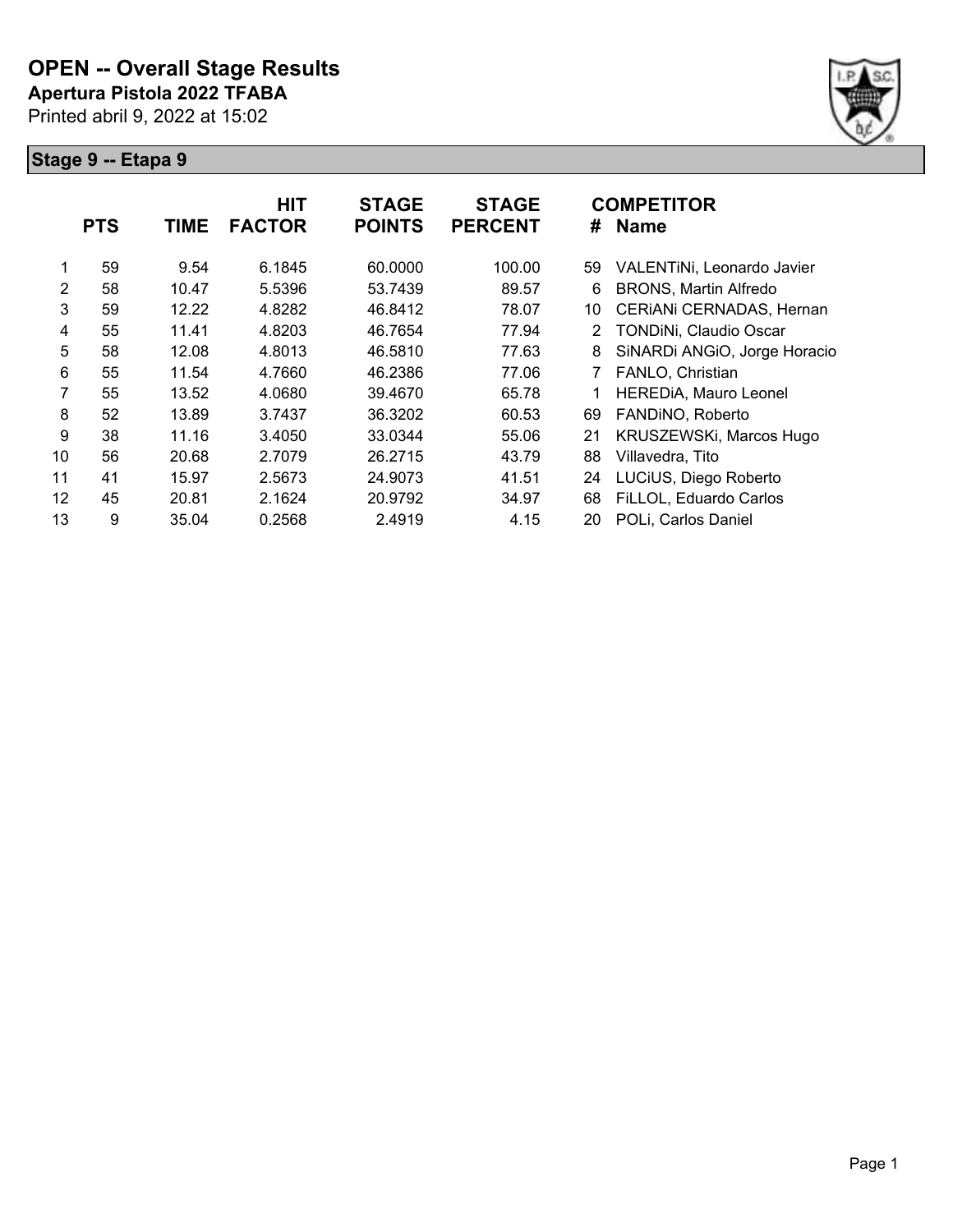# OPEN -- Overall Stage Results

**Apertura Pistola 2022 TFABA**

Printed abril 9, 2022 at 15:02

## Stage 9 -- Etapa 9

| | PTS | TIME | HIT FACTOR | STAGE POINTS | STAGE PERCENT | # | COMPETITOR Name |
|---|---|---|---|---|---|---|---|
| 1 | 59 | 9.54 | 6.1845 | 60.0000 | 100.00 | 59 | VALENTiNi, Leonardo Javier |
| 2 | 58 | 10.47 | 5.5396 | 53.7439 | 89.57 | 6 | BRONS, Martin Alfredo |
| 3 | 59 | 12.22 | 4.8282 | 46.8412 | 78.07 | 10 | CERiANi CERNADAS, Hernan |
| 4 | 55 | 11.41 | 4.8203 | 46.7654 | 77.94 | 2 | TONDiNi, Claudio Oscar |
| 5 | 58 | 12.08 | 4.8013 | 46.5810 | 77.63 | 8 | SiNARDi ANGiO, Jorge Horacio |
| 6 | 55 | 11.54 | 4.7660 | 46.2386 | 77.06 | 7 | FANLO, Christian |
| 7 | 55 | 13.52 | 4.0680 | 39.4670 | 65.78 | 1 | HEREDiA, Mauro Leonel |
| 8 | 52 | 13.89 | 3.7437 | 36.3202 | 60.53 | 69 | FANDiNO, Roberto |
| 9 | 38 | 11.16 | 3.4050 | 33.0344 | 55.06 | 21 | KRUSZEWSKi, Marcos Hugo |
| 10 | 56 | 20.68 | 2.7079 | 26.2715 | 43.79 | 88 | Villavedra, Tito |
| 11 | 41 | 15.97 | 2.5673 | 24.9073 | 41.51 | 24 | LUCiUS, Diego Roberto |
| 12 | 45 | 20.81 | 2.1624 | 20.9792 | 34.97 | 68 | FiLLOL, Eduardo Carlos |
| 13 | 9 | 35.04 | 0.2568 | 2.4919 | 4.15 | 20 | POLi, Carlos Daniel |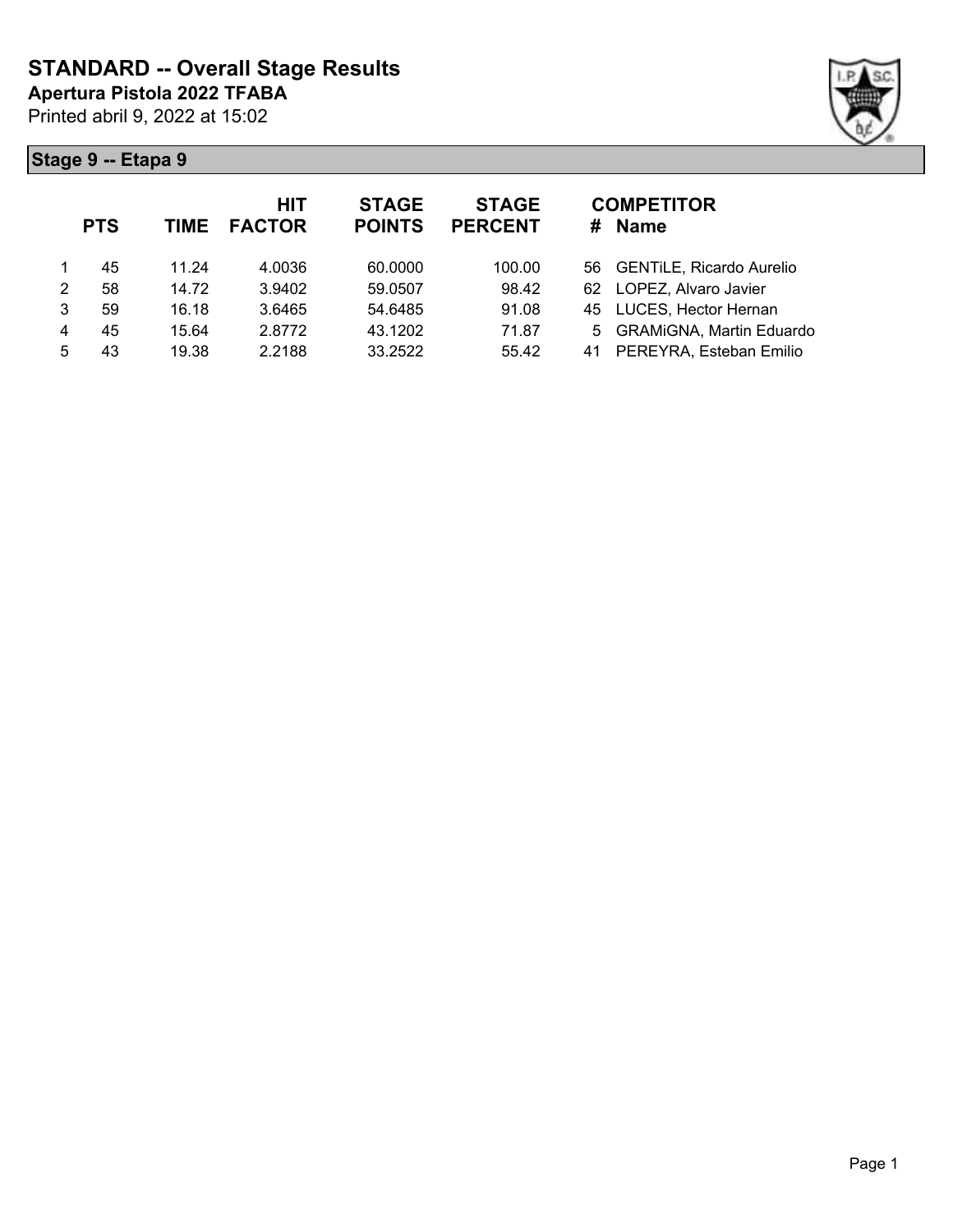# STANDARD -- Overall Stage Results

**Apertura Pistola 2022 TFABA**

Printed abril 9, 2022 at 15:02

## Stage 9 -- Etapa 9

| | PTS | TIME | HIT FACTOR | STAGE POINTS | STAGE PERCENT | # | COMPETITOR Name |
|---|---|---|---|---|---|---|---|
| 1 | 45 | 11.24 | 4.0036 | 60.0000 | 100.00 | 56 | GENTiLE, Ricardo Aurelio |
| 2 | 58 | 14.72 | 3.9402 | 59.0507 | 98.42 | 62 | LOPEZ, Alvaro Javier |
| 3 | 59 | 16.18 | 3.6465 | 54.6485 | 91.08 | 45 | LUCES, Hector Hernan |
| 4 | 45 | 15.64 | 2.8772 | 43.1202 | 71.87 | 5 | GRAMiGNA, Martin Eduardo |
| 5 | 43 | 19.38 | 2.2188 | 33.2522 | 55.42 | 41 | PEREYRA, Esteban Emilio |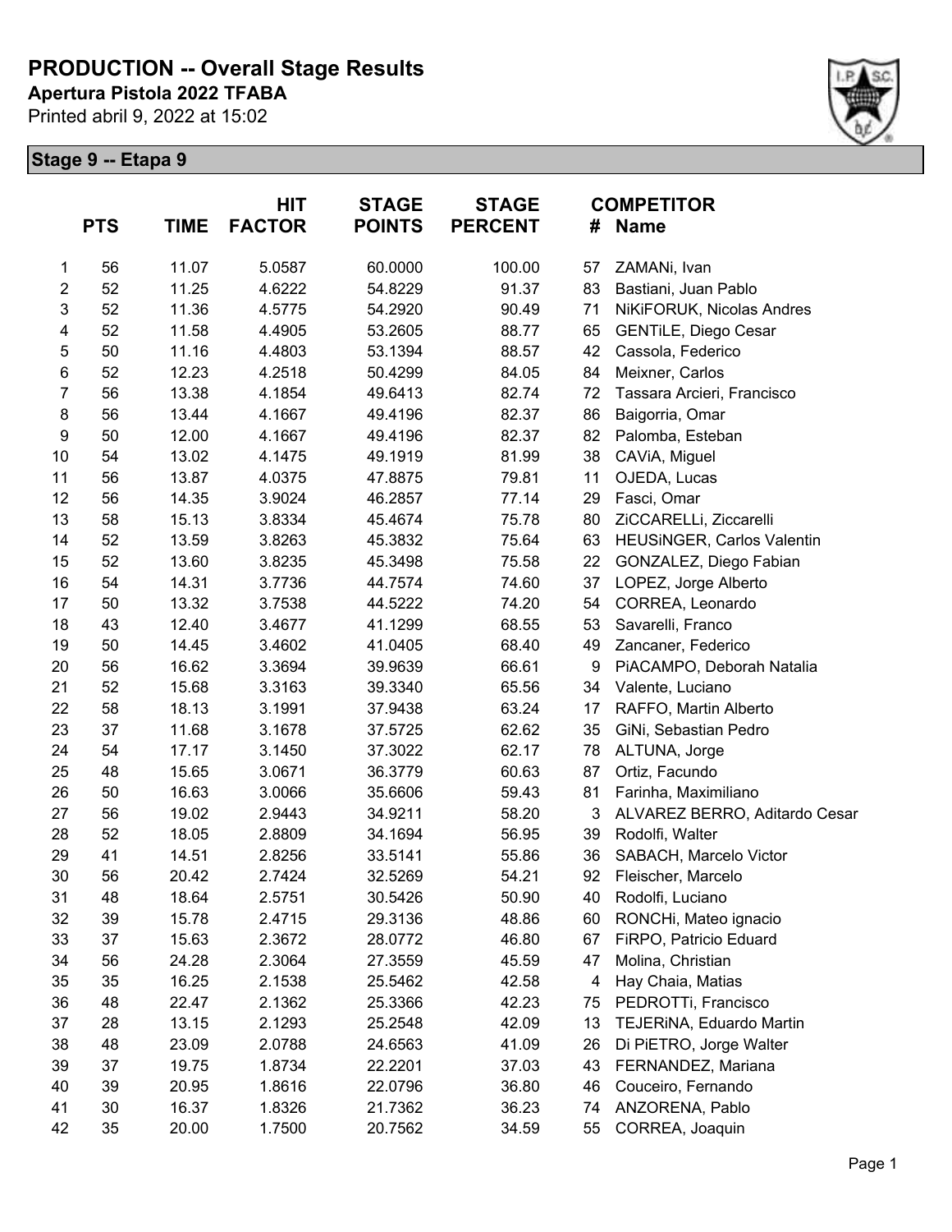# PRODUCTION -- Overall Stage Results

**Apertura Pistola 2022 TFABA**

Printed abril 9, 2022 at 15:02

## Stage 9 -- Etapa 9

| | PTS | TIME | HIT FACTOR | STAGE POINTS | STAGE PERCENT | # | COMPETITOR Name |
|---|---|---|---|---|---|---|---|
| 1 | 56 | 11.07 | 5.0587 | 60.0000 | 100.00 | 57 | ZAMANi, Ivan |
| 2 | 52 | 11.25 | 4.6222 | 54.8229 | 91.37 | 83 | Bastiani, Juan Pablo |
| 3 | 52 | 11.36 | 4.5775 | 54.2920 | 90.49 | 71 | NiKiFORUK, Nicolas Andres |
| 4 | 52 | 11.58 | 4.4905 | 53.2605 | 88.77 | 65 | GENTiLE, Diego Cesar |
| 5 | 50 | 11.16 | 4.4803 | 53.1394 | 88.57 | 42 | Cassola, Federico |
| 6 | 52 | 12.23 | 4.2518 | 50.4299 | 84.05 | 84 | Meixner, Carlos |
| 7 | 56 | 13.38 | 4.1854 | 49.6413 | 82.74 | 72 | Tassara Arcieri, Francisco |
| 8 | 56 | 13.44 | 4.1667 | 49.4196 | 82.37 | 86 | Baigorria, Omar |
| 9 | 50 | 12.00 | 4.1667 | 49.4196 | 82.37 | 82 | Palomba, Esteban |
| 10 | 54 | 13.02 | 4.1475 | 49.1919 | 81.99 | 38 | CAViA, Miguel |
| 11 | 56 | 13.87 | 4.0375 | 47.8875 | 79.81 | 11 | OJEDA, Lucas |
| 12 | 56 | 14.35 | 3.9024 | 46.2857 | 77.14 | 29 | Fasci, Omar |
| 13 | 58 | 15.13 | 3.8334 | 45.4674 | 75.78 | 80 | ZiCCARELLi, Ziccarelli |
| 14 | 52 | 13.59 | 3.8263 | 45.3832 | 75.64 | 63 | HEUSiNGER, Carlos Valentin |
| 15 | 52 | 13.60 | 3.8235 | 45.3498 | 75.58 | 22 | GONZALEZ, Diego Fabian |
| 16 | 54 | 14.31 | 3.7736 | 44.7574 | 74.60 | 37 | LOPEZ, Jorge Alberto |
| 17 | 50 | 13.32 | 3.7538 | 44.5222 | 74.20 | 54 | CORREA, Leonardo |
| 18 | 43 | 12.40 | 3.4677 | 41.1299 | 68.55 | 53 | Savarelli, Franco |
| 19 | 50 | 14.45 | 3.4602 | 41.0405 | 68.40 | 49 | Zancaner, Federico |
| 20 | 56 | 16.62 | 3.3694 | 39.9639 | 66.61 | 9 | PiACAMPO, Deborah Natalia |
| 21 | 52 | 15.68 | 3.3163 | 39.3340 | 65.56 | 34 | Valente, Luciano |
| 22 | 58 | 18.13 | 3.1991 | 37.9438 | 63.24 | 17 | RAFFO, Martin Alberto |
| 23 | 37 | 11.68 | 3.1678 | 37.5725 | 62.62 | 35 | GiNi, Sebastian Pedro |
| 24 | 54 | 17.17 | 3.1450 | 37.3022 | 62.17 | 78 | ALTUNA, Jorge |
| 25 | 48 | 15.65 | 3.0671 | 36.3779 | 60.63 | 87 | Ortiz, Facundo |
| 26 | 50 | 16.63 | 3.0066 | 35.6606 | 59.43 | 81 | Farinha, Maximiliano |
| 27 | 56 | 19.02 | 2.9443 | 34.9211 | 58.20 | 3 | ALVAREZ BERRO, Aditardo Cesar |
| 28 | 52 | 18.05 | 2.8809 | 34.1694 | 56.95 | 39 | Rodolfi, Walter |
| 29 | 41 | 14.51 | 2.8256 | 33.5141 | 55.86 | 36 | SABACH, Marcelo Victor |
| 30 | 56 | 20.42 | 2.7424 | 32.5269 | 54.21 | 92 | Fleischer, Marcelo |
| 31 | 48 | 18.64 | 2.5751 | 30.5426 | 50.90 | 40 | Rodolfi, Luciano |
| 32 | 39 | 15.78 | 2.4715 | 29.3136 | 48.86 | 60 | RONCHi, Mateo ignacio |
| 33 | 37 | 15.63 | 2.3672 | 28.0772 | 46.80 | 67 | FiRPO, Patricio Eduard |
| 34 | 56 | 24.28 | 2.3064 | 27.3559 | 45.59 | 47 | Molina, Christian |
| 35 | 35 | 16.25 | 2.1538 | 25.5462 | 42.58 | 4 | Hay Chaia, Matias |
| 36 | 48 | 22.47 | 2.1362 | 25.3366 | 42.23 | 75 | PEDROTTi, Francisco |
| 37 | 28 | 13.15 | 2.1293 | 25.2548 | 42.09 | 13 | TEJERiNA, Eduardo Martin |
| 38 | 48 | 23.09 | 2.0788 | 24.6563 | 41.09 | 26 | Di PiETRO, Jorge Walter |
| 39 | 37 | 19.75 | 1.8734 | 22.2201 | 37.03 | 43 | FERNANDEZ, Mariana |
| 40 | 39 | 20.95 | 1.8616 | 22.0796 | 36.80 | 46 | Couceiro, Fernando |
| 41 | 30 | 16.37 | 1.8326 | 21.7362 | 36.23 | 74 | ANZORENA, Pablo |
| 42 | 35 | 20.00 | 1.7500 | 20.7562 | 34.59 | 55 | CORREA, Joaquin |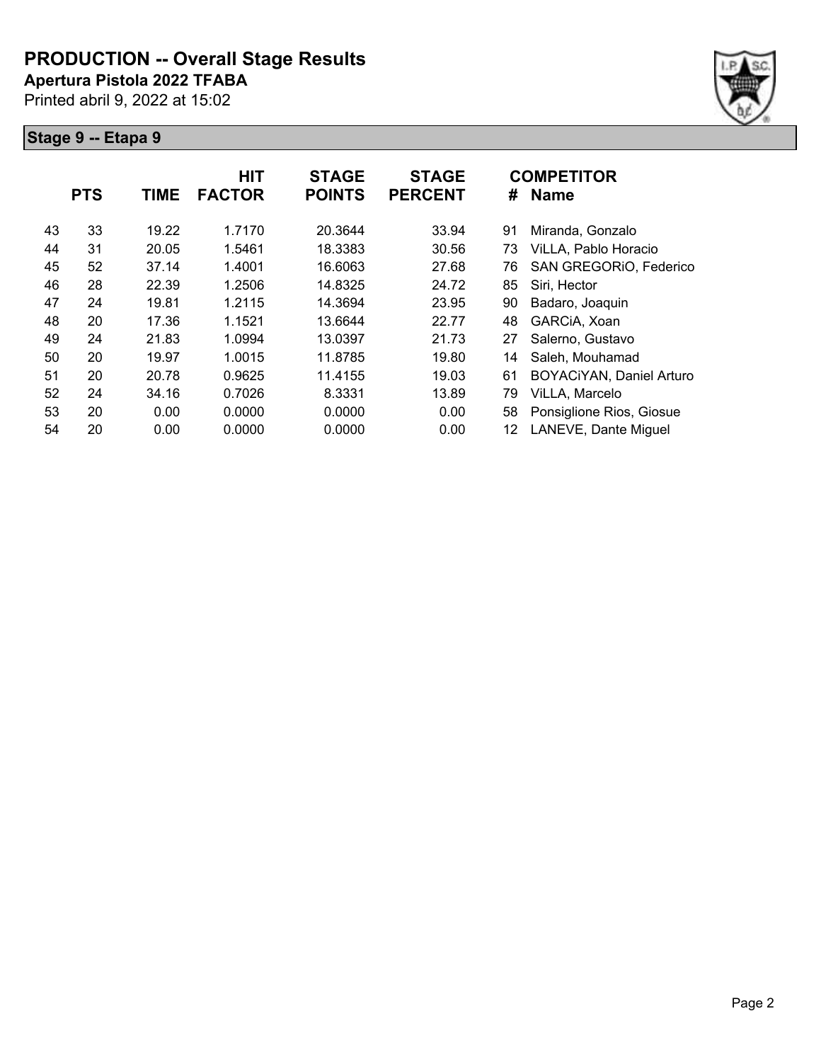# PRODUCTION -- Overall Stage Results

**Apertura Pistola 2022 TFABA**

Printed abril 9, 2022 at 15:02

## Stage 9 -- Etapa 9

| | PTS | TIME | HIT FACTOR | STAGE POINTS | STAGE PERCENT | # | COMPETITOR Name |
|---|---|---|---|---|---|---|---|
| 43 | 33 | 19.22 | 1.7170 | 20.3644 | 33.94 | 91 | Miranda, Gonzalo |
| 44 | 31 | 20.05 | 1.5461 | 18.3383 | 30.56 | 73 | ViLLA, Pablo Horacio |
| 45 | 52 | 37.14 | 1.4001 | 16.6063 | 27.68 | 76 | SAN GREGORiO, Federico |
| 46 | 28 | 22.39 | 1.2506 | 14.8325 | 24.72 | 85 | Siri, Hector |
| 47 | 24 | 19.81 | 1.2115 | 14.3694 | 23.95 | 90 | Badaro, Joaquin |
| 48 | 20 | 17.36 | 1.1521 | 13.6644 | 22.77 | 48 | GARCiA, Xoan |
| 49 | 24 | 21.83 | 1.0994 | 13.0397 | 21.73 | 27 | Salerno, Gustavo |
| 50 | 20 | 19.97 | 1.0015 | 11.8785 | 19.80 | 14 | Saleh, Mouhamad |
| 51 | 20 | 20.78 | 0.9625 | 11.4155 | 19.03 | 61 | BOYACiYAN, Daniel Arturo |
| 52 | 24 | 34.16 | 0.7026 | 8.3331 | 13.89 | 79 | ViLLA, Marcelo |
| 53 | 20 | 0.00 | 0.0000 | 0.0000 | 0.00 | 58 | Ponsiglione Rios, Giosue |
| 54 | 20 | 0.00 | 0.0000 | 0.0000 | 0.00 | 12 | LANEVE, Dante Miguel |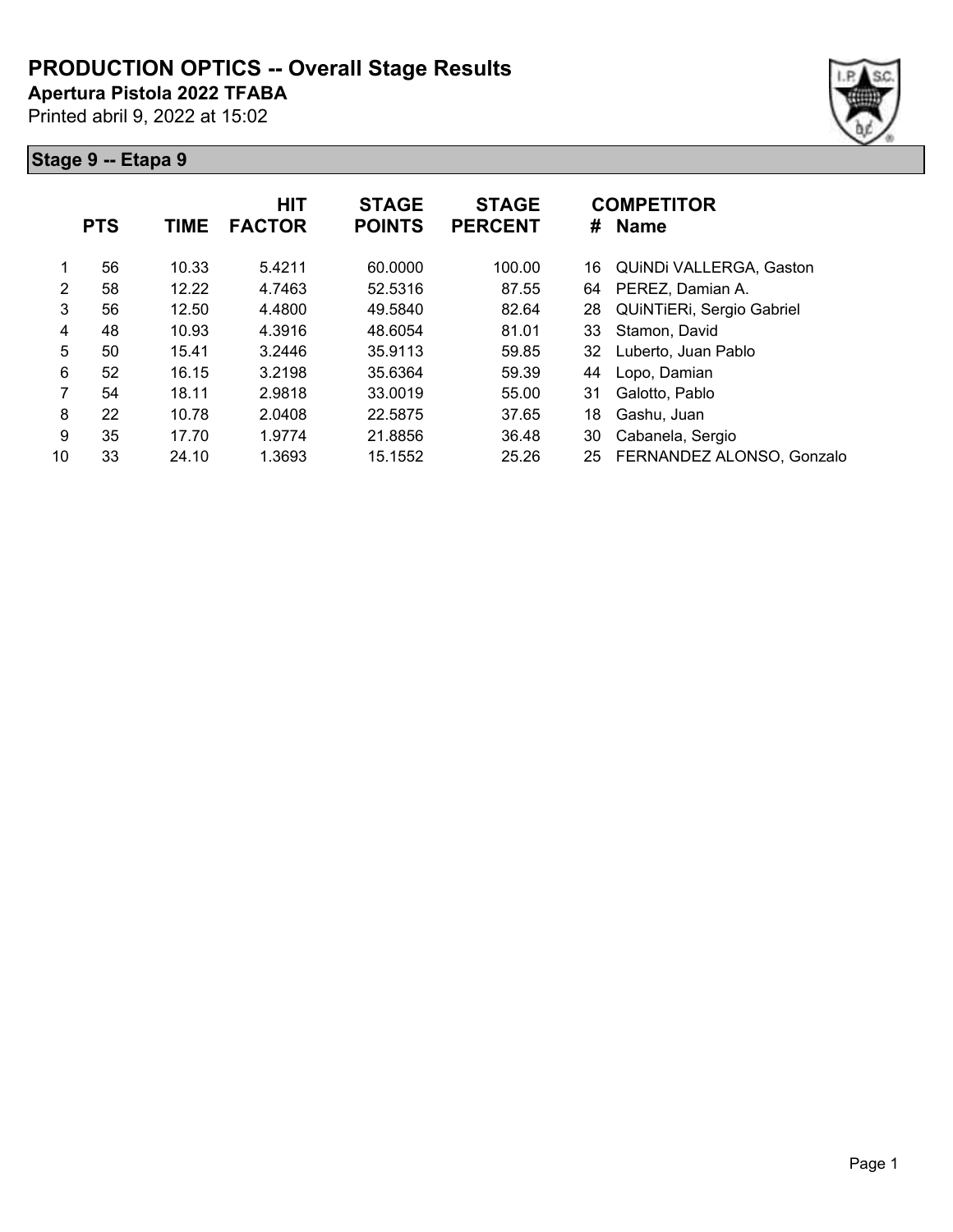# PRODUCTION OPTICS -- Overall Stage Results

**Apertura Pistola 2022 TFABA**

Printed abril 9, 2022 at 15:02

## Stage 9 -- Etapa 9

| | PTS | TIME | HIT FACTOR | STAGE POINTS | STAGE PERCENT | # | COMPETITOR Name |
|---|---|---|---|---|---|---|---|
| 1 | 56 | 10.33 | 5.4211 | 60.0000 | 100.00 | 16 | QUiNDi VALLERGA, Gaston |
| 2 | 58 | 12.22 | 4.7463 | 52.5316 | 87.55 | 64 | PEREZ, Damian A. |
| 3 | 56 | 12.50 | 4.4800 | 49.5840 | 82.64 | 28 | QUiNTiERi, Sergio Gabriel |
| 4 | 48 | 10.93 | 4.3916 | 48.6054 | 81.01 | 33 | Stamon, David |
| 5 | 50 | 15.41 | 3.2446 | 35.9113 | 59.85 | 32 | Luberto, Juan Pablo |
| 6 | 52 | 16.15 | 3.2198 | 35.6364 | 59.39 | 44 | Lopo, Damian |
| 7 | 54 | 18.11 | 2.9818 | 33.0019 | 55.00 | 31 | Galotto, Pablo |
| 8 | 22 | 10.78 | 2.0408 | 22.5875 | 37.65 | 18 | Gashu, Juan |
| 9 | 35 | 17.70 | 1.9774 | 21.8856 | 36.48 | 30 | Cabanela, Sergio |
| 10 | 33 | 24.10 | 1.3693 | 15.1552 | 25.26 | 25 | FERNANDEZ ALONSO, Gonzalo |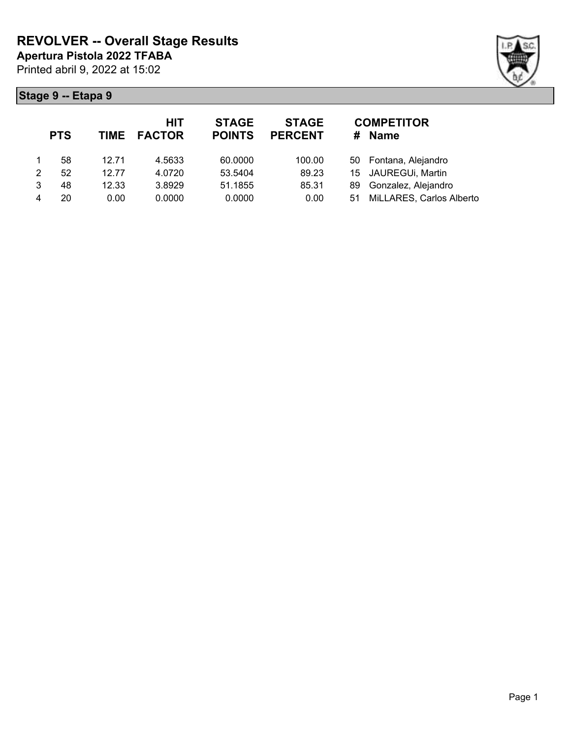# REVOLVER -- Overall Stage Results

**Apertura Pistola 2022 TFABA**

Printed abril 9, 2022 at 15:02

## Stage 9 -- Etapa 9

| | PTS | TIME | HIT FACTOR | STAGE POINTS | STAGE PERCENT | # | COMPETITOR Name |
|---|---|---|---|---|---|---|---|
| 1 | 58 | 12.71 | 4.5633 | 60.0000 | 100.00 | 50 | Fontana, Alejandro |
| 2 | 52 | 12.77 | 4.0720 | 53.5404 | 89.23 | 15 | JAUREGUi, Martin |
| 3 | 48 | 12.33 | 3.8929 | 51.1855 | 85.31 | 89 | Gonzalez, Alejandro |
| 4 | 20 | 0.00 | 0.0000 | 0.0000 | 0.00 | 51 | MiLLARES, Carlos Alberto |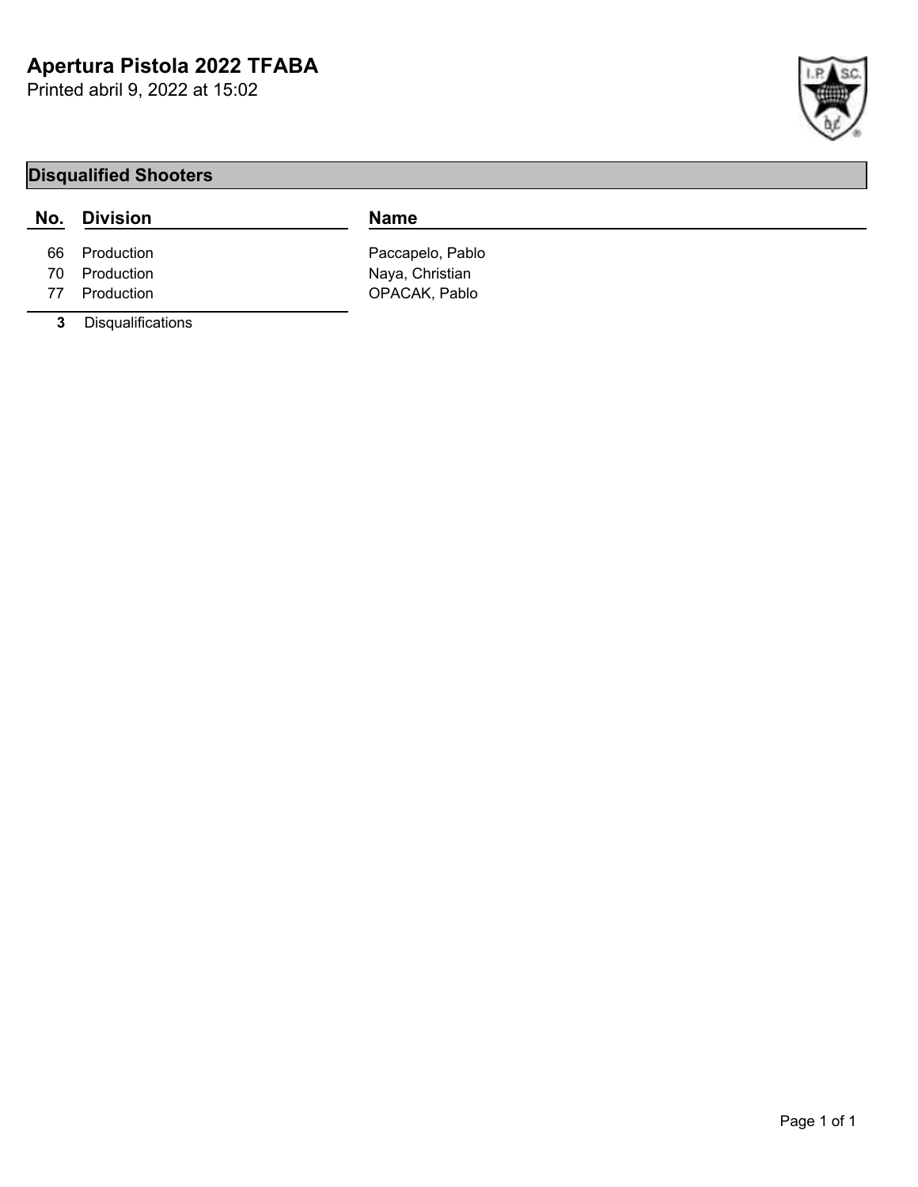# Apertura Pistola 2022 TFABA

Printed abril 9, 2022 at 15:02

## Disqualified Shooters

| No. | Division | Name |
| --- | --- | --- |
| 66 | Production | Paccapelo, Pablo |
| 70 | Production | Naya, Christian |
| 77 | Production | OPACAK, Pablo |
| **3** | Disqualifications | |